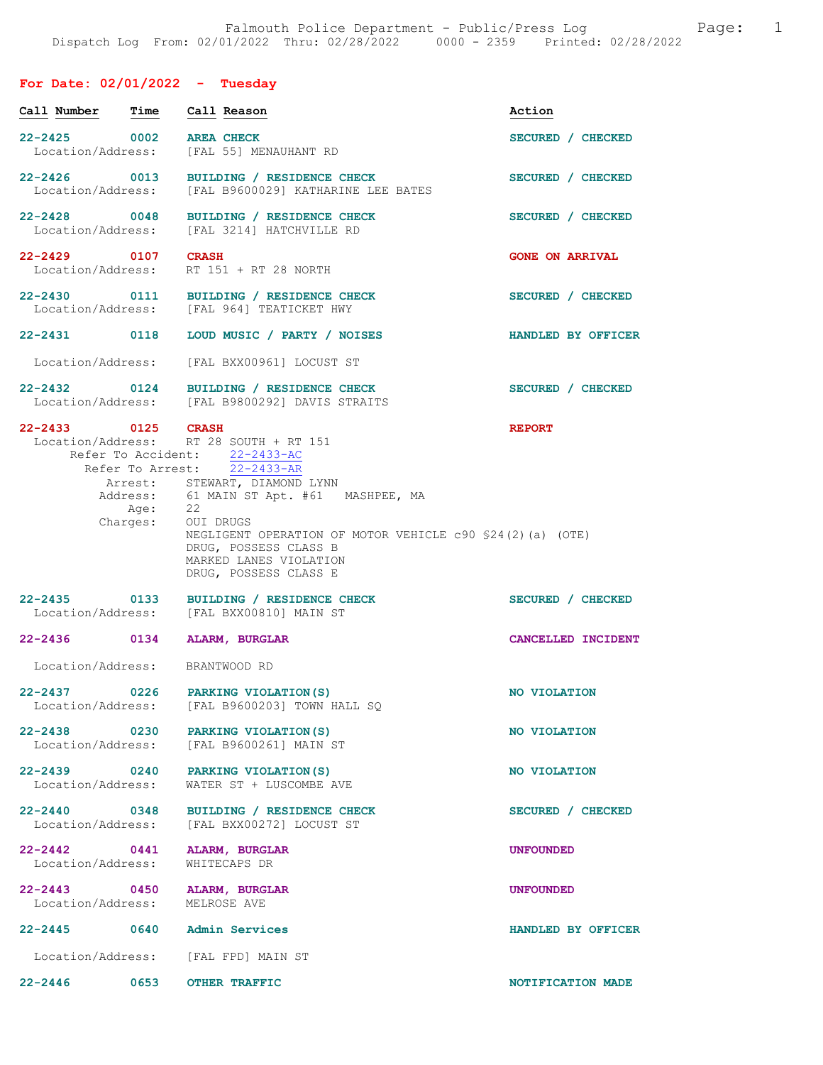**For Date: 02/01/2022 - Tuesday**

| Call Number | Time | Call Reason | Action |
|---|---|---|---|
| 22-2425 | 0002 | AREA CHECK | SECURED / CHECKED |
| Location/Address: | | [FAL 55] MENAUHANT RD | |
| 22-2426 | 0013 | BUILDING / RESIDENCE CHECK | SECURED / CHECKED |
| Location/Address: | | [FAL B9600029] KATHARINE LEE BATES | |
| 22-2428 | 0048 | BUILDING / RESIDENCE CHECK | SECURED / CHECKED |
| Location/Address: | | [FAL 3214] HATCHVILLE RD | |
| 22-2429 | 0107 | CRASH | GONE ON ARRIVAL |
| Location/Address: | | RT 151 + RT 28 NORTH | |
| 22-2430 | 0111 | BUILDING / RESIDENCE CHECK | SECURED / CHECKED |
| Location/Address: | | [FAL 964] TEATICKET HWY | |
| 22-2431 | 0118 | LOUD MUSIC / PARTY / NOISES | HANDLED BY OFFICER |
| Location/Address: | | [FAL BXX00961] LOCUST ST | |
| 22-2432 | 0124 | BUILDING / RESIDENCE CHECK | SECURED / CHECKED |
| Location/Address: | | [FAL B9800292] DAVIS STRAITS | |
| 22-2433 | 0125 | CRASH | REPORT |

Location/Address: RT 28 SOUTH + RT 151
Refer To Accident: 22-2433-AC
Refer To Arrest: 22-2433-AR
Arrest: STEWART, DIAMOND LYNN
Address: 61 MAIN ST Apt. #61 MASHPEE, MA
Age: 22
Charges: OUI DRUGS
NEGLIGENT OPERATION OF MOTOR VEHICLE c90 §24(2)(a) (OTE)
DRUG, POSSESS CLASS B
MARKED LANES VIOLATION
DRUG, POSSESS CLASS E

| Call Number | Time | Call Reason | Action |
|---|---|---|---|
| 22-2435 | 0133 | BUILDING / RESIDENCE CHECK | SECURED / CHECKED |
| Location/Address: | | [FAL BXX00810] MAIN ST | |
| 22-2436 | 0134 | ALARM, BURGLAR | CANCELLED INCIDENT |
| Location/Address: | | BRANTWOOD RD | |
| 22-2437 | 0226 | PARKING VIOLATION(S) | NO VIOLATION |
| Location/Address: | | [FAL B9600203] TOWN HALL SQ | |
| 22-2438 | 0230 | PARKING VIOLATION(S) | NO VIOLATION |
| Location/Address: | | [FAL B9600261] MAIN ST | |
| 22-2439 | 0240 | PARKING VIOLATION(S) | NO VIOLATION |
| Location/Address: | | WATER ST + LUSCOMBE AVE | |
| 22-2440 | 0348 | BUILDING / RESIDENCE CHECK | SECURED / CHECKED |
| Location/Address: | | [FAL BXX00272] LOCUST ST | |
| 22-2442 | 0441 | ALARM, BURGLAR | UNFOUNDED |
| Location/Address: | | WHITECAPS DR | |
| 22-2443 | 0450 | ALARM, BURGLAR | UNFOUNDED |
| Location/Address: | | MELROSE AVE | |
| 22-2445 | 0640 | Admin Services | HANDLED BY OFFICER |
| Location/Address: | | [FAL FPD] MAIN ST | |
| 22-2446 | 0653 | OTHER TRAFFIC | NOTIFICATION MADE |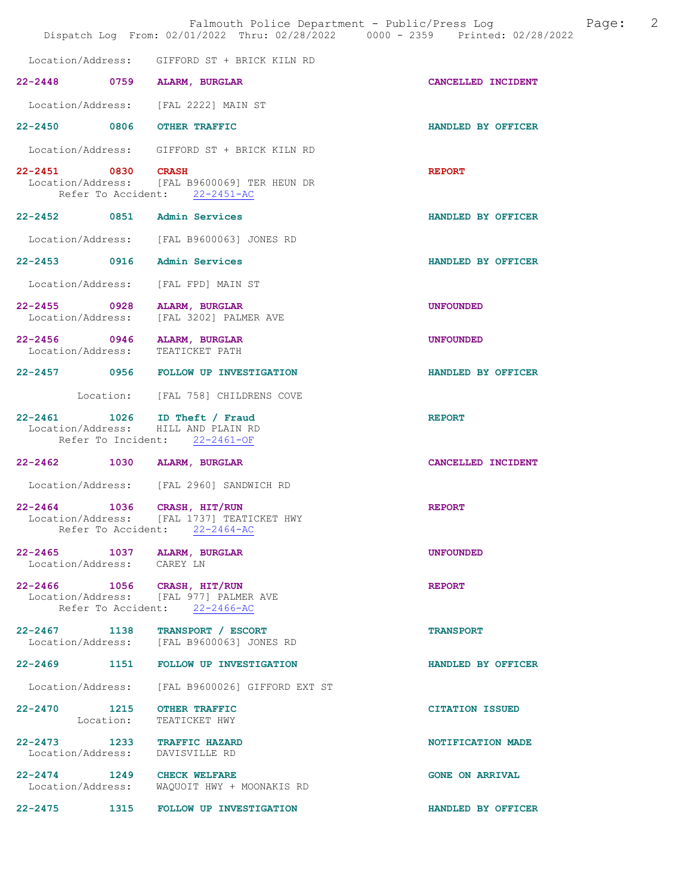Location/Address: GIFFORD ST + BRICK KILN RD

**22-2448 0759 ALARM, BURGLAR** CANCELLED INCIDENT

Location/Address: [FAL 2222] MAIN ST

**22-2450 0806 OTHER TRAFFIC** HANDLED BY OFFICER

Location/Address: GIFFORD ST + BRICK KILN RD

**22-2451 0830 CRASH** REPORT
Location/Address: [FAL B9600069] TER HEUN DR
Refer To Accident: 22-2451-AC

**22-2452 0851 Admin Services** HANDLED BY OFFICER

Location/Address: [FAL B9600063] JONES RD

**22-2453 0916 Admin Services** HANDLED BY OFFICER

Location/Address: [FAL FPD] MAIN ST

**22-2455 0928 ALARM, BURGLAR** UNFOUNDED
Location/Address: [FAL 3202] PALMER AVE

**22-2456 0946 ALARM, BURGLAR** UNFOUNDED
Location/Address: TEATICKET PATH

**22-2457 0956 FOLLOW UP INVESTIGATION** HANDLED BY OFFICER

Location: [FAL 758] CHILDRENS COVE

**22-2461 1026 ID Theft / Fraud** REPORT
Location/Address: HILL AND PLAIN RD
Refer To Incident: 22-2461-OF

**22-2462 1030 ALARM, BURGLAR** CANCELLED INCIDENT

Location/Address: [FAL 2960] SANDWICH RD

**22-2464 1036 CRASH, HIT/RUN** REPORT
Location/Address: [FAL 1737] TEATICKET HWY
Refer To Accident: 22-2464-AC

**22-2465 1037 ALARM, BURGLAR** UNFOUNDED
Location/Address: CAREY LN

**22-2466 1056 CRASH, HIT/RUN** REPORT
Location/Address: [FAL 977] PALMER AVE
Refer To Accident: 22-2466-AC

**22-2467 1138 TRANSPORT / ESCORT** TRANSPORT
Location/Address: [FAL B9600063] JONES RD

**22-2469 1151 FOLLOW UP INVESTIGATION** HANDLED BY OFFICER

Location/Address: [FAL B9600026] GIFFORD EXT ST

**22-2470 1215 OTHER TRAFFIC** CITATION ISSUED
Location: TEATICKET HWY

**22-2473 1233 TRAFFIC HAZARD** NOTIFICATION MADE
Location/Address: DAVISVILLE RD

**22-2474 1249 CHECK WELFARE** GONE ON ARRIVAL
Location/Address: WAQUOIT HWY + MOONAKIS RD

**22-2475 1315 FOLLOW UP INVESTIGATION** HANDLED BY OFFICER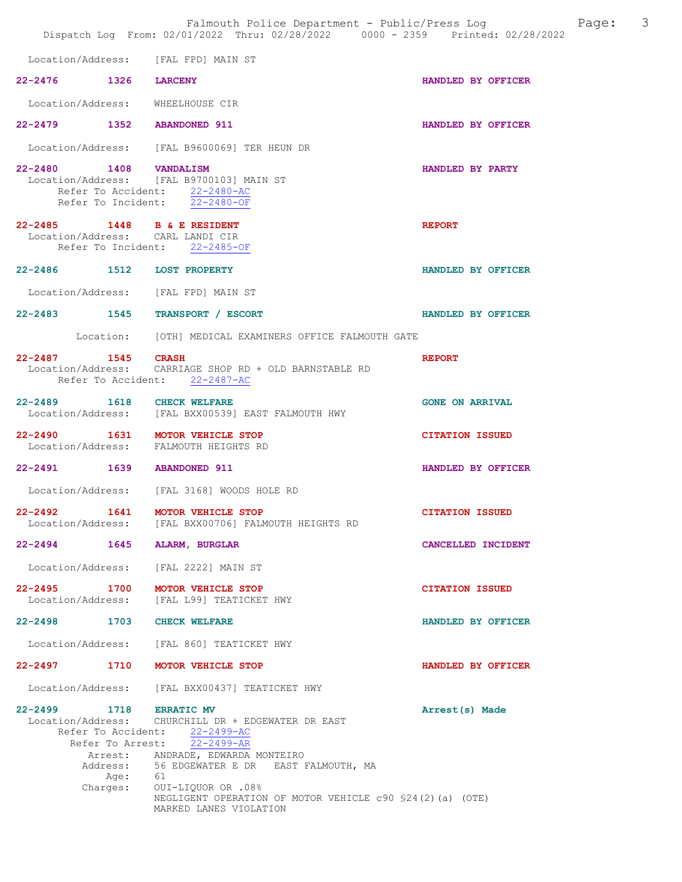Location/Address: [FAL FPD] MAIN ST

**22-2476 1326 LARCENY** HANDLED BY OFFICER

Location/Address: WHEELHOUSE CIR

**22-2479 1352 ABANDONED 911** HANDLED BY OFFICER

Location/Address: [FAL B9600069] TER HEUN DR

**22-2480 1408 VANDALISM** HANDLED BY PARTY
Location/Address: [FAL B9700103] MAIN ST
Refer To Accident: 22-2480-AC
Refer To Incident: 22-2480-OF

**22-2485 1448 B & E RESIDENT** REPORT
Location/Address: CARL LANDI CIR
Refer To Incident: 22-2485-OF

**22-2486 1512 LOST PROPERTY** HANDLED BY OFFICER

Location/Address: [FAL FPD] MAIN ST

**22-2483 1545 TRANSPORT / ESCORT** HANDLED BY OFFICER

Location: [OTH] MEDICAL EXAMINERS OFFICE FALMOUTH GATE

**22-2487 1545 CRASH** REPORT
Location/Address: CARRIAGE SHOP RD + OLD BARNSTABLE RD
Refer To Accident: 22-2487-AC

**22-2489 1618 CHECK WELFARE** GONE ON ARRIVAL
Location/Address: [FAL BXX00539] EAST FALMOUTH HWY

**22-2490 1631 MOTOR VEHICLE STOP** CITATION ISSUED
Location/Address: FALMOUTH HEIGHTS RD

**22-2491 1639 ABANDONED 911** HANDLED BY OFFICER

Location/Address: [FAL 3168] WOODS HOLE RD

**22-2492 1641 MOTOR VEHICLE STOP** CITATION ISSUED
Location/Address: [FAL BXX00706] FALMOUTH HEIGHTS RD

**22-2494 1645 ALARM, BURGLAR** CANCELLED INCIDENT

Location/Address: [FAL 2222] MAIN ST

**22-2495 1700 MOTOR VEHICLE STOP** CITATION ISSUED
Location/Address: [FAL L99] TEATICKET HWY

**22-2498 1703 CHECK WELFARE** HANDLED BY OFFICER

Location/Address: [FAL 860] TEATICKET HWY

**22-2497 1710 MOTOR VEHICLE STOP** HANDLED BY OFFICER

Location/Address: [FAL BXX00437] TEATICKET HWY

**22-2499 1718 ERRATIC MV** Arrest(s) Made
Location/Address: CHURCHILL DR + EDGEWATER DR EAST
Refer To Accident: 22-2499-AC
Refer To Arrest: 22-2499-AR
Arrest: ANDRADE, EDWARDA MONTEIRO
Address: 56 EDGEWATER E DR EAST FALMOUTH, MA
Age: 61
Charges: OUI-LIQUOR OR .08%
NEGLIGENT OPERATION OF MOTOR VEHICLE c90 §24(2)(a) (OTE)
MARKED LANES VIOLATION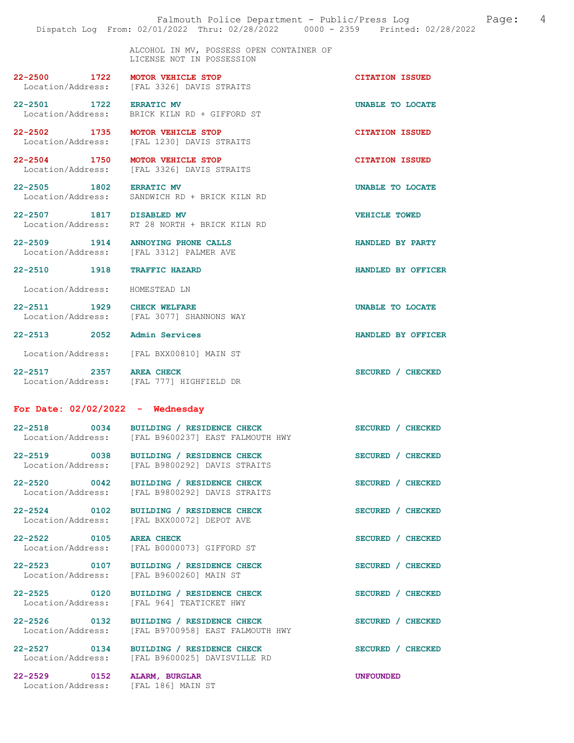ALCOHOL IN MV, POSSESS OPEN CONTAINER OF
LICENSE NOT IN POSSESSION

**22-2500 1722 MOTOR VEHICLE STOP** — CITATION ISSUED
Location/Address: [FAL 3326] DAVIS STRAITS

**22-2501 1722 ERRATIC MV** — UNABLE TO LOCATE
Location/Address: BRICK KILN RD + GIFFORD ST

**22-2502 1735 MOTOR VEHICLE STOP** — CITATION ISSUED
Location/Address: [FAL 1230] DAVIS STRAITS

**22-2504 1750 MOTOR VEHICLE STOP** — CITATION ISSUED
Location/Address: [FAL 3326] DAVIS STRAITS

**22-2505 1802 ERRATIC MV** — UNABLE TO LOCATE
Location/Address: SANDWICH RD + BRICK KILN RD

**22-2507 1817 DISABLED MV** — VEHICLE TOWED
Location/Address: RT 28 NORTH + BRICK KILN RD

**22-2509 1914 ANNOYING PHONE CALLS** — HANDLED BY PARTY
Location/Address: [FAL 3312] PALMER AVE

**22-2510 1918 TRAFFIC HAZARD** — HANDLED BY OFFICER
Location/Address: HOMESTEAD LN

**22-2511 1929 CHECK WELFARE** — UNABLE TO LOCATE
Location/Address: [FAL 3077] SHANNONS WAY

**22-2513 2052 Admin Services** — HANDLED BY OFFICER
Location/Address: [FAL BXX00810] MAIN ST

**22-2517 2357 AREA CHECK** — SECURED / CHECKED
Location/Address: [FAL 777] HIGHFIELD DR

## For Date: 02/02/2022 - Wednesday

**22-2518 0034 BUILDING / RESIDENCE CHECK** — SECURED / CHECKED
Location/Address: [FAL B9600237] EAST FALMOUTH HWY

**22-2519 0038 BUILDING / RESIDENCE CHECK** — SECURED / CHECKED
Location/Address: [FAL B9800292] DAVIS STRAITS

**22-2520 0042 BUILDING / RESIDENCE CHECK** — SECURED / CHECKED
Location/Address: [FAL B9800292] DAVIS STRAITS

**22-2524 0102 BUILDING / RESIDENCE CHECK** — SECURED / CHECKED
Location/Address: [FAL BXX00072] DEPOT AVE

**22-2522 0105 AREA CHECK** — SECURED / CHECKED
Location/Address: [FAL B0000073] GIFFORD ST

**22-2523 0107 BUILDING / RESIDENCE CHECK** — SECURED / CHECKED
Location/Address: [FAL B9600260] MAIN ST

**22-2525 0120 BUILDING / RESIDENCE CHECK** — SECURED / CHECKED
Location/Address: [FAL 964] TEATICKET HWY

**22-2526 0132 BUILDING / RESIDENCE CHECK** — SECURED / CHECKED
Location/Address: [FAL B9700958] EAST FALMOUTH HWY

**22-2527 0134 BUILDING / RESIDENCE CHECK** — SECURED / CHECKED
Location/Address: [FAL B9600025] DAVISVILLE RD

**22-2529 0152 ALARM, BURGLAR** — UNFOUNDED
Location/Address: [FAL 186] MAIN ST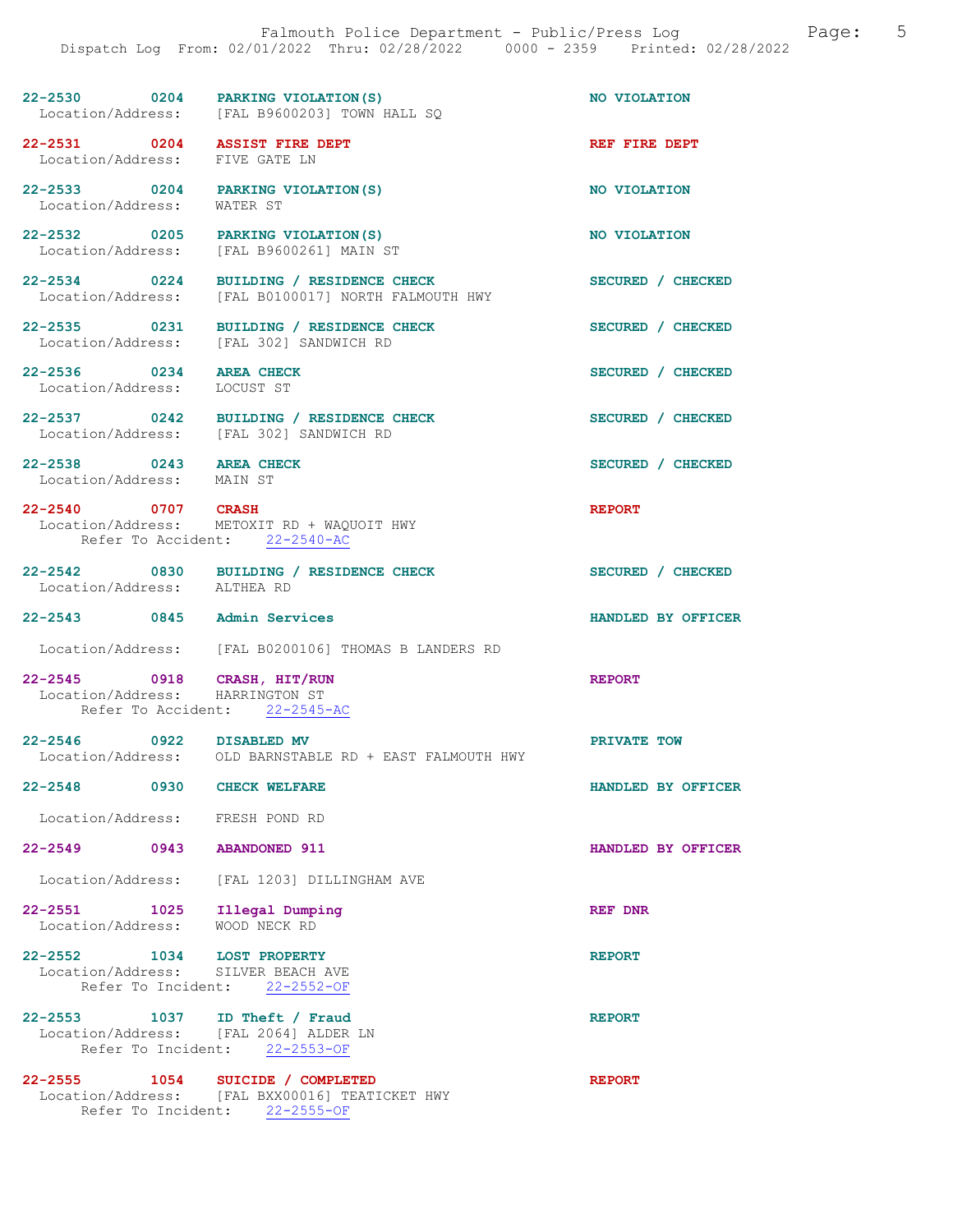| Call # | Time | Type | Disposition |
|---|---|---|---|
| 22-2530 | 0204 | PARKING VIOLATION(S) | NO VIOLATION |
| Location/Address: | | [FAL B9600203] TOWN HALL SQ | |
| 22-2531 | 0204 | ASSIST FIRE DEPT | REF FIRE DEPT |
| Location/Address: | | FIVE GATE LN | |
| 22-2533 | 0204 | PARKING VIOLATION(S) | NO VIOLATION |
| Location/Address: | | WATER ST | |
| 22-2532 | 0205 | PARKING VIOLATION(S) | NO VIOLATION |
| Location/Address: | | [FAL B9600261] MAIN ST | |
| 22-2534 | 0224 | BUILDING / RESIDENCE CHECK | SECURED / CHECKED |
| Location/Address: | | [FAL B0100017] NORTH FALMOUTH HWY | |
| 22-2535 | 0231 | BUILDING / RESIDENCE CHECK | SECURED / CHECKED |
| Location/Address: | | [FAL 302] SANDWICH RD | |
| 22-2536 | 0234 | AREA CHECK | SECURED / CHECKED |
| Location/Address: | | LOCUST ST | |
| 22-2537 | 0242 | BUILDING / RESIDENCE CHECK | SECURED / CHECKED |
| Location/Address: | | [FAL 302] SANDWICH RD | |
| 22-2538 | 0243 | AREA CHECK | SECURED / CHECKED |
| Location/Address: | | MAIN ST | |
| 22-2540 | 0707 | CRASH | REPORT |
| Location/Address: | | METOXIT RD + WAQUOIT HWY | |
| Refer To Accident: | | 22-2540-AC | |
| 22-2542 | 0830 | BUILDING / RESIDENCE CHECK | SECURED / CHECKED |
| Location/Address: | | ALTHEA RD | |
| 22-2543 | 0845 | Admin Services | HANDLED BY OFFICER |
| Location/Address: | | [FAL B0200106] THOMAS B LANDERS RD | |
| 22-2545 | 0918 | CRASH, HIT/RUN | REPORT |
| Location/Address: | | HARRINGTON ST | |
| Refer To Accident: | | 22-2545-AC | |
| 22-2546 | 0922 | DISABLED MV | PRIVATE TOW |
| Location/Address: | | OLD BARNSTABLE RD + EAST FALMOUTH HWY | |
| 22-2548 | 0930 | CHECK WELFARE | HANDLED BY OFFICER |
| Location/Address: | | FRESH POND RD | |
| 22-2549 | 0943 | ABANDONED 911 | HANDLED BY OFFICER |
| Location/Address: | | [FAL 1203] DILLINGHAM AVE | |
| 22-2551 | 1025 | Illegal Dumping | REF DNR |
| Location/Address: | | WOOD NECK RD | |
| 22-2552 | 1034 | LOST PROPERTY | REPORT |
| Location/Address: | | SILVER BEACH AVE | |
| Refer To Incident: | | 22-2552-OF | |
| 22-2553 | 1037 | ID Theft / Fraud | REPORT |
| Location/Address: | | [FAL 2064] ALDER LN | |
| Refer To Incident: | | 22-2553-OF | |
| 22-2555 | 1054 | SUICIDE / COMPLETED | REPORT |
| Location/Address: | | [FAL BXX00016] TEATICKET HWY | |
| Refer To Incident: | | 22-2555-OF | |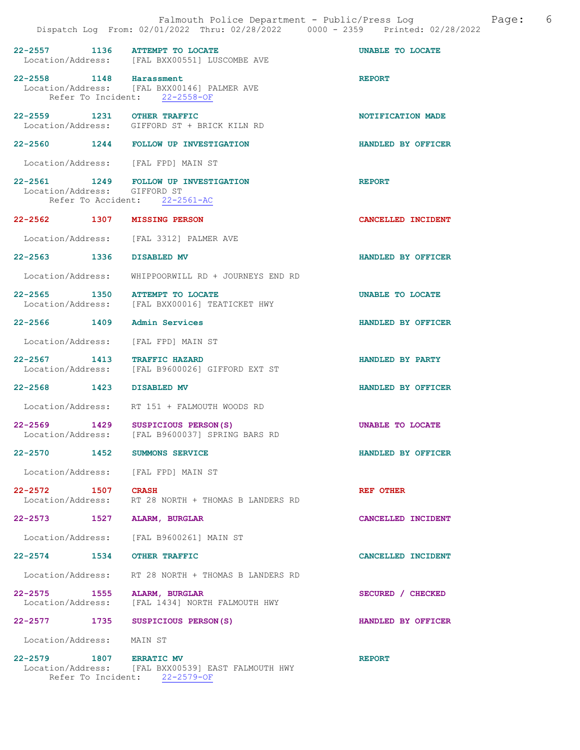| Call Number | Time | Call Reason | Action |
|---|---|---|---|
| 22-2557 | 1136 | ATTEMPT TO LOCATE | UNABLE TO LOCATE |
| Location/Address: [FAL BXX00551] LUSCOMBE AVE | | | |
| 22-2558 | 1148 | Harassment | REPORT |
| Location/Address: [FAL BXX00146] PALMER AVE | | | |
| Refer To Incident: 22-2558-OF | | | |
| 22-2559 | 1231 | OTHER TRAFFIC | NOTIFICATION MADE |
| Location/Address: GIFFORD ST + BRICK KILN RD | | | |
| 22-2560 | 1244 | FOLLOW UP INVESTIGATION | HANDLED BY OFFICER |
| Location/Address: [FAL FPD] MAIN ST | | | |
| 22-2561 | 1249 | FOLLOW UP INVESTIGATION | REPORT |
| Location/Address: GIFFORD ST | | | |
| Refer To Accident: 22-2561-AC | | | |
| 22-2562 | 1307 | MISSING PERSON | CANCELLED INCIDENT |
| Location/Address: [FAL 3312] PALMER AVE | | | |
| 22-2563 | 1336 | DISABLED MV | HANDLED BY OFFICER |
| Location/Address: WHIPPOORWILL RD + JOURNEYS END RD | | | |
| 22-2565 | 1350 | ATTEMPT TO LOCATE | UNABLE TO LOCATE |
| Location/Address: [FAL BXX00016] TEATICKET HWY | | | |
| 22-2566 | 1409 | Admin Services | HANDLED BY OFFICER |
| Location/Address: [FAL FPD] MAIN ST | | | |
| 22-2567 | 1413 | TRAFFIC HAZARD | HANDLED BY PARTY |
| Location/Address: [FAL B9600026] GIFFORD EXT ST | | | |
| 22-2568 | 1423 | DISABLED MV | HANDLED BY OFFICER |
| Location/Address: RT 151 + FALMOUTH WOODS RD | | | |
| 22-2569 | 1429 | SUSPICIOUS PERSON(S) | UNABLE TO LOCATE |
| Location/Address: [FAL B9600037] SPRING BARS RD | | | |
| 22-2570 | 1452 | SUMMONS SERVICE | HANDLED BY OFFICER |
| Location/Address: [FAL FPD] MAIN ST | | | |
| 22-2572 | 1507 | CRASH | REF OTHER |
| Location/Address: RT 28 NORTH + THOMAS B LANDERS RD | | | |
| 22-2573 | 1527 | ALARM, BURGLAR | CANCELLED INCIDENT |
| Location/Address: [FAL B9600261] MAIN ST | | | |
| 22-2574 | 1534 | OTHER TRAFFIC | CANCELLED INCIDENT |
| Location/Address: RT 28 NORTH + THOMAS B LANDERS RD | | | |
| 22-2575 | 1555 | ALARM, BURGLAR | SECURED / CHECKED |
| Location/Address: [FAL 1434] NORTH FALMOUTH HWY | | | |
| 22-2577 | 1735 | SUSPICIOUS PERSON(S) | HANDLED BY OFFICER |
| Location/Address: MAIN ST | | | |
| 22-2579 | 1807 | ERRATIC MV | REPORT |
| Location/Address: [FAL BXX00539] EAST FALMOUTH HWY | | | |
| Refer To Incident: 22-2579-OF | | | |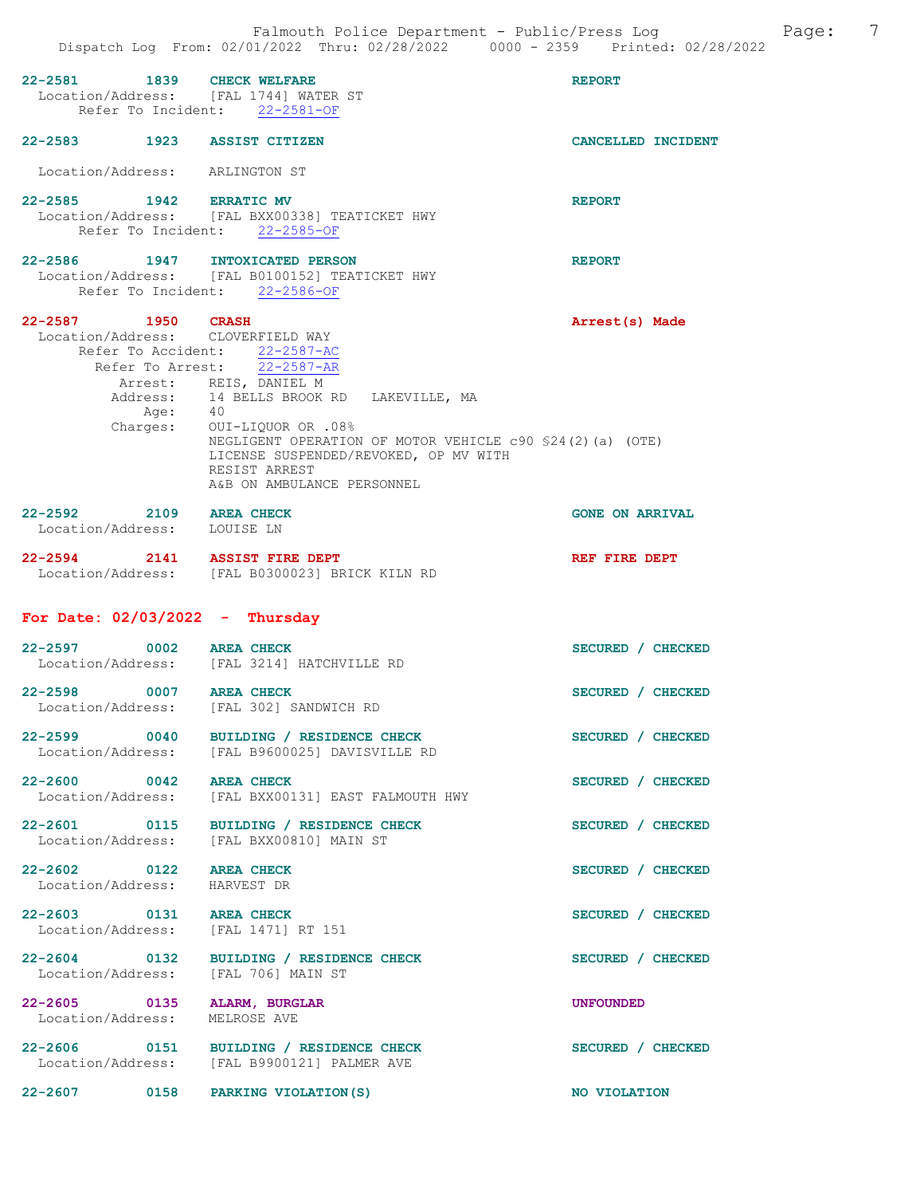**22-2581 1839 CHECK WELFARE** — REPORT
Location/Address: [FAL 1744] WATER ST
Refer To Incident: 22-2581-OF

**22-2583 1923 ASSIST CITIZEN** — CANCELLED INCIDENT
Location/Address: ARLINGTON ST

**22-2585 1942 ERRATIC MV** — REPORT
Location/Address: [FAL BXX00338] TEATICKET HWY
Refer To Incident: 22-2585-OF

**22-2586 1947 INTOXICATED PERSON** — REPORT
Location/Address: [FAL B0100152] TEATICKET HWY
Refer To Incident: 22-2586-OF

**22-2587 1950 CRASH** — Arrest(s) Made
Location/Address: CLOVERFIELD WAY
Refer To Accident: 22-2587-AC
Refer To Arrest: 22-2587-AR
Arrest: REIS, DANIEL M
Address: 14 BELLS BROOK RD LAKEVILLE, MA
Age: 40
Charges: OUI-LIQUOR OR .08%
NEGLIGENT OPERATION OF MOTOR VEHICLE c90 §24(2)(a) (OTE)
LICENSE SUSPENDED/REVOKED, OP MV WITH
RESIST ARREST
A&B ON AMBULANCE PERSONNEL

**22-2592 2109 AREA CHECK** — GONE ON ARRIVAL
Location/Address: LOUISE LN

**22-2594 2141 ASSIST FIRE DEPT** — REF FIRE DEPT
Location/Address: [FAL B0300023] BRICK KILN RD

## For Date: 02/03/2022 - Thursday

**22-2597 0002 AREA CHECK** — SECURED / CHECKED
Location/Address: [FAL 3214] HATCHVILLE RD

**22-2598 0007 AREA CHECK** — SECURED / CHECKED
Location/Address: [FAL 302] SANDWICH RD

**22-2599 0040 BUILDING / RESIDENCE CHECK** — SECURED / CHECKED
Location/Address: [FAL B9600025] DAVISVILLE RD

**22-2600 0042 AREA CHECK** — SECURED / CHECKED
Location/Address: [FAL BXX00131] EAST FALMOUTH HWY

**22-2601 0115 BUILDING / RESIDENCE CHECK** — SECURED / CHECKED
Location/Address: [FAL BXX00810] MAIN ST

**22-2602 0122 AREA CHECK** — SECURED / CHECKED
Location/Address: HARVEST DR

**22-2603 0131 AREA CHECK** — SECURED / CHECKED
Location/Address: [FAL 1471] RT 151

**22-2604 0132 BUILDING / RESIDENCE CHECK** — SECURED / CHECKED
Location/Address: [FAL 706] MAIN ST

**22-2605 0135 ALARM, BURGLAR** — UNFOUNDED
Location/Address: MELROSE AVE

**22-2606 0151 BUILDING / RESIDENCE CHECK** — SECURED / CHECKED
Location/Address: [FAL B9900121] PALMER AVE

**22-2607 0158 PARKING VIOLATION(S)** — NO VIOLATION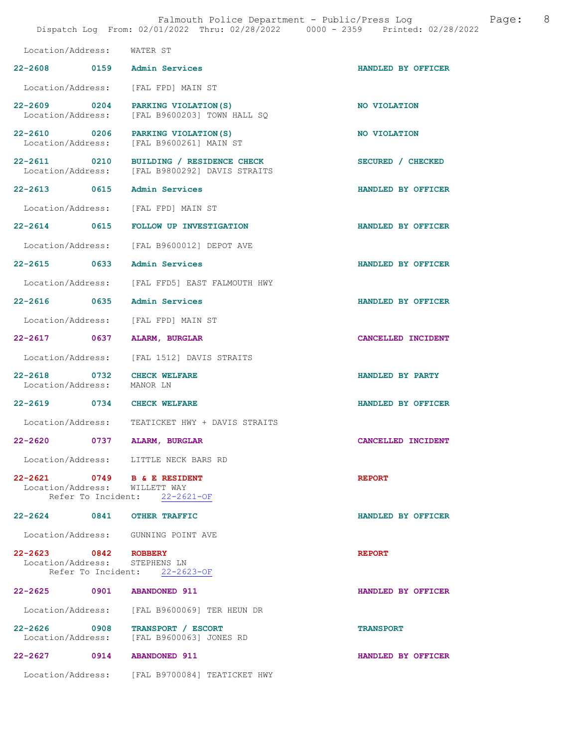Location/Address: WATER ST

| Call # | Time | Call Type | Disposition |
|---|---|---|---|
| 22-2608 | 0159 | Admin Services | HANDLED BY OFFICER |
| | | Location/Address: [FAL FPD] MAIN ST | |
| 22-2609 | 0204 | PARKING VIOLATION(S) | NO VIOLATION |
| | | Location/Address: [FAL B9600203] TOWN HALL SQ | |
| 22-2610 | 0206 | PARKING VIOLATION(S) | NO VIOLATION |
| | | Location/Address: [FAL B9600261] MAIN ST | |
| 22-2611 | 0210 | BUILDING / RESIDENCE CHECK | SECURED / CHECKED |
| | | Location/Address: [FAL B9800292] DAVIS STRAITS | |
| 22-2613 | 0615 | Admin Services | HANDLED BY OFFICER |
| | | Location/Address: [FAL FPD] MAIN ST | |
| 22-2614 | 0615 | FOLLOW UP INVESTIGATION | HANDLED BY OFFICER |
| | | Location/Address: [FAL B9600012] DEPOT AVE | |
| 22-2615 | 0633 | Admin Services | HANDLED BY OFFICER |
| | | Location/Address: [FAL FFD5] EAST FALMOUTH HWY | |
| 22-2616 | 0635 | Admin Services | HANDLED BY OFFICER |
| | | Location/Address: [FAL FPD] MAIN ST | |
| 22-2617 | 0637 | ALARM, BURGLAR | CANCELLED INCIDENT |
| | | Location/Address: [FAL 1512] DAVIS STRAITS | |
| 22-2618 | 0732 | CHECK WELFARE | HANDLED BY PARTY |
| | | Location/Address: MANOR LN | |
| 22-2619 | 0734 | CHECK WELFARE | HANDLED BY OFFICER |
| | | Location/Address: TEATICKET HWY + DAVIS STRAITS | |
| 22-2620 | 0737 | ALARM, BURGLAR | CANCELLED INCIDENT |
| | | Location/Address: LITTLE NECK BARS RD | |
| 22-2621 | 0749 | B & E RESIDENT | REPORT |
| | | Location/Address: WILLETT WAY<br>Refer To Incident: 22-2621-OF | |
| 22-2624 | 0841 | OTHER TRAFFIC | HANDLED BY OFFICER |
| | | Location/Address: GUNNING POINT AVE | |
| 22-2623 | 0842 | ROBBERY | REPORT |
| | | Location/Address: STEPHENS LN<br>Refer To Incident: 22-2623-OF | |
| 22-2625 | 0901 | ABANDONED 911 | HANDLED BY OFFICER |
| | | Location/Address: [FAL B9600069] TER HEUN DR | |
| 22-2626 | 0908 | TRANSPORT / ESCORT | TRANSPORT |
| | | Location/Address: [FAL B9600063] JONES RD | |
| 22-2627 | 0914 | ABANDONED 911 | HANDLED BY OFFICER |
| | | Location/Address: [FAL B9700084] TEATICKET HWY | |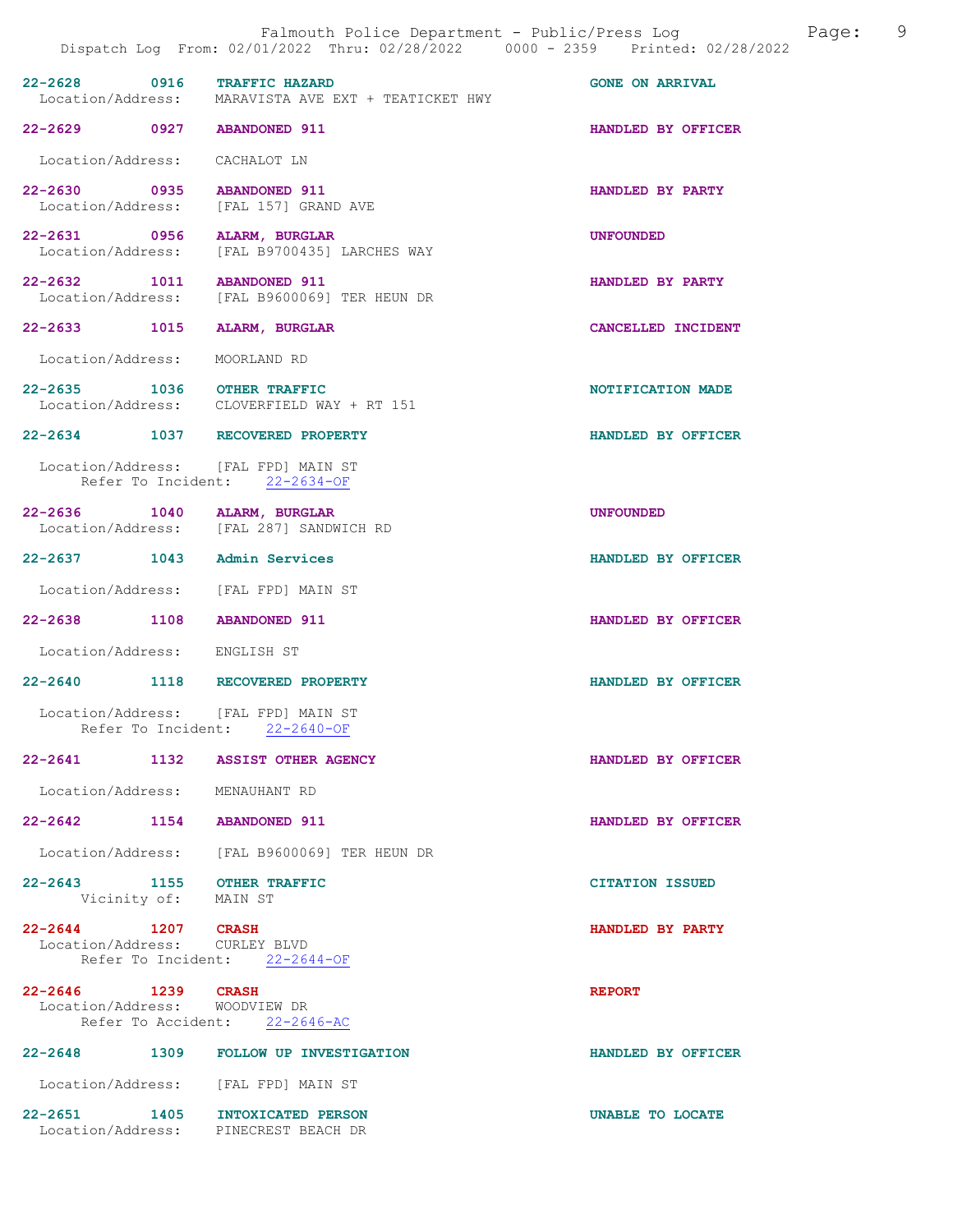**22-2628** 0916 **TRAFFIC HAZARD** — GONE ON ARRIVAL
Location/Address: MARAVISTA AVE EXT + TEATICKET HWY

**22-2629** 0927 **ABANDONED 911** — HANDLED BY OFFICER
Location/Address: CACHALOT LN

**22-2630** 0935 **ABANDONED 911** — HANDLED BY PARTY
Location/Address: [FAL 157] GRAND AVE

**22-2631** 0956 **ALARM, BURGLAR** — UNFOUNDED
Location/Address: [FAL B9700435] LARCHES WAY

**22-2632** 1011 **ABANDONED 911** — HANDLED BY PARTY
Location/Address: [FAL B9600069] TER HEUN DR

**22-2633** 1015 **ALARM, BURGLAR** — CANCELLED INCIDENT
Location/Address: MOORLAND RD

**22-2635** 1036 **OTHER TRAFFIC** — NOTIFICATION MADE
Location/Address: CLOVERFIELD WAY + RT 151

**22-2634** 1037 **RECOVERED PROPERTY** — HANDLED BY OFFICER
Location/Address: [FAL FPD] MAIN ST
Refer To Incident: 22-2634-OF

**22-2636** 1040 **ALARM, BURGLAR** — UNFOUNDED
Location/Address: [FAL 287] SANDWICH RD

**22-2637** 1043 **Admin Services** — HANDLED BY OFFICER
Location/Address: [FAL FPD] MAIN ST

**22-2638** 1108 **ABANDONED 911** — HANDLED BY OFFICER
Location/Address: ENGLISH ST

**22-2640** 1118 **RECOVERED PROPERTY** — HANDLED BY OFFICER
Location/Address: [FAL FPD] MAIN ST
Refer To Incident: 22-2640-OF

**22-2641** 1132 **ASSIST OTHER AGENCY** — HANDLED BY OFFICER
Location/Address: MENAUHANT RD

**22-2642** 1154 **ABANDONED 911** — HANDLED BY OFFICER
Location/Address: [FAL B9600069] TER HEUN DR

**22-2643** 1155 **OTHER TRAFFIC** — CITATION ISSUED
Vicinity of: MAIN ST

**22-2644** 1207 **CRASH** — HANDLED BY PARTY
Location/Address: CURLEY BLVD
Refer To Incident: 22-2644-OF

**22-2646** 1239 **CRASH** — REPORT
Location/Address: WOODVIEW DR
Refer To Accident: 22-2646-AC

**22-2648** 1309 **FOLLOW UP INVESTIGATION** — HANDLED BY OFFICER
Location/Address: [FAL FPD] MAIN ST

**22-2651** 1405 **INTOXICATED PERSON** — UNABLE TO LOCATE
Location/Address: PINECREST BEACH DR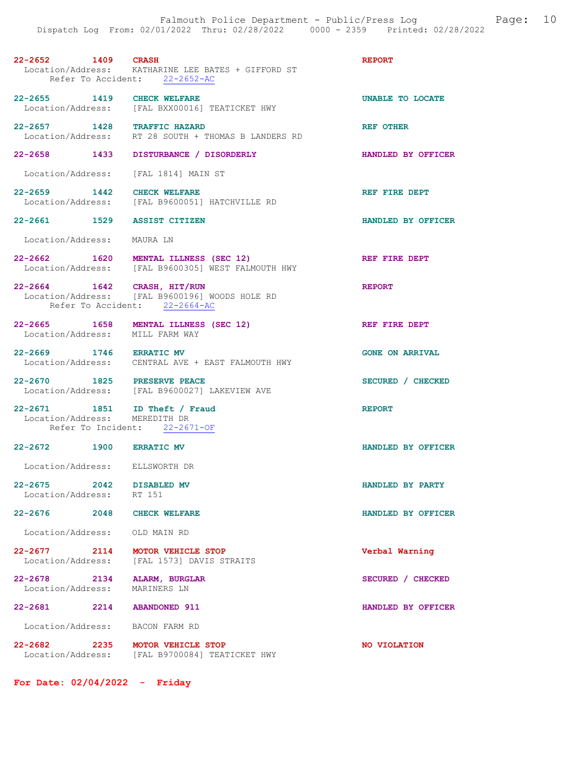22-2652 1409 **CRASH** REPORT
Location/Address: KATHARINE LEE BATES + GIFFORD ST
Refer To Accident: 22-2652-AC

22-2655 1419 **CHECK WELFARE** UNABLE TO LOCATE
Location/Address: [FAL BXX00016] TEATICKET HWY

22-2657 1428 **TRAFFIC HAZARD** REF OTHER
Location/Address: RT 28 SOUTH + THOMAS B LANDERS RD

22-2658 1433 **DISTURBANCE / DISORDERLY** HANDLED BY OFFICER
Location/Address: [FAL 1814] MAIN ST

22-2659 1442 **CHECK WELFARE** REF FIRE DEPT
Location/Address: [FAL B9600051] HATCHVILLE RD

22-2661 1529 **ASSIST CITIZEN** HANDLED BY OFFICER
Location/Address: MAURA LN

22-2662 1620 **MENTAL ILLNESS (SEC 12)** REF FIRE DEPT
Location/Address: [FAL B9600305] WEST FALMOUTH HWY

22-2664 1642 **CRASH, HIT/RUN** REPORT
Location/Address: [FAL B9600196] WOODS HOLE RD
Refer To Accident: 22-2664-AC

22-2665 1658 **MENTAL ILLNESS (SEC 12)** REF FIRE DEPT
Location/Address: MILL FARM WAY

22-2669 1746 **ERRATIC MV** GONE ON ARRIVAL
Location/Address: CENTRAL AVE + EAST FALMOUTH HWY

22-2670 1825 **PRESERVE PEACE** SECURED / CHECKED
Location/Address: [FAL B9600027] LAKEVIEW AVE

22-2671 1851 **ID Theft / Fraud** REPORT
Location/Address: MEREDITH DR
Refer To Incident: 22-2671-OF

22-2672 1900 **ERRATIC MV** HANDLED BY OFFICER
Location/Address: ELLSWORTH DR

22-2675 2042 **DISABLED MV** HANDLED BY PARTY
Location/Address: RT 151

22-2676 2048 **CHECK WELFARE** HANDLED BY OFFICER
Location/Address: OLD MAIN RD

22-2677 2114 **MOTOR VEHICLE STOP** Verbal Warning
Location/Address: [FAL 1573] DAVIS STRAITS

22-2678 2134 **ALARM, BURGLAR** SECURED / CHECKED
Location/Address: MARINERS LN

22-2681 2214 **ABANDONED 911** HANDLED BY OFFICER
Location/Address: BACON FARM RD

22-2682 2235 **MOTOR VEHICLE STOP** NO VIOLATION
Location/Address: [FAL B9700084] TEATICKET HWY

**For Date: 02/04/2022 - Friday**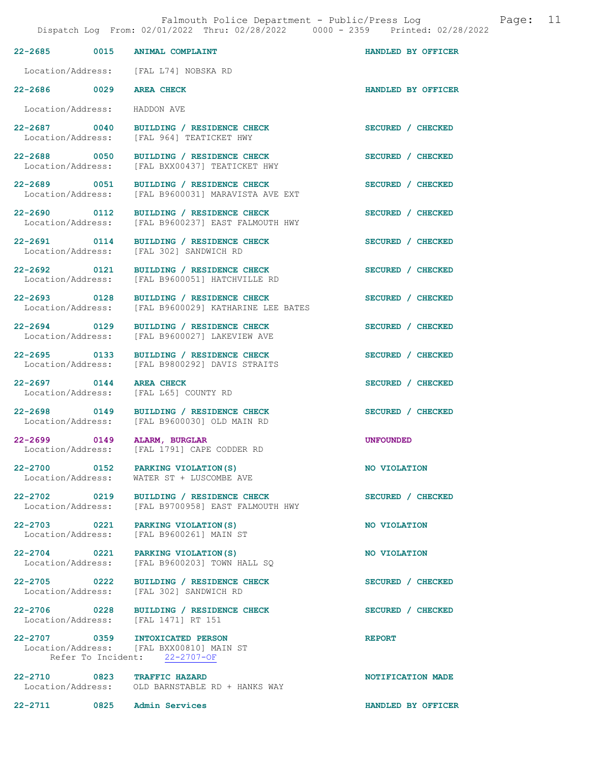| Call # | Time | Type | Disposition |
|---|---|---|---|
| 22-2685 | 0015 | ANIMAL COMPLAINT | HANDLED BY OFFICER |

Location/Address: [FAL L74] NOBSKA RD

| Call # | Time | Type | Disposition |
|---|---|---|---|
| 22-2686 | 0029 | AREA CHECK | HANDLED BY OFFICER |

Location/Address: HADDON AVE

**22-2687 0040 BUILDING / RESIDENCE CHECK** — SECURED / CHECKED
Location/Address: [FAL 964] TEATICKET HWY

**22-2688 0050 BUILDING / RESIDENCE CHECK** — SECURED / CHECKED
Location/Address: [FAL BXX00437] TEATICKET HWY

**22-2689 0051 BUILDING / RESIDENCE CHECK** — SECURED / CHECKED
Location/Address: [FAL B9600031] MARAVISTA AVE EXT

**22-2690 0112 BUILDING / RESIDENCE CHECK** — SECURED / CHECKED
Location/Address: [FAL B9600237] EAST FALMOUTH HWY

**22-2691 0114 BUILDING / RESIDENCE CHECK** — SECURED / CHECKED
Location/Address: [FAL 302] SANDWICH RD

**22-2692 0121 BUILDING / RESIDENCE CHECK** — SECURED / CHECKED
Location/Address: [FAL B9600051] HATCHVILLE RD

**22-2693 0128 BUILDING / RESIDENCE CHECK** — SECURED / CHECKED
Location/Address: [FAL B9600029] KATHARINE LEE BATES

**22-2694 0129 BUILDING / RESIDENCE CHECK** — SECURED / CHECKED
Location/Address: [FAL B9600027] LAKEVIEW AVE

**22-2695 0133 BUILDING / RESIDENCE CHECK** — SECURED / CHECKED
Location/Address: [FAL B9800292] DAVIS STRAITS

**22-2697 0144 AREA CHECK** — SECURED / CHECKED
Location/Address: [FAL L65] COUNTY RD

**22-2698 0149 BUILDING / RESIDENCE CHECK** — SECURED / CHECKED
Location/Address: [FAL B9600030] OLD MAIN RD

**22-2699 0149 ALARM, BURGLAR** — UNFOUNDED
Location/Address: [FAL 1791] CAPE CODDER RD

**22-2700 0152 PARKING VIOLATION(S)** — NO VIOLATION
Location/Address: WATER ST + LUSCOMBE AVE

**22-2702 0219 BUILDING / RESIDENCE CHECK** — SECURED / CHECKED
Location/Address: [FAL B9700958] EAST FALMOUTH HWY

**22-2703 0221 PARKING VIOLATION(S)** — NO VIOLATION
Location/Address: [FAL B9600261] MAIN ST

**22-2704 0221 PARKING VIOLATION(S)** — NO VIOLATION
Location/Address: [FAL B9600203] TOWN HALL SQ

**22-2705 0222 BUILDING / RESIDENCE CHECK** — SECURED / CHECKED
Location/Address: [FAL 302] SANDWICH RD

**22-2706 0228 BUILDING / RESIDENCE CHECK** — SECURED / CHECKED
Location/Address: [FAL 1471] RT 151

**22-2707 0359 INTOXICATED PERSON** — REPORT
Location/Address: [FAL BXX00810] MAIN ST
Refer To Incident: 22-2707-OF

**22-2710 0823 TRAFFIC HAZARD** — NOTIFICATION MADE
Location/Address: OLD BARNSTABLE RD + HANKS WAY

**22-2711 0825 Admin Services** — HANDLED BY OFFICER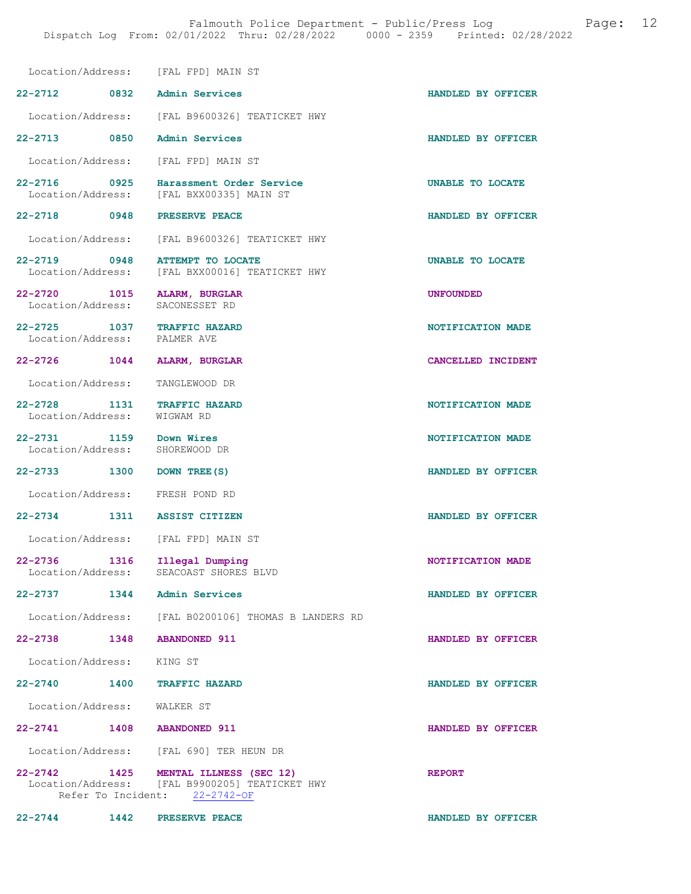Location/Address: [FAL FPD] MAIN ST

| Incident | Time | Call Type | Disposition |
|---|---|---|---|
| 22-2712 | 0832 | Admin Services | HANDLED BY OFFICER |

Location/Address: [FAL B9600326] TEATICKET HWY

| Incident | Time | Call Type | Disposition |
|---|---|---|---|
| 22-2713 | 0850 | Admin Services | HANDLED BY OFFICER |

Location/Address: [FAL FPD] MAIN ST

| Incident | Time | Call Type | Disposition |
|---|---|---|---|
| 22-2716 | 0925 | Harassment Order Service | UNABLE TO LOCATE |

Location/Address: [FAL BXX00335] MAIN ST

| Incident | Time | Call Type | Disposition |
|---|---|---|---|
| 22-2718 | 0948 | PRESERVE PEACE | HANDLED BY OFFICER |

Location/Address: [FAL B9600326] TEATICKET HWY

| Incident | Time | Call Type | Disposition |
|---|---|---|---|
| 22-2719 | 0948 | ATTEMPT TO LOCATE | UNABLE TO LOCATE |

Location/Address: [FAL BXX00016] TEATICKET HWY

| Incident | Time | Call Type | Disposition |
|---|---|---|---|
| 22-2720 | 1015 | ALARM, BURGLAR | UNFOUNDED |

Location/Address: SACONESSET RD

| Incident | Time | Call Type | Disposition |
|---|---|---|---|
| 22-2725 | 1037 | TRAFFIC HAZARD | NOTIFICATION MADE |

Location/Address: PALMER AVE

| Incident | Time | Call Type | Disposition |
|---|---|---|---|
| 22-2726 | 1044 | ALARM, BURGLAR | CANCELLED INCIDENT |

Location/Address: TANGLEWOOD DR

| Incident | Time | Call Type | Disposition |
|---|---|---|---|
| 22-2728 | 1131 | TRAFFIC HAZARD | NOTIFICATION MADE |

Location/Address: WIGWAM RD

| Incident | Time | Call Type | Disposition |
|---|---|---|---|
| 22-2731 | 1159 | Down Wires | NOTIFICATION MADE |

Location/Address: SHOREWOOD DR

| Incident | Time | Call Type | Disposition |
|---|---|---|---|
| 22-2733 | 1300 | DOWN TREE(S) | HANDLED BY OFFICER |

Location/Address: FRESH POND RD

| Incident | Time | Call Type | Disposition |
|---|---|---|---|
| 22-2734 | 1311 | ASSIST CITIZEN | HANDLED BY OFFICER |

Location/Address: [FAL FPD] MAIN ST

| Incident | Time | Call Type | Disposition |
|---|---|---|---|
| 22-2736 | 1316 | Illegal Dumping | NOTIFICATION MADE |

Location/Address: SEACOAST SHORES BLVD

| Incident | Time | Call Type | Disposition |
|---|---|---|---|
| 22-2737 | 1344 | Admin Services | HANDLED BY OFFICER |

Location/Address: [FAL B0200106] THOMAS B LANDERS RD

| Incident | Time | Call Type | Disposition |
|---|---|---|---|
| 22-2738 | 1348 | ABANDONED 911 | HANDLED BY OFFICER |

Location/Address: KING ST

| Incident | Time | Call Type | Disposition |
|---|---|---|---|
| 22-2740 | 1400 | TRAFFIC HAZARD | HANDLED BY OFFICER |

Location/Address: WALKER ST

| Incident | Time | Call Type | Disposition |
|---|---|---|---|
| 22-2741 | 1408 | ABANDONED 911 | HANDLED BY OFFICER |

Location/Address: [FAL 690] TER HEUN DR

| Incident | Time | Call Type | Disposition |
|---|---|---|---|
| 22-2742 | 1425 | MENTAL ILLNESS (SEC 12) | REPORT |

Location/Address: [FAL B9900205] TEATICKET HWY
Refer To Incident: 22-2742-OF

| Incident | Time | Call Type | Disposition |
|---|---|---|---|
| 22-2744 | 1442 | PRESERVE PEACE | HANDLED BY OFFICER |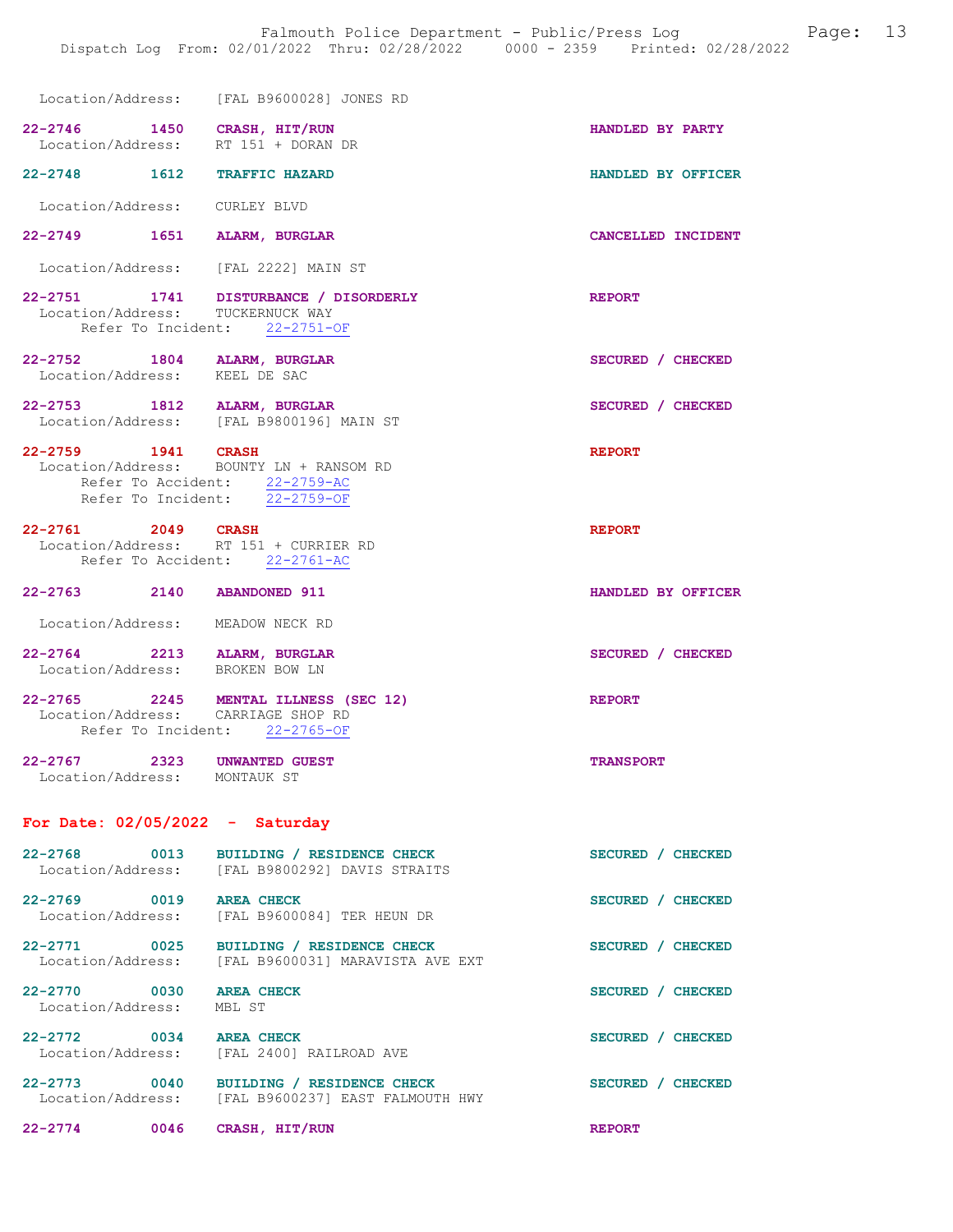Location/Address: [FAL B9600028] JONES RD

**22-2746 1450 CRASH, HIT/RUN** HANDLED BY PARTY
Location/Address: RT 151 + DORAN DR

**22-2748 1612 TRAFFIC HAZARD** HANDLED BY OFFICER
Location/Address: CURLEY BLVD

**22-2749 1651 ALARM, BURGLAR** CANCELLED INCIDENT
Location/Address: [FAL 2222] MAIN ST

**22-2751 1741 DISTURBANCE / DISORDERLY** REPORT
Location/Address: TUCKERNUCK WAY
Refer To Incident: 22-2751-OF

**22-2752 1804 ALARM, BURGLAR** SECURED / CHECKED
Location/Address: KEEL DE SAC

**22-2753 1812 ALARM, BURGLAR** SECURED / CHECKED
Location/Address: [FAL B9800196] MAIN ST

**22-2759 1941 CRASH** REPORT
Location/Address: BOUNTY LN + RANSOM RD
Refer To Accident: 22-2759-AC
Refer To Incident: 22-2759-OF

**22-2761 2049 CRASH** REPORT
Location/Address: RT 151 + CURRIER RD
Refer To Accident: 22-2761-AC

**22-2763 2140 ABANDONED 911** HANDLED BY OFFICER
Location/Address: MEADOW NECK RD

**22-2764 2213 ALARM, BURGLAR** SECURED / CHECKED
Location/Address: BROKEN BOW LN

**22-2765 2245 MENTAL ILLNESS (SEC 12)** REPORT
Location/Address: CARRIAGE SHOP RD
Refer To Incident: 22-2765-OF

**22-2767 2323 UNWANTED GUEST** TRANSPORT
Location/Address: MONTAUK ST

## For Date: 02/05/2022 - Saturday

**22-2768 0013 BUILDING / RESIDENCE CHECK** SECURED / CHECKED
Location/Address: [FAL B9800292] DAVIS STRAITS

**22-2769 0019 AREA CHECK** SECURED / CHECKED
Location/Address: [FAL B9600084] TER HEUN DR

**22-2771 0025 BUILDING / RESIDENCE CHECK** SECURED / CHECKED
Location/Address: [FAL B9600031] MARAVISTA AVE EXT

**22-2770 0030 AREA CHECK** SECURED / CHECKED
Location/Address: MBL ST

**22-2772 0034 AREA CHECK** SECURED / CHECKED
Location/Address: [FAL 2400] RAILROAD AVE

**22-2773 0040 BUILDING / RESIDENCE CHECK** SECURED / CHECKED
Location/Address: [FAL B9600237] EAST FALMOUTH HWY

**22-2774 0046 CRASH, HIT/RUN** REPORT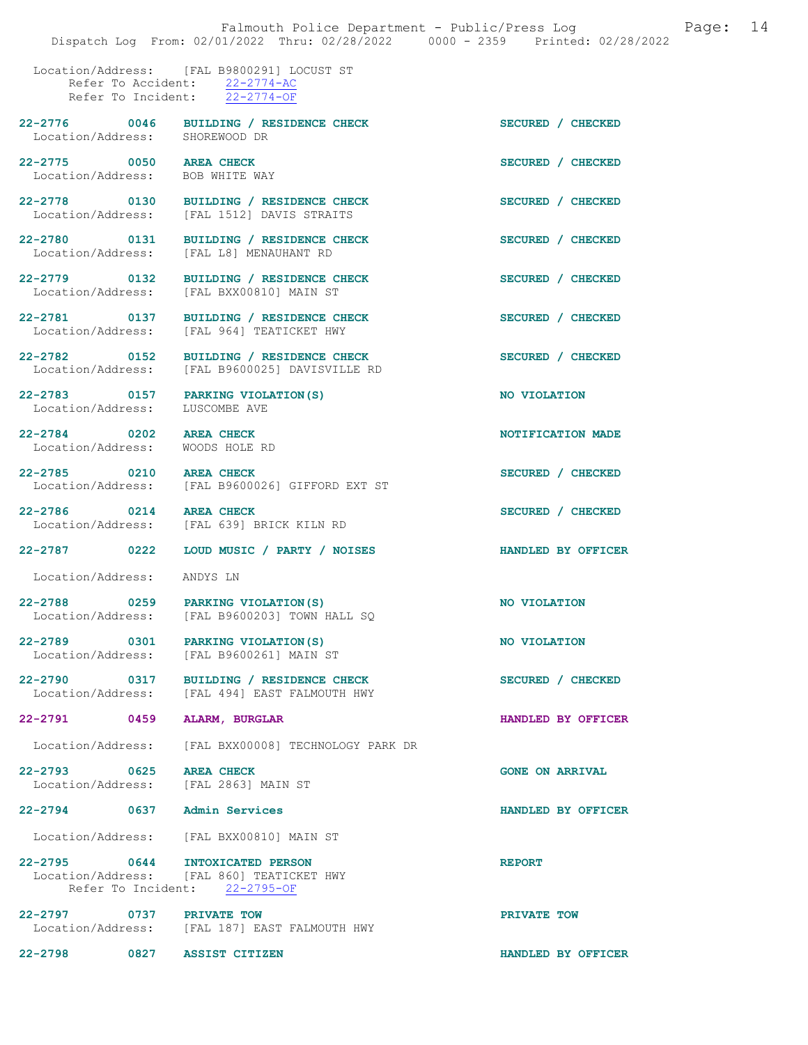Location/Address: [FAL B9800291] LOCUST ST
Refer To Accident: 22-2774-AC
Refer To Incident: 22-2774-OF

| Call Number | Time | Call Type | Disposition |
|---|---|---|---|
| 22-2776 | 0046 | BUILDING / RESIDENCE CHECK | SECURED / CHECKED |
| Location/Address: SHOREWOOD DR | | | |
| 22-2775 | 0050 | AREA CHECK | SECURED / CHECKED |
| Location/Address: BOB WHITE WAY | | | |
| 22-2778 | 0130 | BUILDING / RESIDENCE CHECK | SECURED / CHECKED |
| Location/Address: [FAL 1512] DAVIS STRAITS | | | |
| 22-2780 | 0131 | BUILDING / RESIDENCE CHECK | SECURED / CHECKED |
| Location/Address: [FAL L8] MENAUHANT RD | | | |
| 22-2779 | 0132 | BUILDING / RESIDENCE CHECK | SECURED / CHECKED |
| Location/Address: [FAL BXX00810] MAIN ST | | | |
| 22-2781 | 0137 | BUILDING / RESIDENCE CHECK | SECURED / CHECKED |
| Location/Address: [FAL 964] TEATICKET HWY | | | |
| 22-2782 | 0152 | BUILDING / RESIDENCE CHECK | SECURED / CHECKED |
| Location/Address: [FAL B9600025] DAVISVILLE RD | | | |
| 22-2783 | 0157 | PARKING VIOLATION(S) | NO VIOLATION |
| Location/Address: LUSCOMBE AVE | | | |
| 22-2784 | 0202 | AREA CHECK | NOTIFICATION MADE |
| Location/Address: WOODS HOLE RD | | | |
| 22-2785 | 0210 | AREA CHECK | SECURED / CHECKED |
| Location/Address: [FAL B9600026] GIFFORD EXT ST | | | |
| 22-2786 | 0214 | AREA CHECK | SECURED / CHECKED |
| Location/Address: [FAL 639] BRICK KILN RD | | | |
| 22-2787 | 0222 | LOUD MUSIC / PARTY / NOISES | HANDLED BY OFFICER |
| Location/Address: ANDYS LN | | | |
| 22-2788 | 0259 | PARKING VIOLATION(S) | NO VIOLATION |
| Location/Address: [FAL B9600203] TOWN HALL SQ | | | |
| 22-2789 | 0301 | PARKING VIOLATION(S) | NO VIOLATION |
| Location/Address: [FAL B9600261] MAIN ST | | | |
| 22-2790 | 0317 | BUILDING / RESIDENCE CHECK | SECURED / CHECKED |
| Location/Address: [FAL 494] EAST FALMOUTH HWY | | | |
| 22-2791 | 0459 | ALARM, BURGLAR | HANDLED BY OFFICER |
| Location/Address: [FAL BXX00008] TECHNOLOGY PARK DR | | | |
| 22-2793 | 0625 | AREA CHECK | GONE ON ARRIVAL |
| Location/Address: [FAL 2863] MAIN ST | | | |
| 22-2794 | 0637 | Admin Services | HANDLED BY OFFICER |
| Location/Address: [FAL BXX00810] MAIN ST | | | |
| 22-2795 | 0644 | INTOXICATED PERSON | REPORT |
| Location/Address: [FAL 860] TEATICKET HWY; Refer To Incident: 22-2795-OF | | | |
| 22-2797 | 0737 | PRIVATE TOW | PRIVATE TOW |
| Location/Address: [FAL 187] EAST FALMOUTH HWY | | | |
| 22-2798 | 0827 | ASSIST CITIZEN | HANDLED BY OFFICER |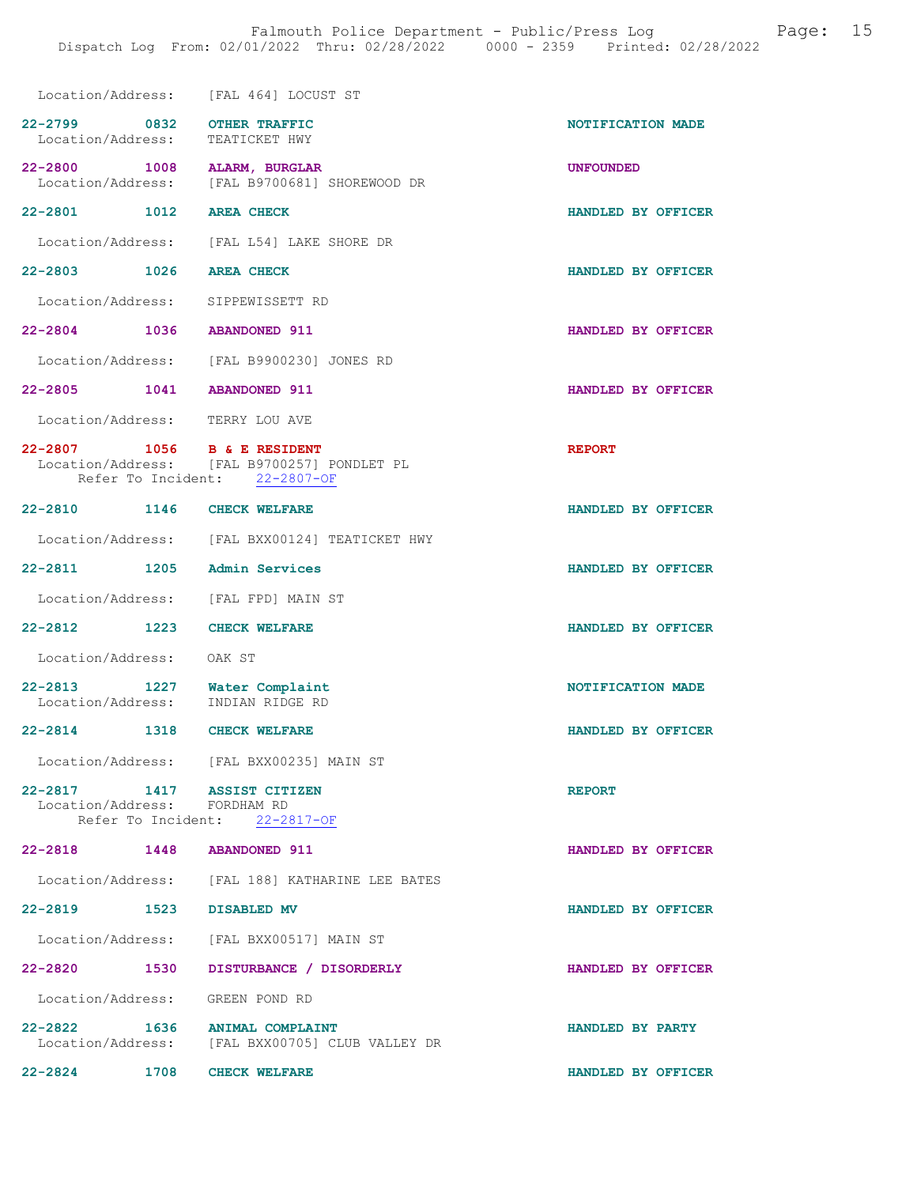Location/Address: [FAL 464] LOCUST ST

**22-2799 0832 OTHER TRAFFIC** NOTIFICATION MADE
Location/Address: TEATICKET HWY

**22-2800 1008 ALARM, BURGLAR** UNFOUNDED
Location/Address: [FAL B9700681] SHOREWOOD DR

**22-2801 1012 AREA CHECK** HANDLED BY OFFICER
Location/Address: [FAL L54] LAKE SHORE DR

**22-2803 1026 AREA CHECK** HANDLED BY OFFICER
Location/Address: SIPPEWISSETT RD

**22-2804 1036 ABANDONED 911** HANDLED BY OFFICER
Location/Address: [FAL B9900230] JONES RD

**22-2805 1041 ABANDONED 911** HANDLED BY OFFICER
Location/Address: TERRY LOU AVE

**22-2807 1056 B & E RESIDENT** REPORT
Location/Address: [FAL B9700257] PONDLET PL
Refer To Incident: 22-2807-OF

**22-2810 1146 CHECK WELFARE** HANDLED BY OFFICER
Location/Address: [FAL BXX00124] TEATICKET HWY

**22-2811 1205 Admin Services** HANDLED BY OFFICER
Location/Address: [FAL FPD] MAIN ST

**22-2812 1223 CHECK WELFARE** HANDLED BY OFFICER
Location/Address: OAK ST

**22-2813 1227 Water Complaint** NOTIFICATION MADE
Location/Address: INDIAN RIDGE RD

**22-2814 1318 CHECK WELFARE** HANDLED BY OFFICER
Location/Address: [FAL BXX00235] MAIN ST

**22-2817 1417 ASSIST CITIZEN** REPORT
Location/Address: FORDHAM RD
Refer To Incident: 22-2817-OF

**22-2818 1448 ABANDONED 911** HANDLED BY OFFICER
Location/Address: [FAL 188] KATHARINE LEE BATES

**22-2819 1523 DISABLED MV** HANDLED BY OFFICER
Location/Address: [FAL BXX00517] MAIN ST

**22-2820 1530 DISTURBANCE / DISORDERLY** HANDLED BY OFFICER
Location/Address: GREEN POND RD

**22-2822 1636 ANIMAL COMPLAINT** HANDLED BY PARTY
Location/Address: [FAL BXX00705] CLUB VALLEY DR

**22-2824 1708 CHECK WELFARE** HANDLED BY OFFICER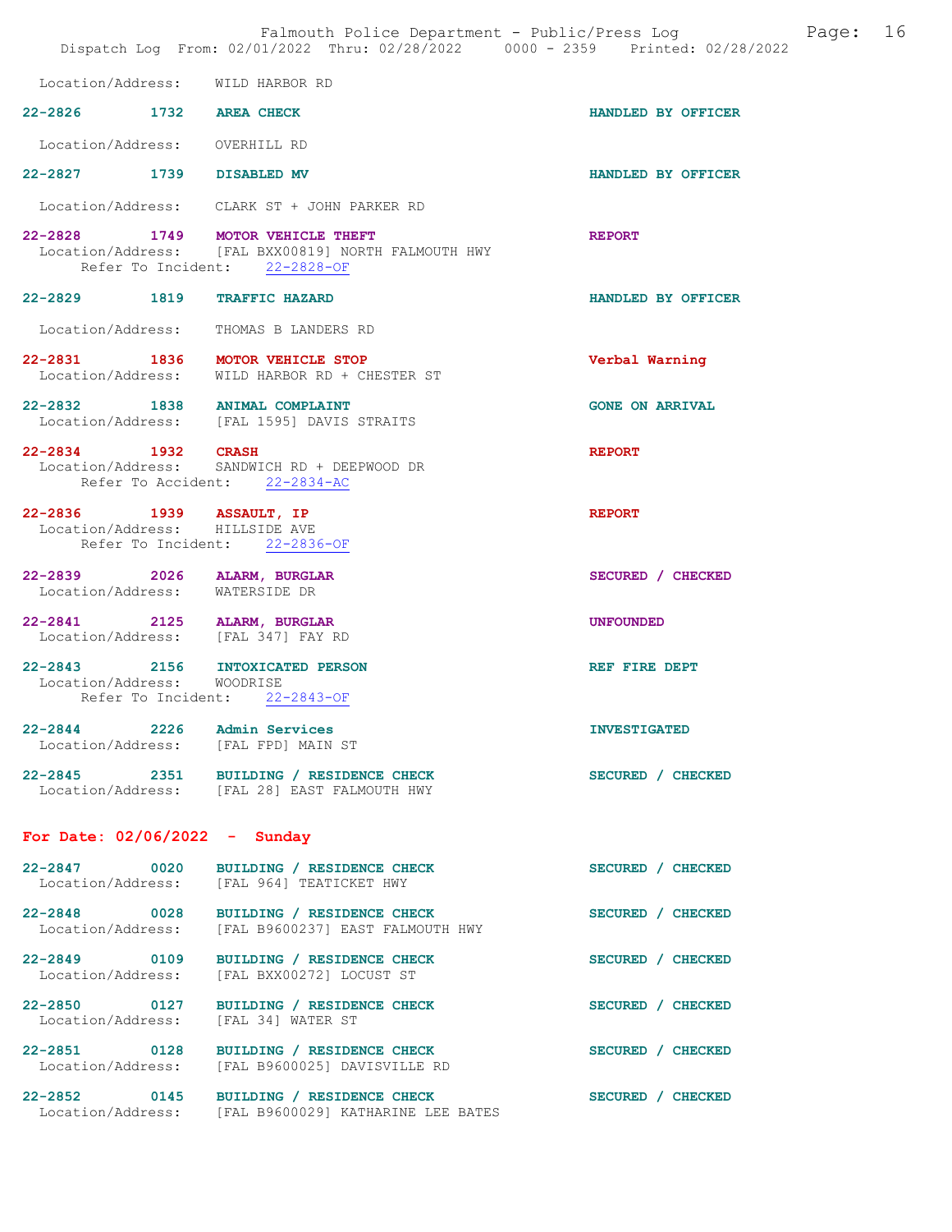Location/Address: WILD HARBOR RD

| Call # | Time | Call Type | Disposition |
|---|---|---|---|
| 22-2826 | 1732 | AREA CHECK | HANDLED BY OFFICER |

Location/Address: OVERHILL RD

| 22-2827 | 1739 | DISABLED MV | HANDLED BY OFFICER |
|---|---|---|---|

Location/Address: CLARK ST + JOHN PARKER RD

**22-2828 1749 MOTOR VEHICLE THEFT** — REPORT
Location/Address: [FAL BXX00819] NORTH FALMOUTH HWY
Refer To Incident: 22-2828-OF

**22-2829 1819 TRAFFIC HAZARD** — HANDLED BY OFFICER
Location/Address: THOMAS B LANDERS RD

**22-2831 1836 MOTOR VEHICLE STOP** — Verbal Warning
Location/Address: WILD HARBOR RD + CHESTER ST

**22-2832 1838 ANIMAL COMPLAINT** — GONE ON ARRIVAL
Location/Address: [FAL 1595] DAVIS STRAITS

**22-2834 1932 CRASH** — REPORT
Location/Address: SANDWICH RD + DEEPWOOD DR
Refer To Accident: 22-2834-AC

**22-2836 1939 ASSAULT, IP** — REPORT
Location/Address: HILLSIDE AVE
Refer To Incident: 22-2836-OF

**22-2839 2026 ALARM, BURGLAR** — SECURED / CHECKED
Location/Address: WATERSIDE DR

**22-2841 2125 ALARM, BURGLAR** — UNFOUNDED
Location/Address: [FAL 347] FAY RD

**22-2843 2156 INTOXICATED PERSON** — REF FIRE DEPT
Location/Address: WOODRISE
Refer To Incident: 22-2843-OF

**22-2844 2226 Admin Services** — INVESTIGATED
Location/Address: [FAL FPD] MAIN ST

**22-2845 2351 BUILDING / RESIDENCE CHECK** — SECURED / CHECKED
Location/Address: [FAL 28] EAST FALMOUTH HWY

## For Date: 02/06/2022 - Sunday

**22-2847 0020 BUILDING / RESIDENCE CHECK** — SECURED / CHECKED
Location/Address: [FAL 964] TEATICKET HWY

**22-2848 0028 BUILDING / RESIDENCE CHECK** — SECURED / CHECKED
Location/Address: [FAL B9600237] EAST FALMOUTH HWY

**22-2849 0109 BUILDING / RESIDENCE CHECK** — SECURED / CHECKED
Location/Address: [FAL BXX00272] LOCUST ST

**22-2850 0127 BUILDING / RESIDENCE CHECK** — SECURED / CHECKED
Location/Address: [FAL 34] WATER ST

**22-2851 0128 BUILDING / RESIDENCE CHECK** — SECURED / CHECKED
Location/Address: [FAL B9600025] DAVISVILLE RD

**22-2852 0145 BUILDING / RESIDENCE CHECK** — SECURED / CHECKED
Location/Address: [FAL B9600029] KATHARINE LEE BATES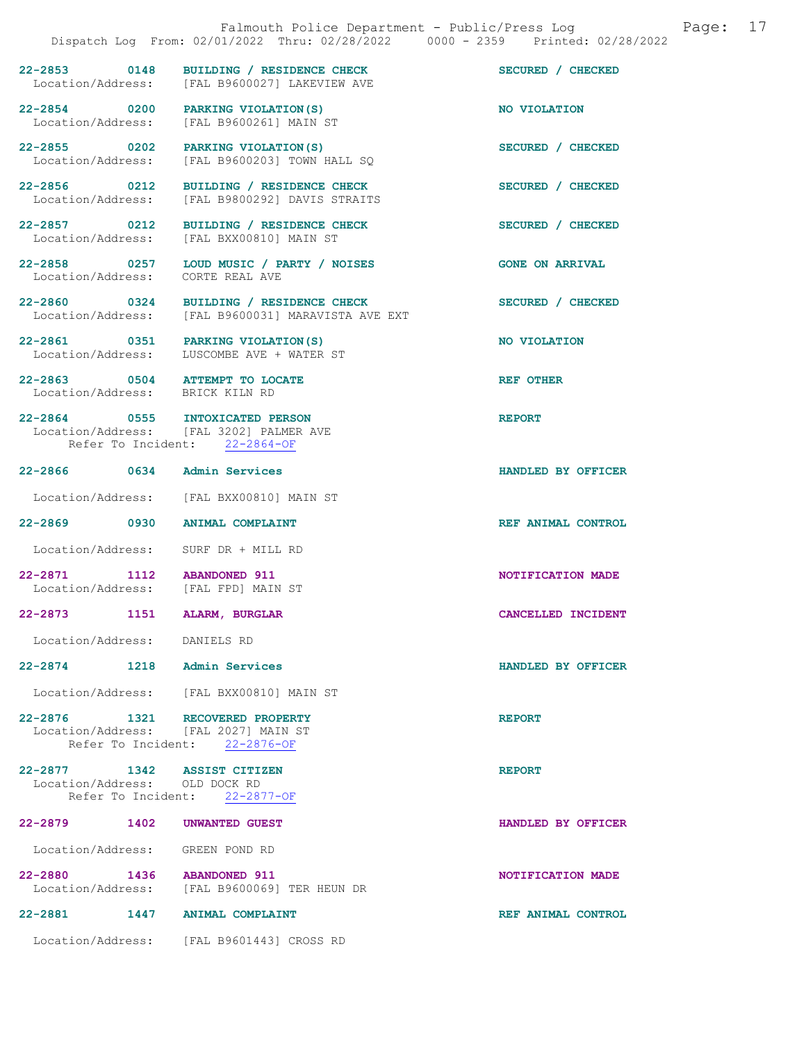22-2853 0148 BUILDING / RESIDENCE CHECK SECURED / CHECKED
Location/Address: [FAL B9600027] LAKEVIEW AVE

22-2854 0200 PARKING VIOLATION(S) NO VIOLATION
Location/Address: [FAL B9600261] MAIN ST

22-2855 0202 PARKING VIOLATION(S) SECURED / CHECKED
Location/Address: [FAL B9600203] TOWN HALL SQ

22-2856 0212 BUILDING / RESIDENCE CHECK SECURED / CHECKED
Location/Address: [FAL B9800292] DAVIS STRAITS

22-2857 0212 BUILDING / RESIDENCE CHECK SECURED / CHECKED
Location/Address: [FAL BXX00810] MAIN ST

22-2858 0257 LOUD MUSIC / PARTY / NOISES GONE ON ARRIVAL
Location/Address: CORTE REAL AVE

22-2860 0324 BUILDING / RESIDENCE CHECK SECURED / CHECKED
Location/Address: [FAL B9600031] MARAVISTA AVE EXT

22-2861 0351 PARKING VIOLATION(S) NO VIOLATION
Location/Address: LUSCOMBE AVE + WATER ST

22-2863 0504 ATTEMPT TO LOCATE REF OTHER
Location/Address: BRICK KILN RD

22-2864 0555 INTOXICATED PERSON REPORT
Location/Address: [FAL 3202] PALMER AVE
Refer To Incident: 22-2864-OF

22-2866 0634 Admin Services HANDLED BY OFFICER
Location/Address: [FAL BXX00810] MAIN ST

22-2869 0930 ANIMAL COMPLAINT REF ANIMAL CONTROL
Location/Address: SURF DR + MILL RD

22-2871 1112 ABANDONED 911 NOTIFICATION MADE
Location/Address: [FAL FPD] MAIN ST

22-2873 1151 ALARM, BURGLAR CANCELLED INCIDENT
Location/Address: DANIELS RD

22-2874 1218 Admin Services HANDLED BY OFFICER
Location/Address: [FAL BXX00810] MAIN ST

22-2876 1321 RECOVERED PROPERTY REPORT
Location/Address: [FAL 2027] MAIN ST
Refer To Incident: 22-2876-OF

22-2877 1342 ASSIST CITIZEN REPORT
Location/Address: OLD DOCK RD
Refer To Incident: 22-2877-OF

22-2879 1402 UNWANTED GUEST HANDLED BY OFFICER
Location/Address: GREEN POND RD

22-2880 1436 ABANDONED 911 NOTIFICATION MADE
Location/Address: [FAL B9600069] TER HEUN DR

22-2881 1447 ANIMAL COMPLAINT REF ANIMAL CONTROL
Location/Address: [FAL B9601443] CROSS RD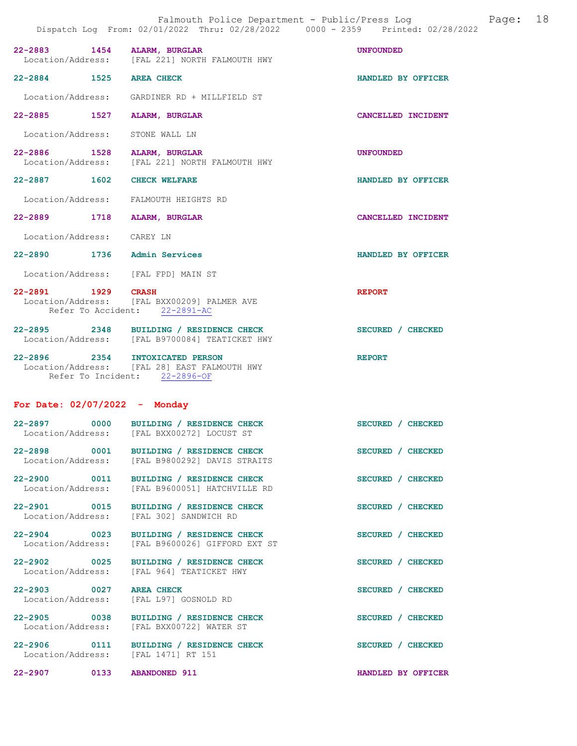| Call # | Time | Call Reason | Action |
|---|---|---|---|
| 22-2883 | 1454 | ALARM, BURGLAR | UNFOUNDED |

Location/Address: [FAL 221] NORTH FALMOUTH HWY

| Call # | Time | Call Reason | Action |
|---|---|---|---|
| 22-2884 | 1525 | AREA CHECK | HANDLED BY OFFICER |

Location/Address: GARDINER RD + MILLFIELD ST

| Call # | Time | Call Reason | Action |
|---|---|---|---|
| 22-2885 | 1527 | ALARM, BURGLAR | CANCELLED INCIDENT |

Location/Address: STONE WALL LN

| Call # | Time | Call Reason | Action |
|---|---|---|---|
| 22-2886 | 1528 | ALARM, BURGLAR | UNFOUNDED |

Location/Address: [FAL 221] NORTH FALMOUTH HWY

| Call # | Time | Call Reason | Action |
|---|---|---|---|
| 22-2887 | 1602 | CHECK WELFARE | HANDLED BY OFFICER |

Location/Address: FALMOUTH HEIGHTS RD

| Call # | Time | Call Reason | Action |
|---|---|---|---|
| 22-2889 | 1718 | ALARM, BURGLAR | CANCELLED INCIDENT |

Location/Address: CAREY LN

| Call # | Time | Call Reason | Action |
|---|---|---|---|
| 22-2890 | 1736 | Admin Services | HANDLED BY OFFICER |

Location/Address: [FAL FPD] MAIN ST

| Call # | Time | Call Reason | Action |
|---|---|---|---|
| 22-2891 | 1929 | CRASH | REPORT |

Location/Address: [FAL BXX00209] PALMER AVE
Refer To Accident: 22-2891-AC

| Call # | Time | Call Reason | Action |
|---|---|---|---|
| 22-2895 | 2348 | BUILDING / RESIDENCE CHECK | SECURED / CHECKED |

Location/Address: [FAL B9700084] TEATICKET HWY

| Call # | Time | Call Reason | Action |
|---|---|---|---|
| 22-2896 | 2354 | INTOXICATED PERSON | REPORT |

Location/Address: [FAL 28] EAST FALMOUTH HWY
Refer To Incident: 22-2896-OF

## For Date: 02/07/2022 - Monday

| Call # | Time | Call Reason | Location/Address | Action |
|---|---|---|---|---|
| 22-2897 | 0000 | BUILDING / RESIDENCE CHECK | [FAL BXX00272] LOCUST ST | SECURED / CHECKED |
| 22-2898 | 0001 | BUILDING / RESIDENCE CHECK | [FAL B9800292] DAVIS STRAITS | SECURED / CHECKED |
| 22-2900 | 0011 | BUILDING / RESIDENCE CHECK | [FAL B9600051] HATCHVILLE RD | SECURED / CHECKED |
| 22-2901 | 0015 | BUILDING / RESIDENCE CHECK | [FAL 302] SANDWICH RD | SECURED / CHECKED |
| 22-2904 | 0023 | BUILDING / RESIDENCE CHECK | [FAL B9600026] GIFFORD EXT ST | SECURED / CHECKED |
| 22-2902 | 0025 | BUILDING / RESIDENCE CHECK | [FAL 964] TEATICKET HWY | SECURED / CHECKED |
| 22-2903 | 0027 | AREA CHECK | [FAL L97] GOSNOLD RD | SECURED / CHECKED |
| 22-2905 | 0038 | BUILDING / RESIDENCE CHECK | [FAL BXX00722] WATER ST | SECURED / CHECKED |
| 22-2906 | 0111 | BUILDING / RESIDENCE CHECK | [FAL 1471] RT 151 | SECURED / CHECKED |
| 22-2907 | 0133 | ABANDONED 911 | | HANDLED BY OFFICER |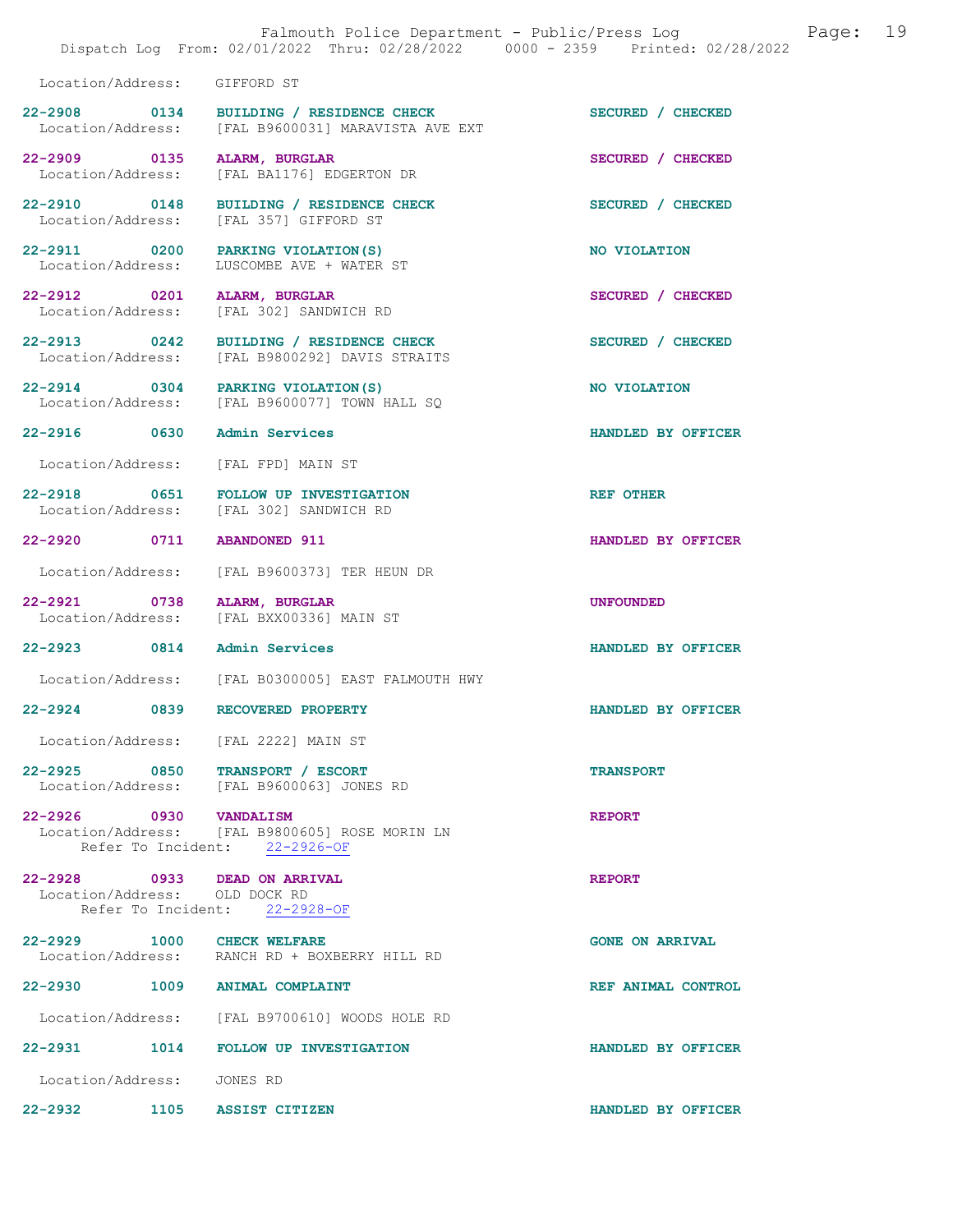Location/Address: GIFFORD ST

| Call # | Time | Call Reason | Action |
|---|---|---|---|
| 22-2908 | 0134 | BUILDING / RESIDENCE CHECK | SECURED / CHECKED |
| | | Location/Address: [FAL B9600031] MARAVISTA AVE EXT | |
| 22-2909 | 0135 | ALARM, BURGLAR | SECURED / CHECKED |
| | | Location/Address: [FAL BA1176] EDGERTON DR | |
| 22-2910 | 0148 | BUILDING / RESIDENCE CHECK | SECURED / CHECKED |
| | | Location/Address: [FAL 357] GIFFORD ST | |
| 22-2911 | 0200 | PARKING VIOLATION(S) | NO VIOLATION |
| | | Location/Address: LUSCOMBE AVE + WATER ST | |
| 22-2912 | 0201 | ALARM, BURGLAR | SECURED / CHECKED |
| | | Location/Address: [FAL 302] SANDWICH RD | |
| 22-2913 | 0242 | BUILDING / RESIDENCE CHECK | SECURED / CHECKED |
| | | Location/Address: [FAL B9800292] DAVIS STRAITS | |
| 22-2914 | 0304 | PARKING VIOLATION(S) | NO VIOLATION |
| | | Location/Address: [FAL B9600077] TOWN HALL SQ | |
| 22-2916 | 0630 | Admin Services | HANDLED BY OFFICER |
| | | Location/Address: [FAL FPD] MAIN ST | |
| 22-2918 | 0651 | FOLLOW UP INVESTIGATION | REF OTHER |
| | | Location/Address: [FAL 302] SANDWICH RD | |
| 22-2920 | 0711 | ABANDONED 911 | HANDLED BY OFFICER |
| | | Location/Address: [FAL B9600373] TER HEUN DR | |
| 22-2921 | 0738 | ALARM, BURGLAR | UNFOUNDED |
| | | Location/Address: [FAL BXX00336] MAIN ST | |
| 22-2923 | 0814 | Admin Services | HANDLED BY OFFICER |
| | | Location/Address: [FAL B0300005] EAST FALMOUTH HWY | |
| 22-2924 | 0839 | RECOVERED PROPERTY | HANDLED BY OFFICER |
| | | Location/Address: [FAL 2222] MAIN ST | |
| 22-2925 | 0850 | TRANSPORT / ESCORT | TRANSPORT |
| | | Location/Address: [FAL B9600063] JONES RD | |
| 22-2926 | 0930 | VANDALISM | REPORT |
| | | Location/Address: [FAL B9800605] ROSE MORIN LN | |
| | | Refer To Incident: 22-2926-OF | |
| 22-2928 | 0933 | DEAD ON ARRIVAL | REPORT |
| | | Location/Address: OLD DOCK RD | |
| | | Refer To Incident: 22-2928-OF | |
| 22-2929 | 1000 | CHECK WELFARE | GONE ON ARRIVAL |
| | | Location/Address: RANCH RD + BOXBERRY HILL RD | |
| 22-2930 | 1009 | ANIMAL COMPLAINT | REF ANIMAL CONTROL |
| | | Location/Address: [FAL B9700610] WOODS HOLE RD | |
| 22-2931 | 1014 | FOLLOW UP INVESTIGATION | HANDLED BY OFFICER |
| | | Location/Address: JONES RD | |
| 22-2932 | 1105 | ASSIST CITIZEN | HANDLED BY OFFICER |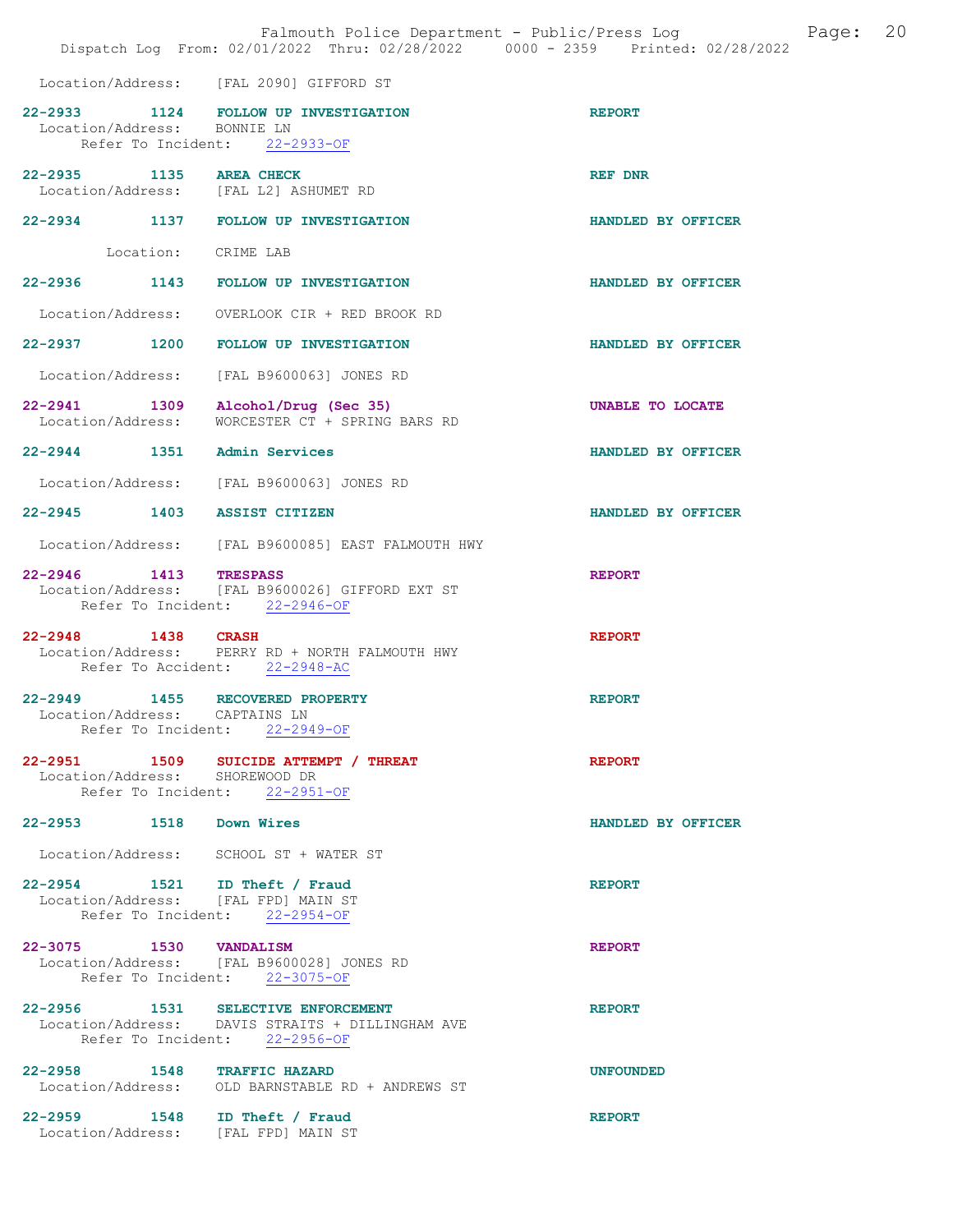Location/Address: [FAL 2090] GIFFORD ST

**22-2933** 1124 **FOLLOW UP INVESTIGATION** **REPORT**
Location/Address: BONNIE LN
Refer To Incident: 22-2933-OF

**22-2935** 1135 **AREA CHECK** **REF DNR**
Location/Address: [FAL L2] ASHUMET RD

**22-2934** 1137 **FOLLOW UP INVESTIGATION** **HANDLED BY OFFICER**
Location: CRIME LAB

**22-2936** 1143 **FOLLOW UP INVESTIGATION** **HANDLED BY OFFICER**
Location/Address: OVERLOOK CIR + RED BROOK RD

**22-2937** 1200 **FOLLOW UP INVESTIGATION** **HANDLED BY OFFICER**
Location/Address: [FAL B9600063] JONES RD

**22-2941** 1309 **Alcohol/Drug (Sec 35)** **UNABLE TO LOCATE**
Location/Address: WORCESTER CT + SPRING BARS RD

**22-2944** 1351 **Admin Services** **HANDLED BY OFFICER**
Location/Address: [FAL B9600063] JONES RD

**22-2945** 1403 **ASSIST CITIZEN** **HANDLED BY OFFICER**
Location/Address: [FAL B9600085] EAST FALMOUTH HWY

**22-2946** 1413 **TRESPASS** **REPORT**
Location/Address: [FAL B9600026] GIFFORD EXT ST
Refer To Incident: 22-2946-OF

**22-2948** 1438 **CRASH** **REPORT**
Location/Address: PERRY RD + NORTH FALMOUTH HWY
Refer To Accident: 22-2948-AC

**22-2949** 1455 **RECOVERED PROPERTY** **REPORT**
Location/Address: CAPTAINS LN
Refer To Incident: 22-2949-OF

**22-2951** 1509 **SUICIDE ATTEMPT / THREAT** **REPORT**
Location/Address: SHOREWOOD DR
Refer To Incident: 22-2951-OF

**22-2953** 1518 **Down Wires** **HANDLED BY OFFICER**
Location/Address: SCHOOL ST + WATER ST

**22-2954** 1521 **ID Theft / Fraud** **REPORT**
Location/Address: [FAL FPD] MAIN ST
Refer To Incident: 22-2954-OF

**22-3075** 1530 **VANDALISM** **REPORT**
Location/Address: [FAL B9600028] JONES RD
Refer To Incident: 22-3075-OF

**22-2956** 1531 **SELECTIVE ENFORCEMENT** **REPORT**
Location/Address: DAVIS STRAITS + DILLINGHAM AVE
Refer To Incident: 22-2956-OF

**22-2958** 1548 **TRAFFIC HAZARD** **UNFOUNDED**
Location/Address: OLD BARNSTABLE RD + ANDREWS ST

**22-2959** 1548 **ID Theft / Fraud** **REPORT**
Location/Address: [FAL FPD] MAIN ST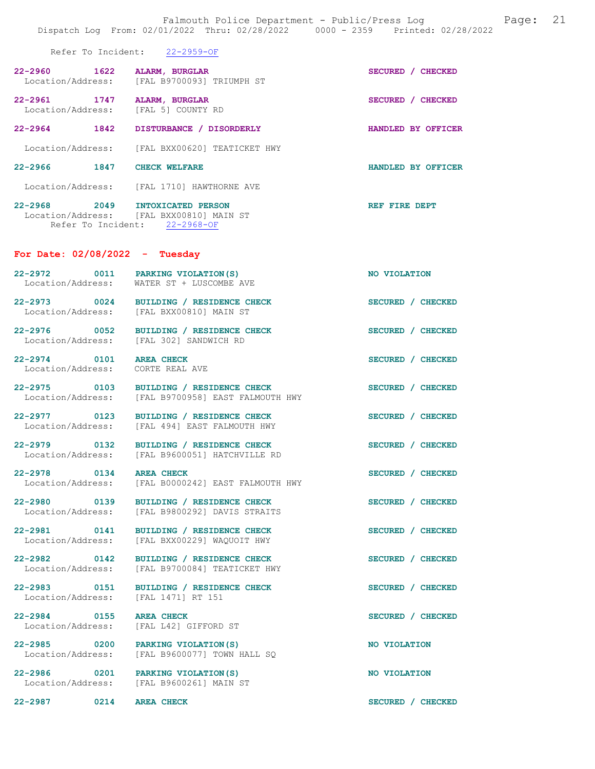Refer To Incident: 22-2959-OF

| | | | |
|---|---|---|---|
| 22-2960 | 1622 | ALARM, BURGLAR | SECURED / CHECKED |
| Location/Address: | | [FAL B9700093] TRIUMPH ST | |
| 22-2961 | 1747 | ALARM, BURGLAR | SECURED / CHECKED |
| Location/Address: | | [FAL 5] COUNTY RD | |
| 22-2964 | 1842 | DISTURBANCE / DISORDERLY | HANDLED BY OFFICER |
| Location/Address: | | [FAL BXX00620] TEATICKET HWY | |
| 22-2966 | 1847 | CHECK WELFARE | HANDLED BY OFFICER |
| Location/Address: | | [FAL 1710] HAWTHORNE AVE | |
| 22-2968 | 2049 | INTOXICATED PERSON | REF FIRE DEPT |
| Location/Address: | | [FAL BXX00810] MAIN ST | |

Refer To Incident: 22-2968-OF

## For Date: 02/08/2022 - Tuesday

| | | | |
|---|---|---|---|
| 22-2972 | 0011 | PARKING VIOLATION(S) | NO VIOLATION |
| Location/Address: | | WATER ST + LUSCOMBE AVE | |
| 22-2973 | 0024 | BUILDING / RESIDENCE CHECK | SECURED / CHECKED |
| Location/Address: | | [FAL BXX00810] MAIN ST | |
| 22-2976 | 0052 | BUILDING / RESIDENCE CHECK | SECURED / CHECKED |
| Location/Address: | | [FAL 302] SANDWICH RD | |
| 22-2974 | 0101 | AREA CHECK | SECURED / CHECKED |
| Location/Address: | | CORTE REAL AVE | |
| 22-2975 | 0103 | BUILDING / RESIDENCE CHECK | SECURED / CHECKED |
| Location/Address: | | [FAL B9700958] EAST FALMOUTH HWY | |
| 22-2977 | 0123 | BUILDING / RESIDENCE CHECK | SECURED / CHECKED |
| Location/Address: | | [FAL 494] EAST FALMOUTH HWY | |
| 22-2979 | 0132 | BUILDING / RESIDENCE CHECK | SECURED / CHECKED |
| Location/Address: | | [FAL B9600051] HATCHVILLE RD | |
| 22-2978 | 0134 | AREA CHECK | SECURED / CHECKED |
| Location/Address: | | [FAL B0000242] EAST FALMOUTH HWY | |
| 22-2980 | 0139 | BUILDING / RESIDENCE CHECK | SECURED / CHECKED |
| Location/Address: | | [FAL B9800292] DAVIS STRAITS | |
| 22-2981 | 0141 | BUILDING / RESIDENCE CHECK | SECURED / CHECKED |
| Location/Address: | | [FAL BXX00229] WAQUOIT HWY | |
| 22-2982 | 0142 | BUILDING / RESIDENCE CHECK | SECURED / CHECKED |
| Location/Address: | | [FAL B9700084] TEATICKET HWY | |
| 22-2983 | 0151 | BUILDING / RESIDENCE CHECK | SECURED / CHECKED |
| Location/Address: | | [FAL 1471] RT 151 | |
| 22-2984 | 0155 | AREA CHECK | SECURED / CHECKED |
| Location/Address: | | [FAL L42] GIFFORD ST | |
| 22-2985 | 0200 | PARKING VIOLATION(S) | NO VIOLATION |
| Location/Address: | | [FAL B9600077] TOWN HALL SQ | |
| 22-2986 | 0201 | PARKING VIOLATION(S) | NO VIOLATION |
| Location/Address: | | [FAL B9600261] MAIN ST | |
| 22-2987 | 0214 | AREA CHECK | SECURED / CHECKED |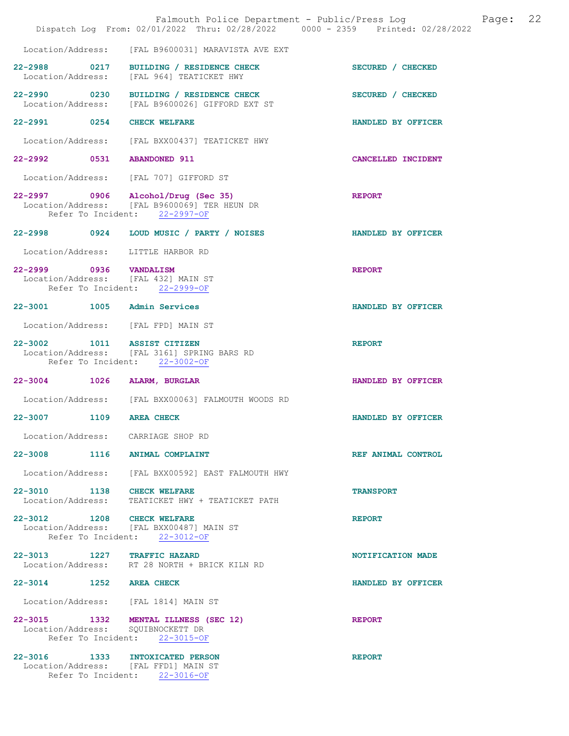Location/Address: [FAL B9600031] MARAVISTA AVE EXT

22-2988 0217 BUILDING / RESIDENCE CHECK SECURED / CHECKED
Location/Address: [FAL 964] TEATICKET HWY

22-2990 0230 BUILDING / RESIDENCE CHECK SECURED / CHECKED
Location/Address: [FAL B9600026] GIFFORD EXT ST

22-2991 0254 CHECK WELFARE HANDLED BY OFFICER

Location/Address: [FAL BXX00437] TEATICKET HWY

22-2992 0531 ABANDONED 911 CANCELLED INCIDENT

Location/Address: [FAL 707] GIFFORD ST

22-2997 0906 Alcohol/Drug (Sec 35) REPORT
Location/Address: [FAL B9600069] TER HEUN DR
Refer To Incident: 22-2997-OF

22-2998 0924 LOUD MUSIC / PARTY / NOISES HANDLED BY OFFICER

Location/Address: LITTLE HARBOR RD

22-2999 0936 VANDALISM REPORT
Location/Address: [FAL 432] MAIN ST
Refer To Incident: 22-2999-OF

22-3001 1005 Admin Services HANDLED BY OFFICER

Location/Address: [FAL FPD] MAIN ST

22-3002 1011 ASSIST CITIZEN REPORT
Location/Address: [FAL 3161] SPRING BARS RD
Refer To Incident: 22-3002-OF

22-3004 1026 ALARM, BURGLAR HANDLED BY OFFICER

Location/Address: [FAL BXX00063] FALMOUTH WOODS RD

22-3007 1109 AREA CHECK HANDLED BY OFFICER

Location/Address: CARRIAGE SHOP RD

22-3008 1116 ANIMAL COMPLAINT REF ANIMAL CONTROL

Location/Address: [FAL BXX00592] EAST FALMOUTH HWY

22-3010 1138 CHECK WELFARE TRANSPORT
Location/Address: TEATICKET HWY + TEATICKET PATH

22-3012 1208 CHECK WELFARE REPORT
Location/Address: [FAL BXX00487] MAIN ST
Refer To Incident: 22-3012-OF

22-3013 1227 TRAFFIC HAZARD NOTIFICATION MADE
Location/Address: RT 28 NORTH + BRICK KILN RD

22-3014 1252 AREA CHECK HANDLED BY OFFICER

Location/Address: [FAL 1814] MAIN ST

22-3015 1332 MENTAL ILLNESS (SEC 12) REPORT
Location/Address: SQUIBNOCKETT DR
Refer To Incident: 22-3015-OF

22-3016 1333 INTOXICATED PERSON REPORT
Location/Address: [FAL FFD1] MAIN ST
Refer To Incident: 22-3016-OF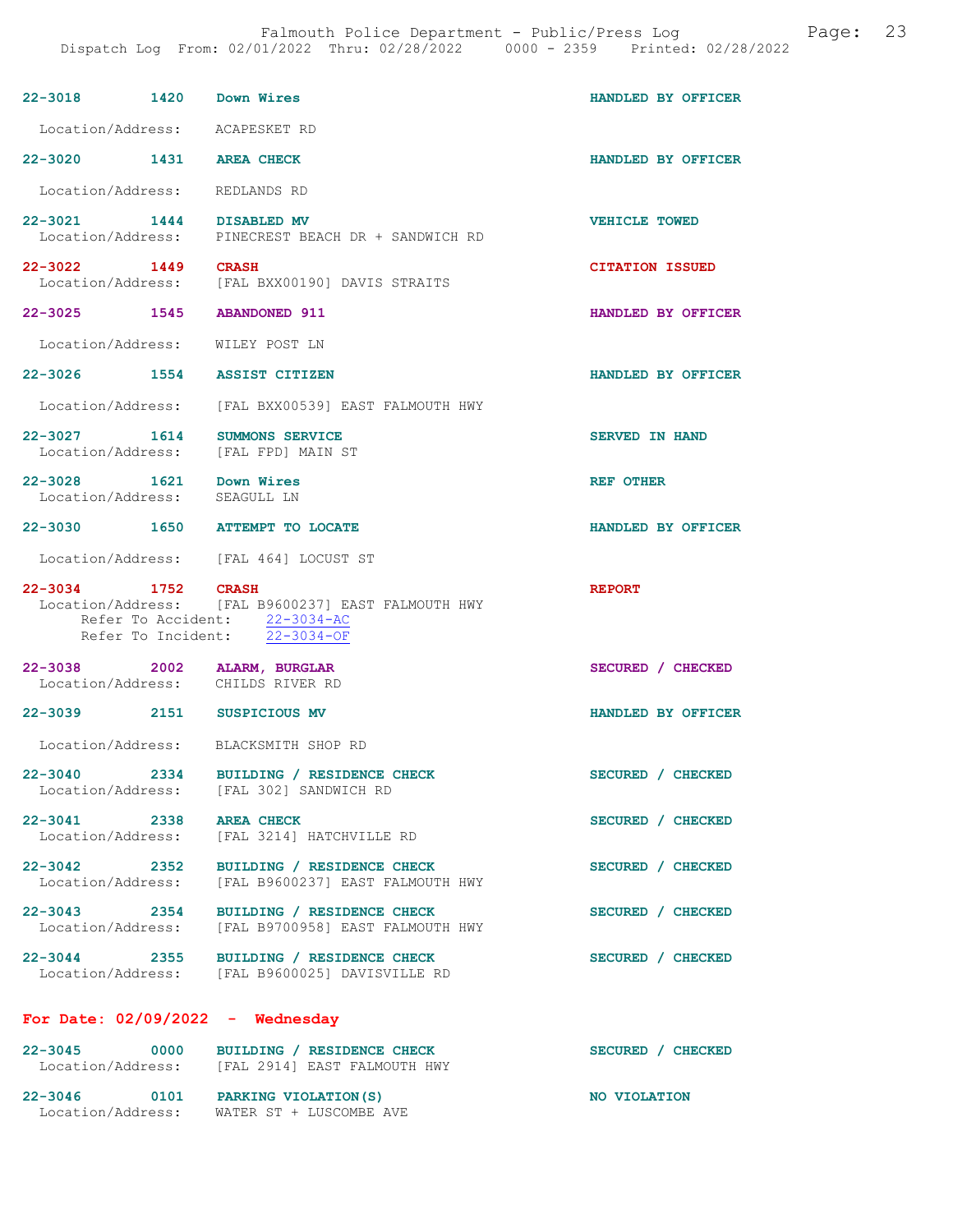22-3018 1420 **Down Wires** HANDLED BY OFFICER
Location/Address: ACAPESKET RD

22-3020 1431 **AREA CHECK** HANDLED BY OFFICER
Location/Address: REDLANDS RD

22-3021 1444 **DISABLED MV** VEHICLE TOWED
Location/Address: PINECREST BEACH DR + SANDWICH RD

22-3022 1449 **CRASH** CITATION ISSUED
Location/Address: [FAL BXX00190] DAVIS STRAITS

22-3025 1545 **ABANDONED 911** HANDLED BY OFFICER
Location/Address: WILEY POST LN

22-3026 1554 **ASSIST CITIZEN** HANDLED BY OFFICER
Location/Address: [FAL BXX00539] EAST FALMOUTH HWY

22-3027 1614 **SUMMONS SERVICE** SERVED IN HAND
Location/Address: [FAL FPD] MAIN ST

22-3028 1621 **Down Wires** REF OTHER
Location/Address: SEAGULL LN

22-3030 1650 **ATTEMPT TO LOCATE** HANDLED BY OFFICER
Location/Address: [FAL 464] LOCUST ST

22-3034 1752 **CRASH** REPORT
Location/Address: [FAL B9600237] EAST FALMOUTH HWY
Refer To Accident: 22-3034-AC
Refer To Incident: 22-3034-OF

22-3038 2002 **ALARM, BURGLAR** SECURED / CHECKED
Location/Address: CHILDS RIVER RD

22-3039 2151 **SUSPICIOUS MV** HANDLED BY OFFICER
Location/Address: BLACKSMITH SHOP RD

22-3040 2334 **BUILDING / RESIDENCE CHECK** SECURED / CHECKED
Location/Address: [FAL 302] SANDWICH RD

22-3041 2338 **AREA CHECK** SECURED / CHECKED
Location/Address: [FAL 3214] HATCHVILLE RD

22-3042 2352 **BUILDING / RESIDENCE CHECK** SECURED / CHECKED
Location/Address: [FAL B9600237] EAST FALMOUTH HWY

22-3043 2354 **BUILDING / RESIDENCE CHECK** SECURED / CHECKED
Location/Address: [FAL B9700958] EAST FALMOUTH HWY

22-3044 2355 **BUILDING / RESIDENCE CHECK** SECURED / CHECKED
Location/Address: [FAL B9600025] DAVISVILLE RD

## For Date: 02/09/2022 - Wednesday

22-3045 0000 **BUILDING / RESIDENCE CHECK** SECURED / CHECKED
Location/Address: [FAL 2914] EAST FALMOUTH HWY

22-3046 0101 **PARKING VIOLATION(S)** NO VIOLATION
Location/Address: WATER ST + LUSCOMBE AVE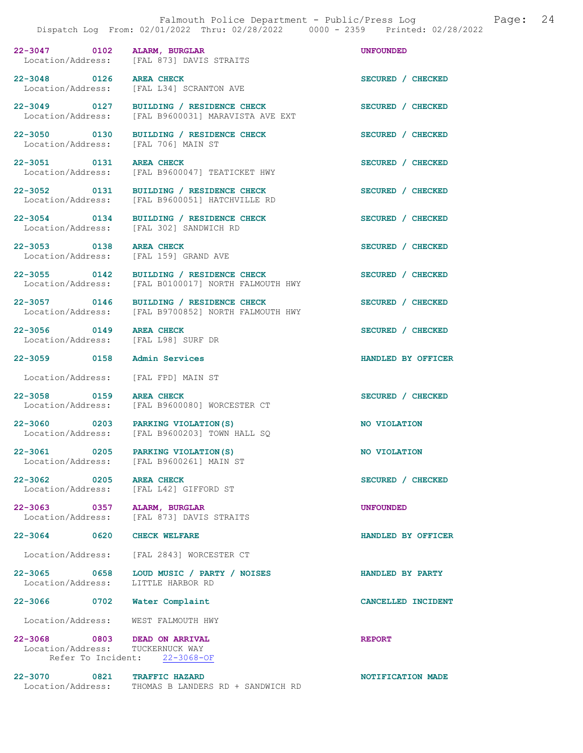| Call # | Time | Call Reason | Action |
|---|---|---|---|
| 22-3047 | 0102 | ALARM, BURGLAR | UNFOUNDED |
| Location/Address: | | [FAL 873] DAVIS STRAITS | |
| 22-3048 | 0126 | AREA CHECK | SECURED / CHECKED |
| Location/Address: | | [FAL L34] SCRANTON AVE | |
| 22-3049 | 0127 | BUILDING / RESIDENCE CHECK | SECURED / CHECKED |
| Location/Address: | | [FAL B9600031] MARAVISTA AVE EXT | |
| 22-3050 | 0130 | BUILDING / RESIDENCE CHECK | SECURED / CHECKED |
| Location/Address: | | [FAL 706] MAIN ST | |
| 22-3051 | 0131 | AREA CHECK | SECURED / CHECKED |
| Location/Address: | | [FAL B9600047] TEATICKET HWY | |
| 22-3052 | 0131 | BUILDING / RESIDENCE CHECK | SECURED / CHECKED |
| Location/Address: | | [FAL B9600051] HATCHVILLE RD | |
| 22-3054 | 0134 | BUILDING / RESIDENCE CHECK | SECURED / CHECKED |
| Location/Address: | | [FAL 302] SANDWICH RD | |
| 22-3053 | 0138 | AREA CHECK | SECURED / CHECKED |
| Location/Address: | | [FAL 159] GRAND AVE | |
| 22-3055 | 0142 | BUILDING / RESIDENCE CHECK | SECURED / CHECKED |
| Location/Address: | | [FAL B0100017] NORTH FALMOUTH HWY | |
| 22-3057 | 0146 | BUILDING / RESIDENCE CHECK | SECURED / CHECKED |
| Location/Address: | | [FAL B9700852] NORTH FALMOUTH HWY | |
| 22-3056 | 0149 | AREA CHECK | SECURED / CHECKED |
| Location/Address: | | [FAL L98] SURF DR | |
| 22-3059 | 0158 | Admin Services | HANDLED BY OFFICER |
| Location/Address: | | [FAL FPD] MAIN ST | |
| 22-3058 | 0159 | AREA CHECK | SECURED / CHECKED |
| Location/Address: | | [FAL B9600080] WORCESTER CT | |
| 22-3060 | 0203 | PARKING VIOLATION(S) | NO VIOLATION |
| Location/Address: | | [FAL B9600203] TOWN HALL SQ | |
| 22-3061 | 0205 | PARKING VIOLATION(S) | NO VIOLATION |
| Location/Address: | | [FAL B9600261] MAIN ST | |
| 22-3062 | 0205 | AREA CHECK | SECURED / CHECKED |
| Location/Address: | | [FAL L42] GIFFORD ST | |
| 22-3063 | 0357 | ALARM, BURGLAR | UNFOUNDED |
| Location/Address: | | [FAL 873] DAVIS STRAITS | |
| 22-3064 | 0620 | CHECK WELFARE | HANDLED BY OFFICER |
| Location/Address: | | [FAL 2843] WORCESTER CT | |
| 22-3065 | 0658 | LOUD MUSIC / PARTY / NOISES | HANDLED BY PARTY |
| Location/Address: | | LITTLE HARBOR RD | |
| 22-3066 | 0702 | Water Complaint | CANCELLED INCIDENT |
| Location/Address: | | WEST FALMOUTH HWY | |
| 22-3068 | 0803 | DEAD ON ARRIVAL | REPORT |
| Location/Address: | | TUCKERNUCK WAY | |
| Refer To Incident: | | 22-3068-OF | |
| 22-3070 | 0821 | TRAFFIC HAZARD | NOTIFICATION MADE |
| Location/Address: | | THOMAS B LANDERS RD + SANDWICH RD | |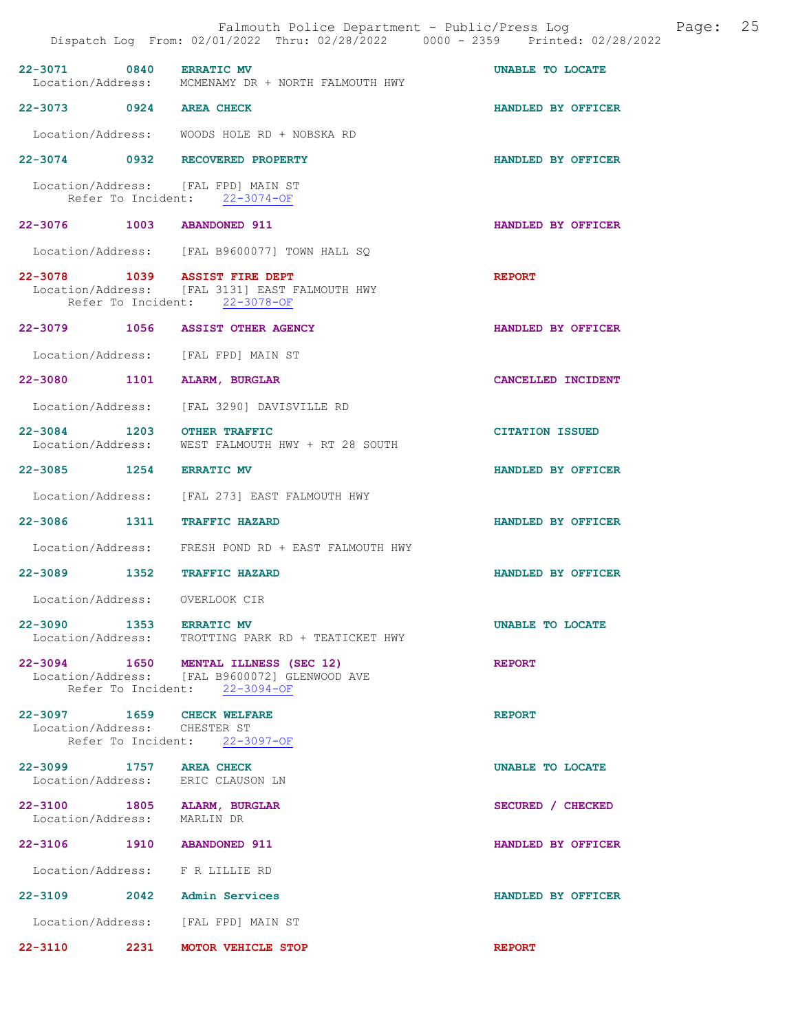22-3071 0840 ERRATIC MV UNABLE TO LOCATE
Location/Address: MCMENAMY DR + NORTH FALMOUTH HWY

22-3073 0924 AREA CHECK HANDLED BY OFFICER
Location/Address: WOODS HOLE RD + NOBSKA RD

22-3074 0932 RECOVERED PROPERTY HANDLED BY OFFICER
Location/Address: [FAL FPD] MAIN ST
Refer To Incident: 22-3074-OF

22-3076 1003 ABANDONED 911 HANDLED BY OFFICER
Location/Address: [FAL B9600077] TOWN HALL SQ

22-3078 1039 ASSIST FIRE DEPT REPORT
Location/Address: [FAL 3131] EAST FALMOUTH HWY
Refer To Incident: 22-3078-OF

22-3079 1056 ASSIST OTHER AGENCY HANDLED BY OFFICER
Location/Address: [FAL FPD] MAIN ST

22-3080 1101 ALARM, BURGLAR CANCELLED INCIDENT
Location/Address: [FAL 3290] DAVISVILLE RD

22-3084 1203 OTHER TRAFFIC CITATION ISSUED
Location/Address: WEST FALMOUTH HWY + RT 28 SOUTH

22-3085 1254 ERRATIC MV HANDLED BY OFFICER
Location/Address: [FAL 273] EAST FALMOUTH HWY

22-3086 1311 TRAFFIC HAZARD HANDLED BY OFFICER
Location/Address: FRESH POND RD + EAST FALMOUTH HWY

22-3089 1352 TRAFFIC HAZARD HANDLED BY OFFICER
Location/Address: OVERLOOK CIR

22-3090 1353 ERRATIC MV UNABLE TO LOCATE
Location/Address: TROTTING PARK RD + TEATICKET HWY

22-3094 1650 MENTAL ILLNESS (SEC 12) REPORT
Location/Address: [FAL B9600072] GLENWOOD AVE
Refer To Incident: 22-3094-OF

22-3097 1659 CHECK WELFARE REPORT
Location/Address: CHESTER ST
Refer To Incident: 22-3097-OF

22-3099 1757 AREA CHECK UNABLE TO LOCATE
Location/Address: ERIC CLAUSON LN

22-3100 1805 ALARM, BURGLAR SECURED / CHECKED
Location/Address: MARLIN DR

22-3106 1910 ABANDONED 911 HANDLED BY OFFICER
Location/Address: F R LILLIE RD

22-3109 2042 Admin Services HANDLED BY OFFICER
Location/Address: [FAL FPD] MAIN ST

22-3110 2231 MOTOR VEHICLE STOP REPORT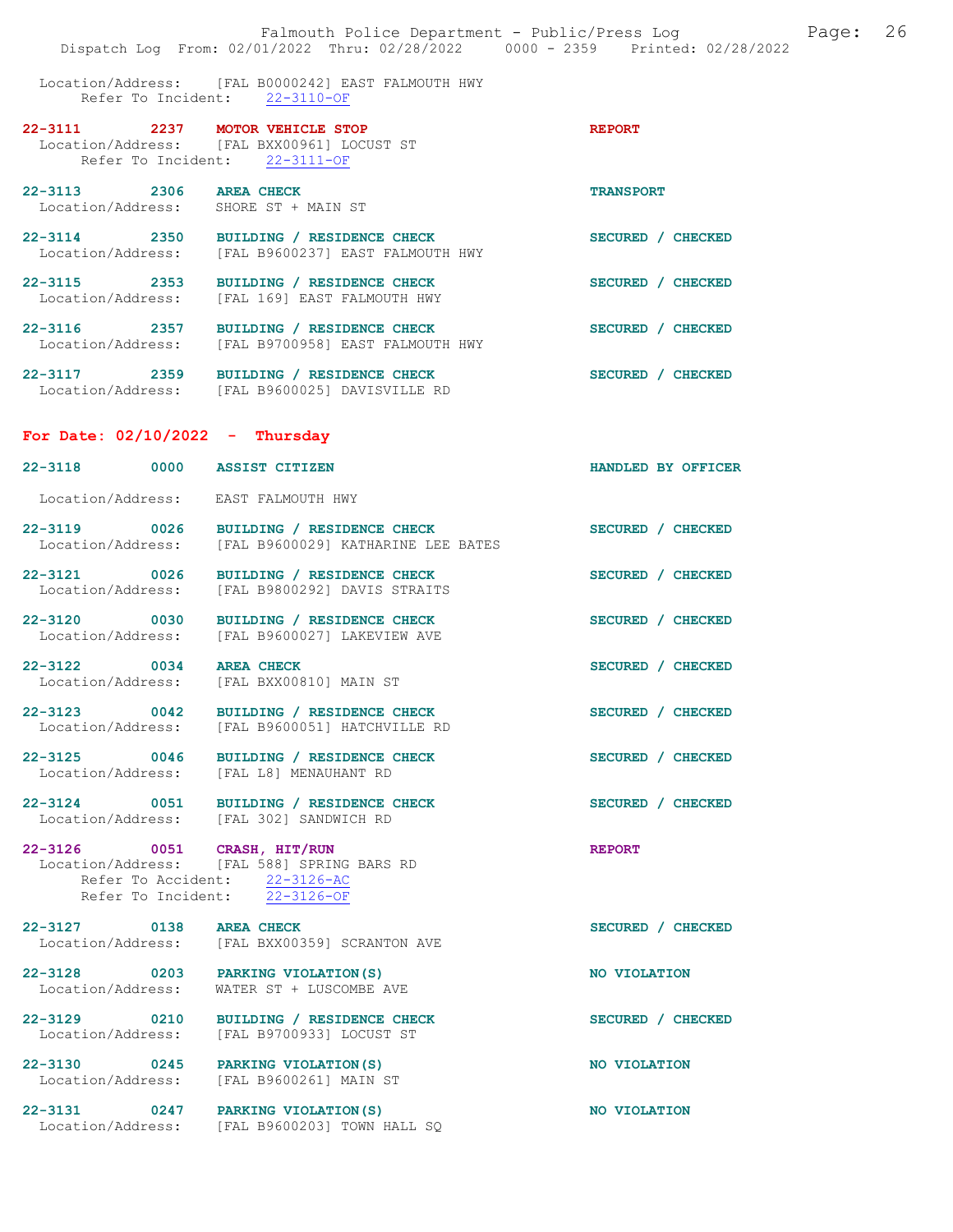Location/Address: [FAL B0000242] EAST FALMOUTH HWY
Refer To Incident: 22-3110-OF

**22-3111 2237 MOTOR VEHICLE STOP** — REPORT
Location/Address: [FAL BXX00961] LOCUST ST
Refer To Incident: 22-3111-OF

**22-3113 2306 AREA CHECK** — TRANSPORT
Location/Address: SHORE ST + MAIN ST

**22-3114 2350 BUILDING / RESIDENCE CHECK** — SECURED / CHECKED
Location/Address: [FAL B9600237] EAST FALMOUTH HWY

**22-3115 2353 BUILDING / RESIDENCE CHECK** — SECURED / CHECKED
Location/Address: [FAL 169] EAST FALMOUTH HWY

**22-3116 2357 BUILDING / RESIDENCE CHECK** — SECURED / CHECKED
Location/Address: [FAL B9700958] EAST FALMOUTH HWY

**22-3117 2359 BUILDING / RESIDENCE CHECK** — SECURED / CHECKED
Location/Address: [FAL B9600025] DAVISVILLE RD

## For Date: 02/10/2022 - Thursday

**22-3118 0000 ASSIST CITIZEN** — HANDLED BY OFFICER
Location/Address: EAST FALMOUTH HWY

**22-3119 0026 BUILDING / RESIDENCE CHECK** — SECURED / CHECKED
Location/Address: [FAL B9600029] KATHARINE LEE BATES

**22-3121 0026 BUILDING / RESIDENCE CHECK** — SECURED / CHECKED
Location/Address: [FAL B9800292] DAVIS STRAITS

**22-3120 0030 BUILDING / RESIDENCE CHECK** — SECURED / CHECKED
Location/Address: [FAL B9600027] LAKEVIEW AVE

**22-3122 0034 AREA CHECK** — SECURED / CHECKED
Location/Address: [FAL BXX00810] MAIN ST

**22-3123 0042 BUILDING / RESIDENCE CHECK** — SECURED / CHECKED
Location/Address: [FAL B9600051] HATCHVILLE RD

**22-3125 0046 BUILDING / RESIDENCE CHECK** — SECURED / CHECKED
Location/Address: [FAL L8] MENAUHANT RD

**22-3124 0051 BUILDING / RESIDENCE CHECK** — SECURED / CHECKED
Location/Address: [FAL 302] SANDWICH RD

**22-3126 0051 CRASH, HIT/RUN** — REPORT
Location/Address: [FAL 588] SPRING BARS RD
Refer To Accident: 22-3126-AC
Refer To Incident: 22-3126-OF

**22-3127 0138 AREA CHECK** — SECURED / CHECKED
Location/Address: [FAL BXX00359] SCRANTON AVE

**22-3128 0203 PARKING VIOLATION(S)** — NO VIOLATION
Location/Address: WATER ST + LUSCOMBE AVE

**22-3129 0210 BUILDING / RESIDENCE CHECK** — SECURED / CHECKED
Location/Address: [FAL B9700933] LOCUST ST

**22-3130 0245 PARKING VIOLATION(S)** — NO VIOLATION
Location/Address: [FAL B9600261] MAIN ST

**22-3131 0247 PARKING VIOLATION(S)** — NO VIOLATION
Location/Address: [FAL B9600203] TOWN HALL SQ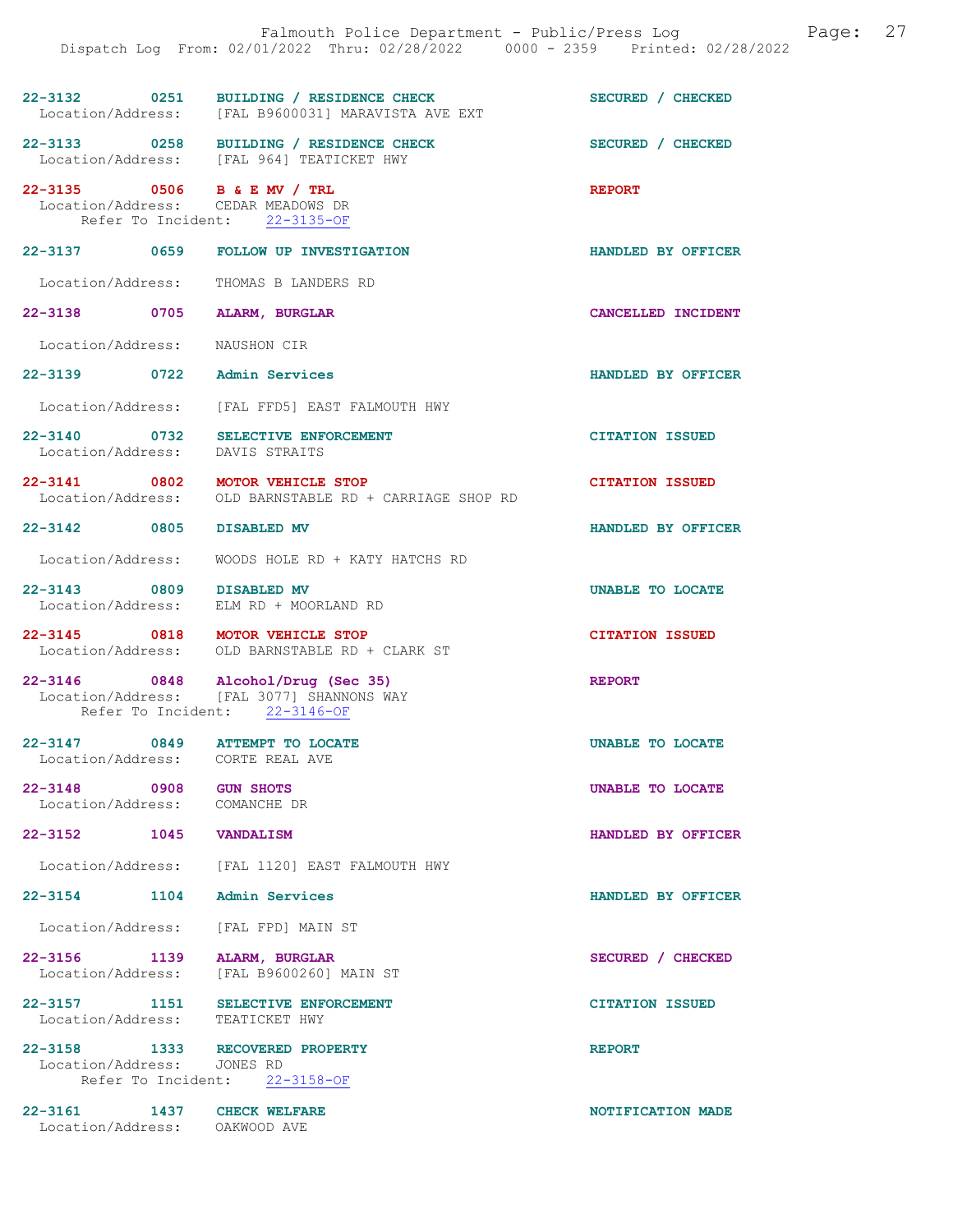22-3132 0251 BUILDING / RESIDENCE CHECK SECURED / CHECKED
Location/Address: [FAL B9600031] MARAVISTA AVE EXT

22-3133 0258 BUILDING / RESIDENCE CHECK SECURED / CHECKED
Location/Address: [FAL 964] TEATICKET HWY

22-3135 0506 B & E MV / TRL REPORT
Location/Address: CEDAR MEADOWS DR
Refer To Incident: 22-3135-OF

22-3137 0659 FOLLOW UP INVESTIGATION HANDLED BY OFFICER
Location/Address: THOMAS B LANDERS RD

22-3138 0705 ALARM, BURGLAR CANCELLED INCIDENT
Location/Address: NAUSHON CIR

22-3139 0722 Admin Services HANDLED BY OFFICER
Location/Address: [FAL FFD5] EAST FALMOUTH HWY

22-3140 0732 SELECTIVE ENFORCEMENT CITATION ISSUED
Location/Address: DAVIS STRAITS

22-3141 0802 MOTOR VEHICLE STOP CITATION ISSUED
Location/Address: OLD BARNSTABLE RD + CARRIAGE SHOP RD

22-3142 0805 DISABLED MV HANDLED BY OFFICER
Location/Address: WOODS HOLE RD + KATY HATCHS RD

22-3143 0809 DISABLED MV UNABLE TO LOCATE
Location/Address: ELM RD + MOORLAND RD

22-3145 0818 MOTOR VEHICLE STOP CITATION ISSUED
Location/Address: OLD BARNSTABLE RD + CLARK ST

22-3146 0848 Alcohol/Drug (Sec 35) REPORT
Location/Address: [FAL 3077] SHANNONS WAY
Refer To Incident: 22-3146-OF

22-3147 0849 ATTEMPT TO LOCATE UNABLE TO LOCATE
Location/Address: CORTE REAL AVE

22-3148 0908 GUN SHOTS UNABLE TO LOCATE
Location/Address: COMANCHE DR

22-3152 1045 VANDALISM HANDLED BY OFFICER
Location/Address: [FAL 1120] EAST FALMOUTH HWY

22-3154 1104 Admin Services HANDLED BY OFFICER
Location/Address: [FAL FPD] MAIN ST

22-3156 1139 ALARM, BURGLAR SECURED / CHECKED
Location/Address: [FAL B9600260] MAIN ST

22-3157 1151 SELECTIVE ENFORCEMENT CITATION ISSUED
Location/Address: TEATICKET HWY

22-3158 1333 RECOVERED PROPERTY REPORT
Location/Address: JONES RD
Refer To Incident: 22-3158-OF

22-3161 1437 CHECK WELFARE NOTIFICATION MADE
Location/Address: OAKWOOD AVE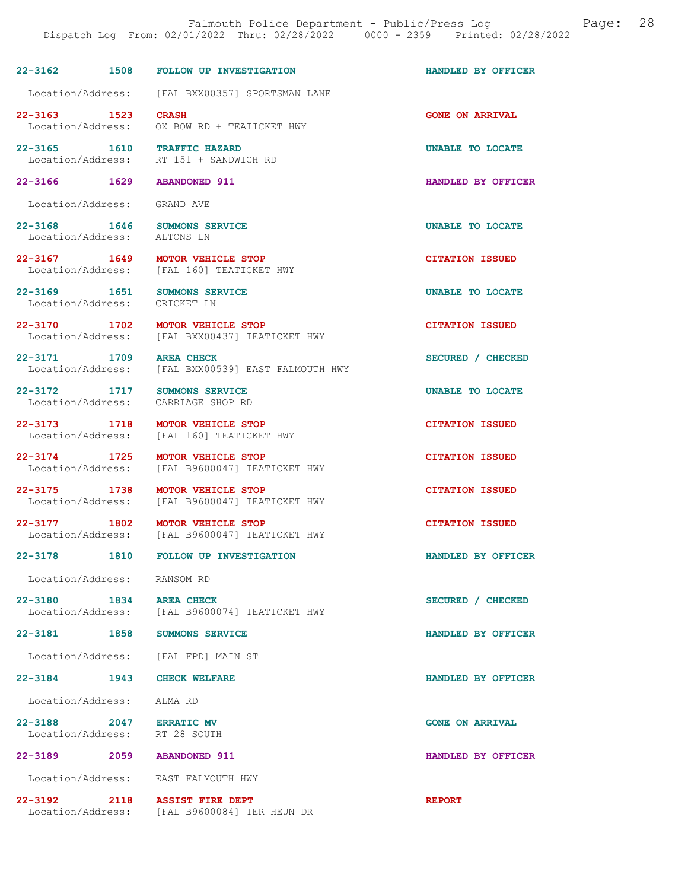| Call # | Time | Type | Disposition |
|---|---|---|---|
| 22-3162 | 1508 | FOLLOW UP INVESTIGATION | HANDLED BY OFFICER |
| Location/Address: | | [FAL BXX00357] SPORTSMAN LANE | |
| 22-3163 | 1523 | CRASH | GONE ON ARRIVAL |
| Location/Address: | | OX BOW RD + TEATICKET HWY | |
| 22-3165 | 1610 | TRAFFIC HAZARD | UNABLE TO LOCATE |
| Location/Address: | | RT 151 + SANDWICH RD | |
| 22-3166 | 1629 | ABANDONED 911 | HANDLED BY OFFICER |
| Location/Address: | | GRAND AVE | |
| 22-3168 | 1646 | SUMMONS SERVICE | UNABLE TO LOCATE |
| Location/Address: | | ALTONS LN | |
| 22-3167 | 1649 | MOTOR VEHICLE STOP | CITATION ISSUED |
| Location/Address: | | [FAL 160] TEATICKET HWY | |
| 22-3169 | 1651 | SUMMONS SERVICE | UNABLE TO LOCATE |
| Location/Address: | | CRICKET LN | |
| 22-3170 | 1702 | MOTOR VEHICLE STOP | CITATION ISSUED |
| Location/Address: | | [FAL BXX00437] TEATICKET HWY | |
| 22-3171 | 1709 | AREA CHECK | SECURED / CHECKED |
| Location/Address: | | [FAL BXX00539] EAST FALMOUTH HWY | |
| 22-3172 | 1717 | SUMMONS SERVICE | UNABLE TO LOCATE |
| Location/Address: | | CARRIAGE SHOP RD | |
| 22-3173 | 1718 | MOTOR VEHICLE STOP | CITATION ISSUED |
| Location/Address: | | [FAL 160] TEATICKET HWY | |
| 22-3174 | 1725 | MOTOR VEHICLE STOP | CITATION ISSUED |
| Location/Address: | | [FAL B9600047] TEATICKET HWY | |
| 22-3175 | 1738 | MOTOR VEHICLE STOP | CITATION ISSUED |
| Location/Address: | | [FAL B9600047] TEATICKET HWY | |
| 22-3177 | 1802 | MOTOR VEHICLE STOP | CITATION ISSUED |
| Location/Address: | | [FAL B9600047] TEATICKET HWY | |
| 22-3178 | 1810 | FOLLOW UP INVESTIGATION | HANDLED BY OFFICER |
| Location/Address: | | RANSOM RD | |
| 22-3180 | 1834 | AREA CHECK | SECURED / CHECKED |
| Location/Address: | | [FAL B9600074] TEATICKET HWY | |
| 22-3181 | 1858 | SUMMONS SERVICE | HANDLED BY OFFICER |
| Location/Address: | | [FAL FPD] MAIN ST | |
| 22-3184 | 1943 | CHECK WELFARE | HANDLED BY OFFICER |
| Location/Address: | | ALMA RD | |
| 22-3188 | 2047 | ERRATIC MV | GONE ON ARRIVAL |
| Location/Address: | | RT 28 SOUTH | |
| 22-3189 | 2059 | ABANDONED 911 | HANDLED BY OFFICER |
| Location/Address: | | EAST FALMOUTH HWY | |
| 22-3192 | 2118 | ASSIST FIRE DEPT | REPORT |
| Location/Address: | | [FAL B9600084] TER HEUN DR | |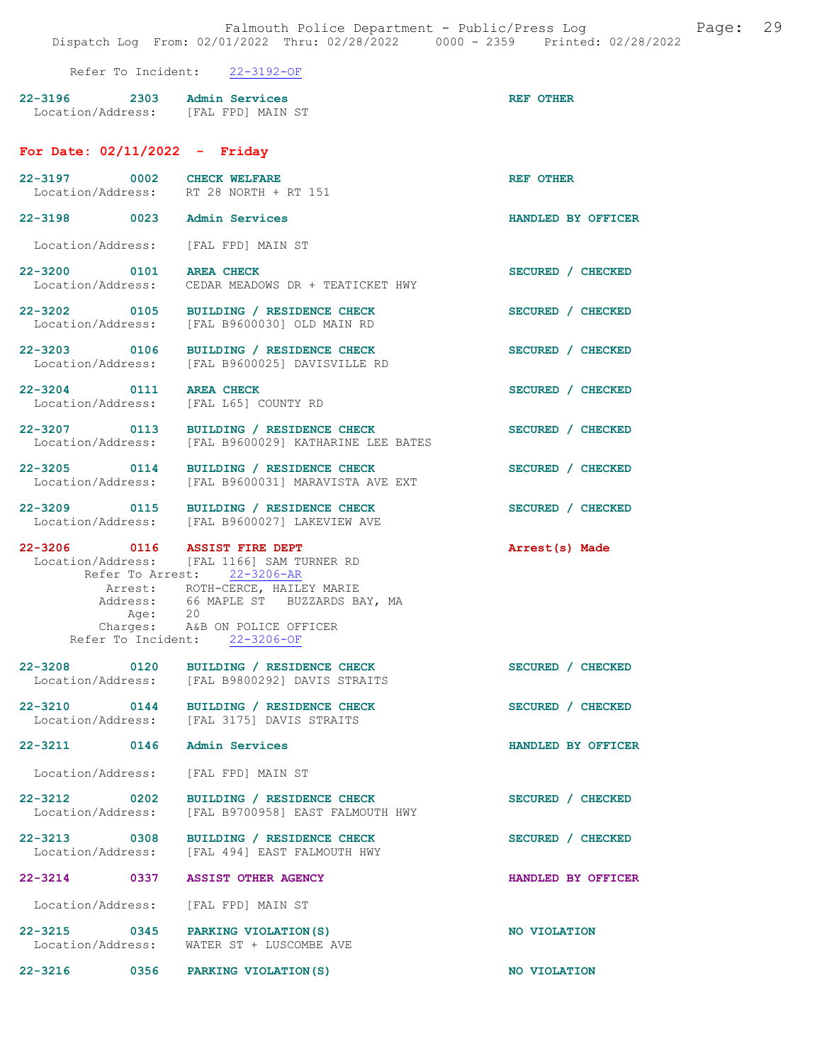Refer To Incident: 22-3192-OF

**22-3196 2303 Admin Services** — REF OTHER
Location/Address: [FAL FPD] MAIN ST

## For Date: 02/11/2022 - Friday

**22-3197 0002 CHECK WELFARE** — REF OTHER
Location/Address: RT 28 NORTH + RT 151

**22-3198 0023 Admin Services** — HANDLED BY OFFICER
Location/Address: [FAL FPD] MAIN ST

**22-3200 0101 AREA CHECK** — SECURED / CHECKED
Location/Address: CEDAR MEADOWS DR + TEATICKET HWY

**22-3202 0105 BUILDING / RESIDENCE CHECK** — SECURED / CHECKED
Location/Address: [FAL B9600030] OLD MAIN RD

**22-3203 0106 BUILDING / RESIDENCE CHECK** — SECURED / CHECKED
Location/Address: [FAL B9600025] DAVISVILLE RD

**22-3204 0111 AREA CHECK** — SECURED / CHECKED
Location/Address: [FAL L65] COUNTY RD

**22-3207 0113 BUILDING / RESIDENCE CHECK** — SECURED / CHECKED
Location/Address: [FAL B9600029] KATHARINE LEE BATES

**22-3205 0114 BUILDING / RESIDENCE CHECK** — SECURED / CHECKED
Location/Address: [FAL B9600031] MARAVISTA AVE EXT

**22-3209 0115 BUILDING / RESIDENCE CHECK** — SECURED / CHECKED
Location/Address: [FAL B9600027] LAKEVIEW AVE

**22-3206 0116 ASSIST FIRE DEPT** — Arrest(s) Made
Location/Address: [FAL 1166] SAM TURNER RD
Refer To Arrest: 22-3206-AR
Arrest: ROTH-CERCE, HAILEY MARIE
Address: 66 MAPLE ST BUZZARDS BAY, MA
Age: 20
Charges: A&B ON POLICE OFFICER
Refer To Incident: 22-3206-OF

**22-3208 0120 BUILDING / RESIDENCE CHECK** — SECURED / CHECKED
Location/Address: [FAL B9800292] DAVIS STRAITS

**22-3210 0144 BUILDING / RESIDENCE CHECK** — SECURED / CHECKED
Location/Address: [FAL 3175] DAVIS STRAITS

**22-3211 0146 Admin Services** — HANDLED BY OFFICER
Location/Address: [FAL FPD] MAIN ST

**22-3212 0202 BUILDING / RESIDENCE CHECK** — SECURED / CHECKED
Location/Address: [FAL B9700958] EAST FALMOUTH HWY

**22-3213 0308 BUILDING / RESIDENCE CHECK** — SECURED / CHECKED
Location/Address: [FAL 494] EAST FALMOUTH HWY

**22-3214 0337 ASSIST OTHER AGENCY** — HANDLED BY OFFICER
Location/Address: [FAL FPD] MAIN ST

**22-3215 0345 PARKING VIOLATION(S)** — NO VIOLATION
Location/Address: WATER ST + LUSCOMBE AVE

**22-3216 0356 PARKING VIOLATION(S)** — NO VIOLATION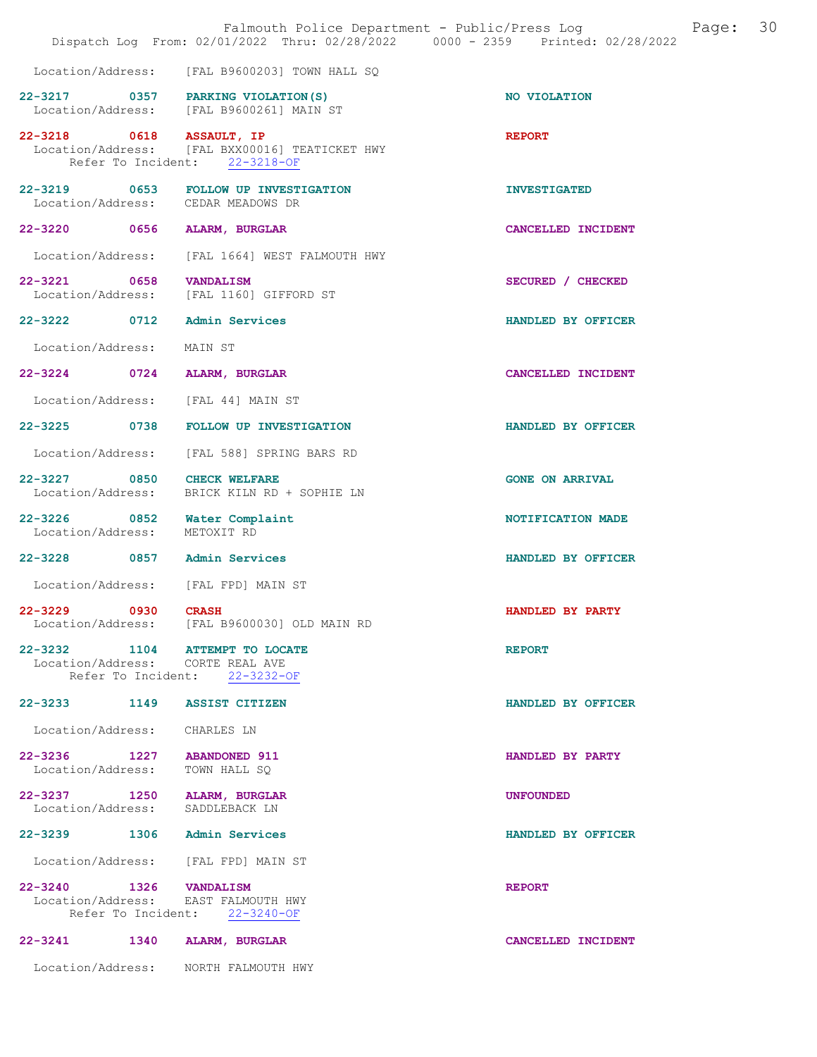Location/Address: [FAL B9600203] TOWN HALL SQ

**22-3217** 0357 **PARKING VIOLATION(S)** — NO VIOLATION
Location/Address: [FAL B9600261] MAIN ST

**22-3218** 0618 **ASSAULT, IP** — REPORT
Location/Address: [FAL BXX00016] TEATICKET HWY
Refer To Incident: 22-3218-OF

**22-3219** 0653 **FOLLOW UP INVESTIGATION** — INVESTIGATED
Location/Address: CEDAR MEADOWS DR

**22-3220** 0656 **ALARM, BURGLAR** — CANCELLED INCIDENT
Location/Address: [FAL 1664] WEST FALMOUTH HWY

**22-3221** 0658 **VANDALISM** — SECURED / CHECKED
Location/Address: [FAL 1160] GIFFORD ST

**22-3222** 0712 **Admin Services** — HANDLED BY OFFICER
Location/Address: MAIN ST

**22-3224** 0724 **ALARM, BURGLAR** — CANCELLED INCIDENT
Location/Address: [FAL 44] MAIN ST

**22-3225** 0738 **FOLLOW UP INVESTIGATION** — HANDLED BY OFFICER
Location/Address: [FAL 588] SPRING BARS RD

**22-3227** 0850 **CHECK WELFARE** — GONE ON ARRIVAL
Location/Address: BRICK KILN RD + SOPHIE LN

**22-3226** 0852 **Water Complaint** — NOTIFICATION MADE
Location/Address: METOXIT RD

**22-3228** 0857 **Admin Services** — HANDLED BY OFFICER
Location/Address: [FAL FPD] MAIN ST

**22-3229** 0930 **CRASH** — HANDLED BY PARTY
Location/Address: [FAL B9600030] OLD MAIN RD

**22-3232** 1104 **ATTEMPT TO LOCATE** — REPORT
Location/Address: CORTE REAL AVE
Refer To Incident: 22-3232-OF

**22-3233** 1149 **ASSIST CITIZEN** — HANDLED BY OFFICER
Location/Address: CHARLES LN

**22-3236** 1227 **ABANDONED 911** — HANDLED BY PARTY
Location/Address: TOWN HALL SQ

**22-3237** 1250 **ALARM, BURGLAR** — UNFOUNDED
Location/Address: SADDLEBACK LN

**22-3239** 1306 **Admin Services** — HANDLED BY OFFICER
Location/Address: [FAL FPD] MAIN ST

**22-3240** 1326 **VANDALISM** — REPORT
Location/Address: EAST FALMOUTH HWY
Refer To Incident: 22-3240-OF

**22-3241** 1340 **ALARM, BURGLAR** — CANCELLED INCIDENT
Location/Address: NORTH FALMOUTH HWY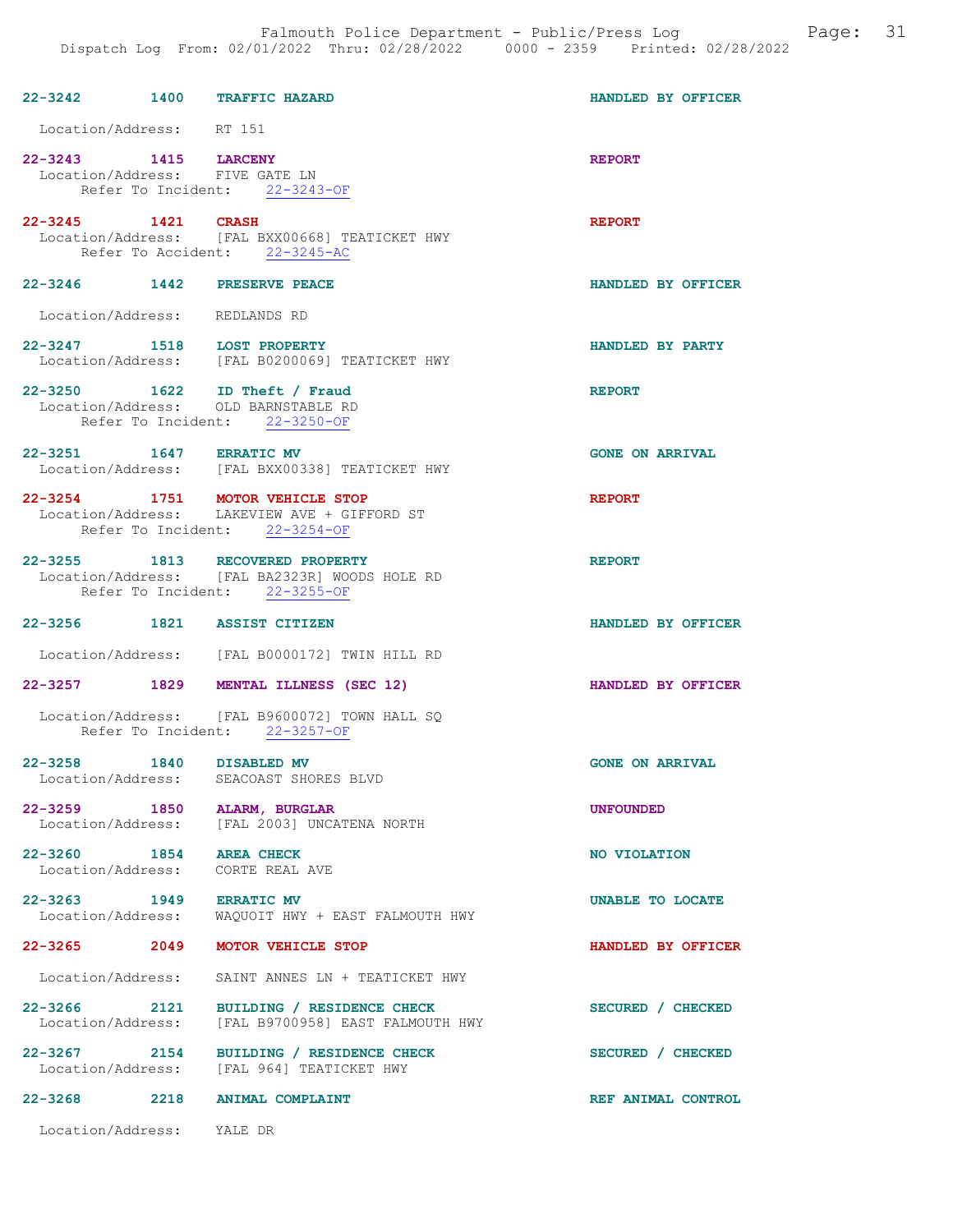| Call # | Time | Type | Disposition |
|---|---|---|---|
| 22-3242 | 1400 | TRAFFIC HAZARD | HANDLED BY OFFICER |

Location/Address: RT 151

| Call # | Time | Type | Disposition |
|---|---|---|---|
| 22-3243 | 1415 | LARCENY | REPORT |

Location/Address: FIVE GATE LN
Refer To Incident: 22-3243-OF

| Call # | Time | Type | Disposition |
|---|---|---|---|
| 22-3245 | 1421 | CRASH | REPORT |

Location/Address: [FAL BXX00668] TEATICKET HWY
Refer To Accident: 22-3245-AC

| Call # | Time | Type | Disposition |
|---|---|---|---|
| 22-3246 | 1442 | PRESERVE PEACE | HANDLED BY OFFICER |

Location/Address: REDLANDS RD

| Call # | Time | Type | Disposition |
|---|---|---|---|
| 22-3247 | 1518 | LOST PROPERTY | HANDLED BY PARTY |

Location/Address: [FAL B0200069] TEATICKET HWY

| Call # | Time | Type | Disposition |
|---|---|---|---|
| 22-3250 | 1622 | ID Theft / Fraud | REPORT |

Location/Address: OLD BARNSTABLE RD
Refer To Incident: 22-3250-OF

| Call # | Time | Type | Disposition |
|---|---|---|---|
| 22-3251 | 1647 | ERRATIC MV | GONE ON ARRIVAL |

Location/Address: [FAL BXX00338] TEATICKET HWY

| Call # | Time | Type | Disposition |
|---|---|---|---|
| 22-3254 | 1751 | MOTOR VEHICLE STOP | REPORT |

Location/Address: LAKEVIEW AVE + GIFFORD ST
Refer To Incident: 22-3254-OF

| Call # | Time | Type | Disposition |
|---|---|---|---|
| 22-3255 | 1813 | RECOVERED PROPERTY | REPORT |

Location/Address: [FAL BA2323R] WOODS HOLE RD
Refer To Incident: 22-3255-OF

| Call # | Time | Type | Disposition |
|---|---|---|---|
| 22-3256 | 1821 | ASSIST CITIZEN | HANDLED BY OFFICER |

Location/Address: [FAL B0000172] TWIN HILL RD

| Call # | Time | Type | Disposition |
|---|---|---|---|
| 22-3257 | 1829 | MENTAL ILLNESS (SEC 12) | HANDLED BY OFFICER |

Location/Address: [FAL B9600072] TOWN HALL SQ
Refer To Incident: 22-3257-OF

| Call # | Time | Type | Disposition |
|---|---|---|---|
| 22-3258 | 1840 | DISABLED MV | GONE ON ARRIVAL |

Location/Address: SEACOAST SHORES BLVD

| Call # | Time | Type | Disposition |
|---|---|---|---|
| 22-3259 | 1850 | ALARM, BURGLAR | UNFOUNDED |

Location/Address: [FAL 2003] UNCATENA NORTH

| Call # | Time | Type | Disposition |
|---|---|---|---|
| 22-3260 | 1854 | AREA CHECK | NO VIOLATION |

Location/Address: CORTE REAL AVE

| Call # | Time | Type | Disposition |
|---|---|---|---|
| 22-3263 | 1949 | ERRATIC MV | UNABLE TO LOCATE |

Location/Address: WAQUOIT HWY + EAST FALMOUTH HWY

| Call # | Time | Type | Disposition |
|---|---|---|---|
| 22-3265 | 2049 | MOTOR VEHICLE STOP | HANDLED BY OFFICER |

Location/Address: SAINT ANNES LN + TEATICKET HWY

| Call # | Time | Type | Disposition |
|---|---|---|---|
| 22-3266 | 2121 | BUILDING / RESIDENCE CHECK | SECURED / CHECKED |

Location/Address: [FAL B9700958] EAST FALMOUTH HWY

| Call # | Time | Type | Disposition |
|---|---|---|---|
| 22-3267 | 2154 | BUILDING / RESIDENCE CHECK | SECURED / CHECKED |

Location/Address: [FAL 964] TEATICKET HWY

| Call # | Time | Type | Disposition |
|---|---|---|---|
| 22-3268 | 2218 | ANIMAL COMPLAINT | REF ANIMAL CONTROL |

Location/Address: YALE DR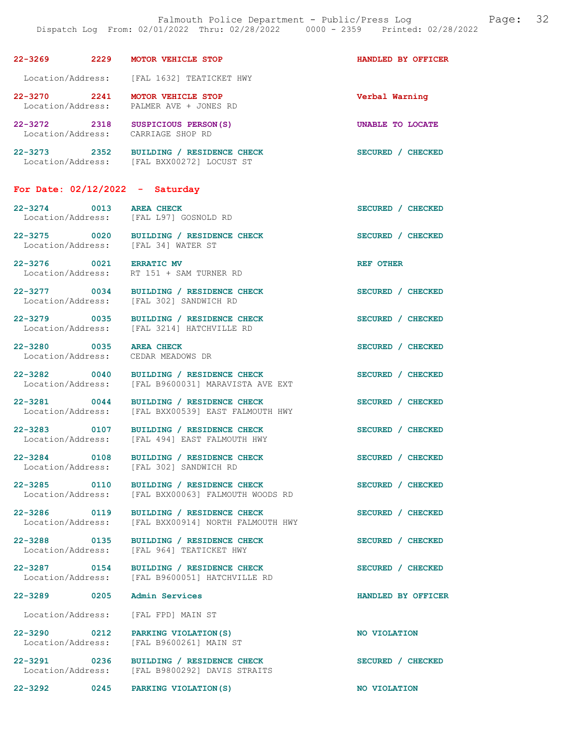22-3269 2229 **MOTOR VEHICLE STOP** HANDLED BY OFFICER
Location/Address: [FAL 1632] TEATICKET HWY

22-3270 2241 **MOTOR VEHICLE STOP** Verbal Warning
Location/Address: PALMER AVE + JONES RD

22-3272 2318 **SUSPICIOUS PERSON(S)** UNABLE TO LOCATE
Location/Address: CARRIAGE SHOP RD

22-3273 2352 **BUILDING / RESIDENCE CHECK** SECURED / CHECKED
Location/Address: [FAL BXX00272] LOCUST ST

## For Date: 02/12/2022 - Saturday

22-3274 0013 **AREA CHECK** SECURED / CHECKED
Location/Address: [FAL L97] GOSNOLD RD

22-3275 0020 **BUILDING / RESIDENCE CHECK** SECURED / CHECKED
Location/Address: [FAL 34] WATER ST

22-3276 0021 **ERRATIC MV** REF OTHER
Location/Address: RT 151 + SAM TURNER RD

22-3277 0034 **BUILDING / RESIDENCE CHECK** SECURED / CHECKED
Location/Address: [FAL 302] SANDWICH RD

22-3279 0035 **BUILDING / RESIDENCE CHECK** SECURED / CHECKED
Location/Address: [FAL 3214] HATCHVILLE RD

22-3280 0035 **AREA CHECK** SECURED / CHECKED
Location/Address: CEDAR MEADOWS DR

22-3282 0040 **BUILDING / RESIDENCE CHECK** SECURED / CHECKED
Location/Address: [FAL B9600031] MARAVISTA AVE EXT

22-3281 0044 **BUILDING / RESIDENCE CHECK** SECURED / CHECKED
Location/Address: [FAL BXX00539] EAST FALMOUTH HWY

22-3283 0107 **BUILDING / RESIDENCE CHECK** SECURED / CHECKED
Location/Address: [FAL 494] EAST FALMOUTH HWY

22-3284 0108 **BUILDING / RESIDENCE CHECK** SECURED / CHECKED
Location/Address: [FAL 302] SANDWICH RD

22-3285 0110 **BUILDING / RESIDENCE CHECK** SECURED / CHECKED
Location/Address: [FAL BXX00063] FALMOUTH WOODS RD

22-3286 0119 **BUILDING / RESIDENCE CHECK** SECURED / CHECKED
Location/Address: [FAL BXX00914] NORTH FALMOUTH HWY

22-3288 0135 **BUILDING / RESIDENCE CHECK** SECURED / CHECKED
Location/Address: [FAL 964] TEATICKET HWY

22-3287 0154 **BUILDING / RESIDENCE CHECK** SECURED / CHECKED
Location/Address: [FAL B9600051] HATCHVILLE RD

22-3289 0205 **Admin Services** HANDLED BY OFFICER
Location/Address: [FAL FPD] MAIN ST

22-3290 0212 **PARKING VIOLATION(S)** NO VIOLATION
Location/Address: [FAL B9600261] MAIN ST

22-3291 0236 **BUILDING / RESIDENCE CHECK** SECURED / CHECKED
Location/Address: [FAL B9800292] DAVIS STRAITS

22-3292 0245 **PARKING VIOLATION(S)** NO VIOLATION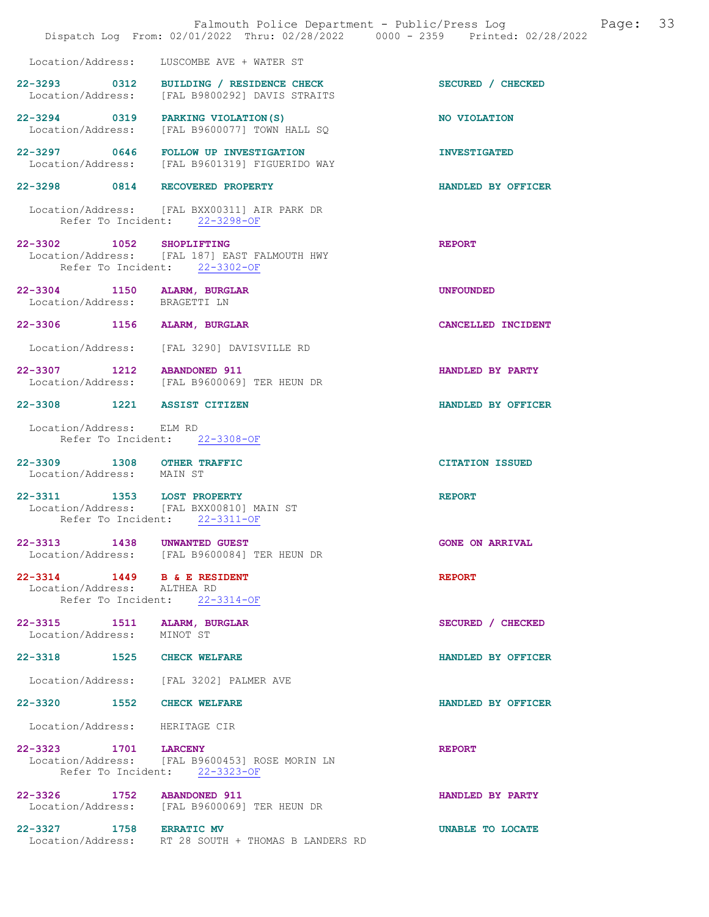Location/Address: LUSCOMBE AVE + WATER ST

22-3293 0312 BUILDING / RESIDENCE CHECK SECURED / CHECKED
Location/Address: [FAL B9800292] DAVIS STRAITS

22-3294 0319 PARKING VIOLATION(S) NO VIOLATION
Location/Address: [FAL B9600077] TOWN HALL SQ

22-3297 0646 FOLLOW UP INVESTIGATION INVESTIGATED
Location/Address: [FAL B9601319] FIGUERIDO WAY

22-3298 0814 RECOVERED PROPERTY HANDLED BY OFFICER
Location/Address: [FAL BXX00311] AIR PARK DR
Refer To Incident: 22-3298-OF

22-3302 1052 SHOPLIFTING REPORT
Location/Address: [FAL 187] EAST FALMOUTH HWY
Refer To Incident: 22-3302-OF

22-3304 1150 ALARM, BURGLAR UNFOUNDED
Location/Address: BRAGETTI LN

22-3306 1156 ALARM, BURGLAR CANCELLED INCIDENT
Location/Address: [FAL 3290] DAVISVILLE RD

22-3307 1212 ABANDONED 911 HANDLED BY PARTY
Location/Address: [FAL B9600069] TER HEUN DR

22-3308 1221 ASSIST CITIZEN HANDLED BY OFFICER
Location/Address: ELM RD
Refer To Incident: 22-3308-OF

22-3309 1308 OTHER TRAFFIC CITATION ISSUED
Location/Address: MAIN ST

22-3311 1353 LOST PROPERTY REPORT
Location/Address: [FAL BXX00810] MAIN ST
Refer To Incident: 22-3311-OF

22-3313 1438 UNWANTED GUEST GONE ON ARRIVAL
Location/Address: [FAL B9600084] TER HEUN DR

22-3314 1449 B & E RESIDENT REPORT
Location/Address: ALTHEA RD
Refer To Incident: 22-3314-OF

22-3315 1511 ALARM, BURGLAR SECURED / CHECKED
Location/Address: MINOT ST

22-3318 1525 CHECK WELFARE HANDLED BY OFFICER
Location/Address: [FAL 3202] PALMER AVE

22-3320 1552 CHECK WELFARE HANDLED BY OFFICER
Location/Address: HERITAGE CIR

22-3323 1701 LARCENY REPORT
Location/Address: [FAL B9600453] ROSE MORIN LN
Refer To Incident: 22-3323-OF

22-3326 1752 ABANDONED 911 HANDLED BY PARTY
Location/Address: [FAL B9600069] TER HEUN DR

22-3327 1758 ERRATIC MV UNABLE TO LOCATE
Location/Address: RT 28 SOUTH + THOMAS B LANDERS RD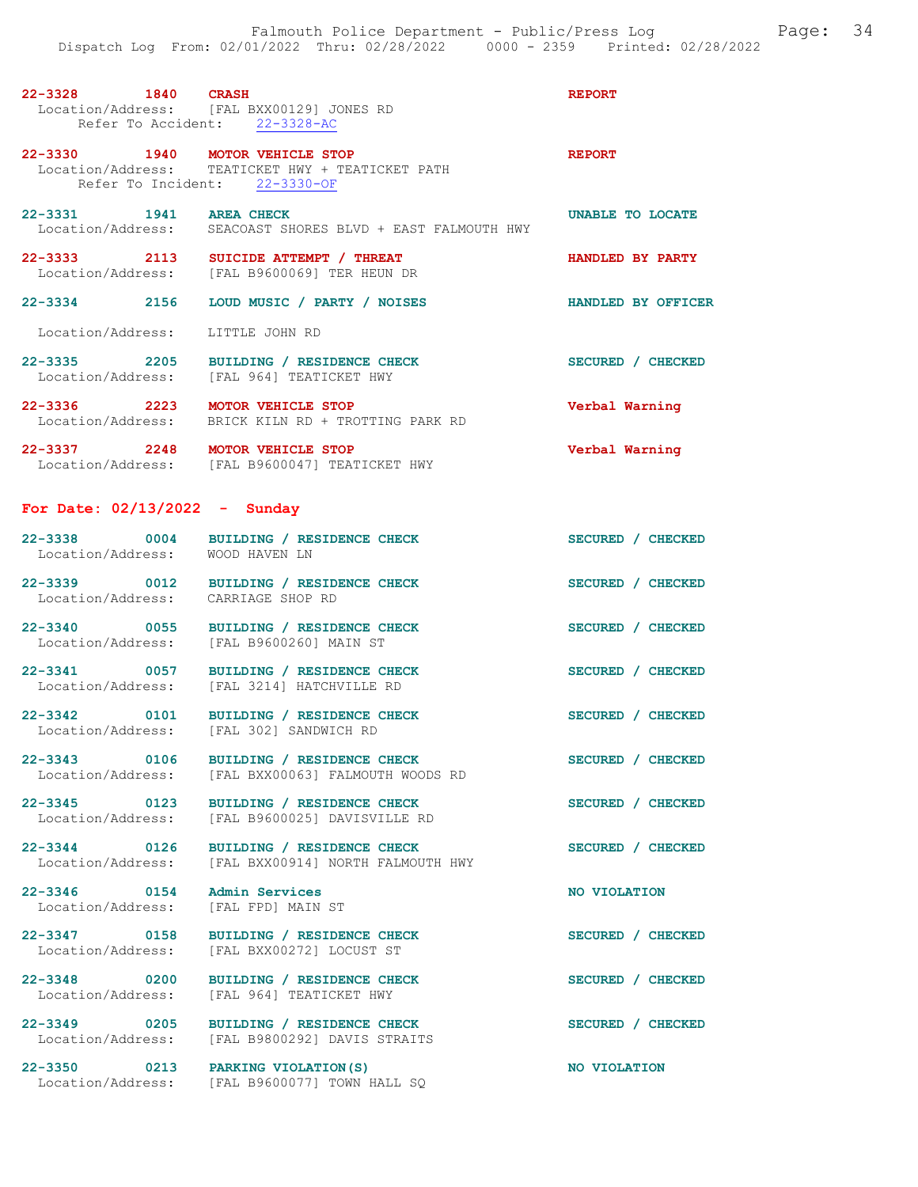22-3328 1840 **CRASH** REPORT
Location/Address: [FAL BXX00129] JONES RD
Refer To Accident: 22-3328-AC

22-3330 1940 **MOTOR VEHICLE STOP** REPORT
Location/Address: TEATICKET HWY + TEATICKET PATH
Refer To Incident: 22-3330-OF

22-3331 1941 **AREA CHECK** UNABLE TO LOCATE
Location/Address: SEACOAST SHORES BLVD + EAST FALMOUTH HWY

22-3333 2113 **SUICIDE ATTEMPT / THREAT** HANDLED BY PARTY
Location/Address: [FAL B9600069] TER HEUN DR

22-3334 2156 **LOUD MUSIC / PARTY / NOISES** HANDLED BY OFFICER
Location/Address: LITTLE JOHN RD

22-3335 2205 **BUILDING / RESIDENCE CHECK** SECURED / CHECKED
Location/Address: [FAL 964] TEATICKET HWY

22-3336 2223 **MOTOR VEHICLE STOP** Verbal Warning
Location/Address: BRICK KILN RD + TROTTING PARK RD

22-3337 2248 **MOTOR VEHICLE STOP** Verbal Warning
Location/Address: [FAL B9600047] TEATICKET HWY

## For Date: 02/13/2022 - Sunday

22-3338 0004 **BUILDING / RESIDENCE CHECK** SECURED / CHECKED
Location/Address: WOOD HAVEN LN

22-3339 0012 **BUILDING / RESIDENCE CHECK** SECURED / CHECKED
Location/Address: CARRIAGE SHOP RD

22-3340 0055 **BUILDING / RESIDENCE CHECK** SECURED / CHECKED
Location/Address: [FAL B9600260] MAIN ST

22-3341 0057 **BUILDING / RESIDENCE CHECK** SECURED / CHECKED
Location/Address: [FAL 3214] HATCHVILLE RD

22-3342 0101 **BUILDING / RESIDENCE CHECK** SECURED / CHECKED
Location/Address: [FAL 302] SANDWICH RD

22-3343 0106 **BUILDING / RESIDENCE CHECK** SECURED / CHECKED
Location/Address: [FAL BXX00063] FALMOUTH WOODS RD

22-3345 0123 **BUILDING / RESIDENCE CHECK** SECURED / CHECKED
Location/Address: [FAL B9600025] DAVISVILLE RD

22-3344 0126 **BUILDING / RESIDENCE CHECK** SECURED / CHECKED
Location/Address: [FAL BXX00914] NORTH FALMOUTH HWY

22-3346 0154 **Admin Services** NO VIOLATION
Location/Address: [FAL FPD] MAIN ST

22-3347 0158 **BUILDING / RESIDENCE CHECK** SECURED / CHECKED
Location/Address: [FAL BXX00272] LOCUST ST

22-3348 0200 **BUILDING / RESIDENCE CHECK** SECURED / CHECKED
Location/Address: [FAL 964] TEATICKET HWY

22-3349 0205 **BUILDING / RESIDENCE CHECK** SECURED / CHECKED
Location/Address: [FAL B9800292] DAVIS STRAITS

22-3350 0213 **PARKING VIOLATION(S)** NO VIOLATION
Location/Address: [FAL B9600077] TOWN HALL SQ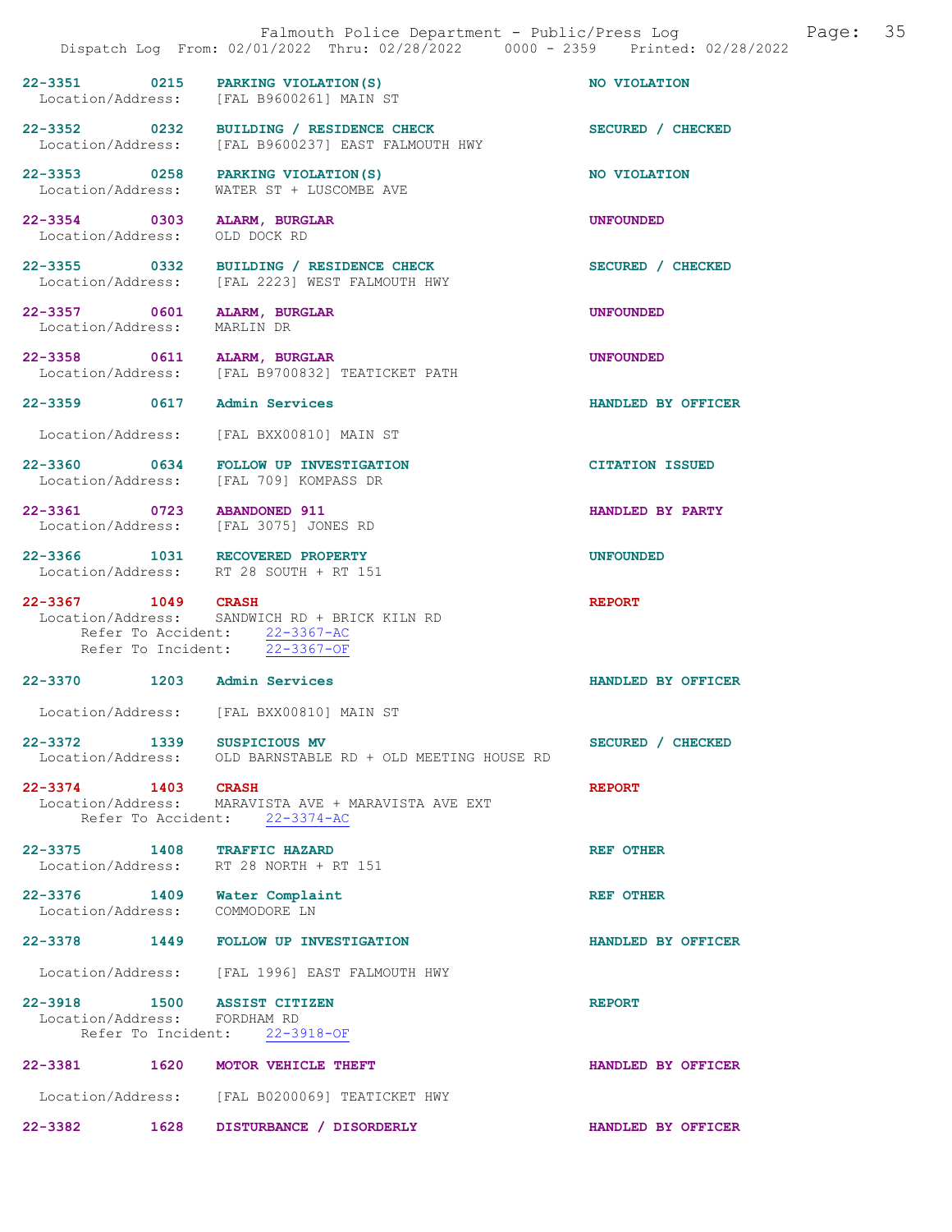22-3351 0215 PARKING VIOLATION(S) NO VIOLATION
Location/Address: [FAL B9600261] MAIN ST

22-3352 0232 BUILDING / RESIDENCE CHECK SECURED / CHECKED
Location/Address: [FAL B9600237] EAST FALMOUTH HWY

22-3353 0258 PARKING VIOLATION(S) NO VIOLATION
Location/Address: WATER ST + LUSCOMBE AVE

22-3354 0303 ALARM, BURGLAR UNFOUNDED
Location/Address: OLD DOCK RD

22-3355 0332 BUILDING / RESIDENCE CHECK SECURED / CHECKED
Location/Address: [FAL 2223] WEST FALMOUTH HWY

22-3357 0601 ALARM, BURGLAR UNFOUNDED
Location/Address: MARLIN DR

22-3358 0611 ALARM, BURGLAR UNFOUNDED
Location/Address: [FAL B9700832] TEATICKET PATH

22-3359 0617 Admin Services HANDLED BY OFFICER
Location/Address: [FAL BXX00810] MAIN ST

22-3360 0634 FOLLOW UP INVESTIGATION CITATION ISSUED
Location/Address: [FAL 709] KOMPASS DR

22-3361 0723 ABANDONED 911 HANDLED BY PARTY
Location/Address: [FAL 3075] JONES RD

22-3366 1031 RECOVERED PROPERTY UNFOUNDED
Location/Address: RT 28 SOUTH + RT 151

22-3367 1049 CRASH REPORT
Location/Address: SANDWICH RD + BRICK KILN RD
Refer To Accident: 22-3367-AC
Refer To Incident: 22-3367-OF

22-3370 1203 Admin Services HANDLED BY OFFICER
Location/Address: [FAL BXX00810] MAIN ST

22-3372 1339 SUSPICIOUS MV SECURED / CHECKED
Location/Address: OLD BARNSTABLE RD + OLD MEETING HOUSE RD

22-3374 1403 CRASH REPORT
Location/Address: MARAVISTA AVE + MARAVISTA AVE EXT
Refer To Accident: 22-3374-AC

22-3375 1408 TRAFFIC HAZARD REF OTHER
Location/Address: RT 28 NORTH + RT 151

22-3376 1409 Water Complaint REF OTHER
Location/Address: COMMODORE LN

22-3378 1449 FOLLOW UP INVESTIGATION HANDLED BY OFFICER
Location/Address: [FAL 1996] EAST FALMOUTH HWY

22-3918 1500 ASSIST CITIZEN REPORT
Location/Address: FORDHAM RD
Refer To Incident: 22-3918-OF

22-3381 1620 MOTOR VEHICLE THEFT HANDLED BY OFFICER
Location/Address: [FAL B0200069] TEATICKET HWY

22-3382 1628 DISTURBANCE / DISORDERLY HANDLED BY OFFICER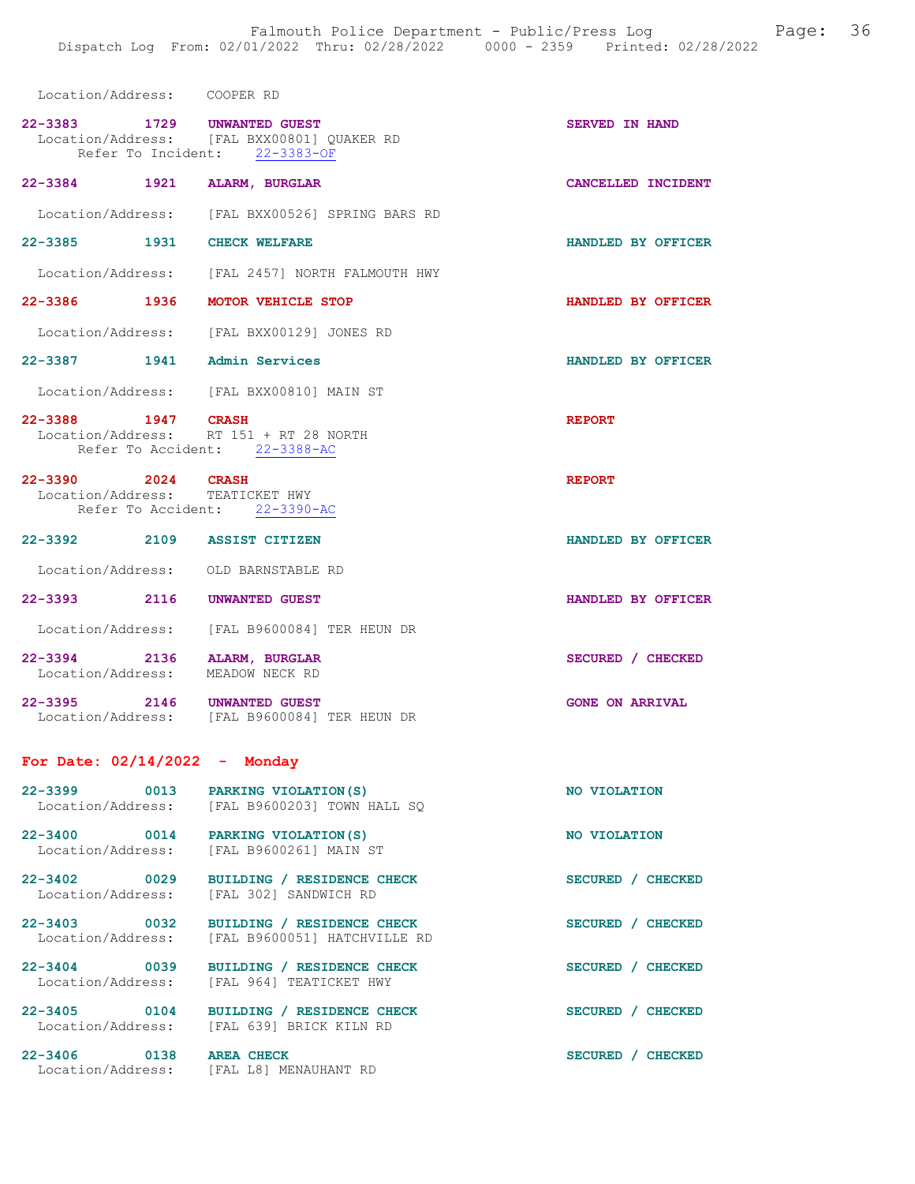Location/Address: COOPER RD

**22-3383** 1729 **UNWANTED GUEST** — **SERVED IN HAND**
Location/Address: [FAL BXX00801] QUAKER RD
Refer To Incident: 22-3383-OF

**22-3384** 1921 **ALARM, BURGLAR** — **CANCELLED INCIDENT**
Location/Address: [FAL BXX00526] SPRING BARS RD

**22-3385** 1931 **CHECK WELFARE** — **HANDLED BY OFFICER**
Location/Address: [FAL 2457] NORTH FALMOUTH HWY

**22-3386** 1936 **MOTOR VEHICLE STOP** — **HANDLED BY OFFICER**
Location/Address: [FAL BXX00129] JONES RD

**22-3387** 1941 **Admin Services** — **HANDLED BY OFFICER**
Location/Address: [FAL BXX00810] MAIN ST

**22-3388** 1947 **CRASH** — **REPORT**
Location/Address: RT 151 + RT 28 NORTH
Refer To Accident: 22-3388-AC

**22-3390** 2024 **CRASH** — **REPORT**
Location/Address: TEATICKET HWY
Refer To Accident: 22-3390-AC

**22-3392** 2109 **ASSIST CITIZEN** — **HANDLED BY OFFICER**
Location/Address: OLD BARNSTABLE RD

**22-3393** 2116 **UNWANTED GUEST** — **HANDLED BY OFFICER**
Location/Address: [FAL B9600084] TER HEUN DR

**22-3394** 2136 **ALARM, BURGLAR** — **SECURED / CHECKED**
Location/Address: MEADOW NECK RD

**22-3395** 2146 **UNWANTED GUEST** — **GONE ON ARRIVAL**
Location/Address: [FAL B9600084] TER HEUN DR

## For Date: 02/14/2022 - Monday

**22-3399** 0013 **PARKING VIOLATION(S)** — **NO VIOLATION**
Location/Address: [FAL B9600203] TOWN HALL SQ

**22-3400** 0014 **PARKING VIOLATION(S)** — **NO VIOLATION**
Location/Address: [FAL B9600261] MAIN ST

**22-3402** 0029 **BUILDING / RESIDENCE CHECK** — **SECURED / CHECKED**
Location/Address: [FAL 302] SANDWICH RD

**22-3403** 0032 **BUILDING / RESIDENCE CHECK** — **SECURED / CHECKED**
Location/Address: [FAL B9600051] HATCHVILLE RD

**22-3404** 0039 **BUILDING / RESIDENCE CHECK** — **SECURED / CHECKED**
Location/Address: [FAL 964] TEATICKET HWY

**22-3405** 0104 **BUILDING / RESIDENCE CHECK** — **SECURED / CHECKED**
Location/Address: [FAL 639] BRICK KILN RD

**22-3406** 0138 **AREA CHECK** — **SECURED / CHECKED**
Location/Address: [FAL L8] MENAUHANT RD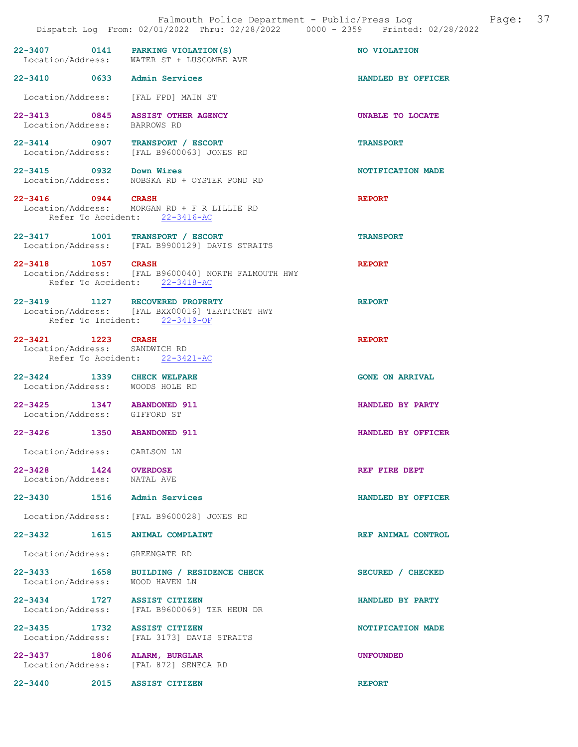22-3407 0141 PARKING VIOLATION(S) NO VIOLATION
Location/Address: WATER ST + LUSCOMBE AVE

22-3410 0633 Admin Services HANDLED BY OFFICER

Location/Address: [FAL FPD] MAIN ST

22-3413 0845 ASSIST OTHER AGENCY UNABLE TO LOCATE
Location/Address: BARROWS RD

22-3414 0907 TRANSPORT / ESCORT TRANSPORT
Location/Address: [FAL B9600063] JONES RD

22-3415 0932 Down Wires NOTIFICATION MADE
Location/Address: NOBSKA RD + OYSTER POND RD

22-3416 0944 CRASH REPORT
Location/Address: MORGAN RD + F R LILLIE RD
Refer To Accident: 22-3416-AC

22-3417 1001 TRANSPORT / ESCORT TRANSPORT
Location/Address: [FAL B9900129] DAVIS STRAITS

22-3418 1057 CRASH REPORT
Location/Address: [FAL B9600040] NORTH FALMOUTH HWY
Refer To Accident: 22-3418-AC

22-3419 1127 RECOVERED PROPERTY REPORT
Location/Address: [FAL BXX00016] TEATICKET HWY
Refer To Incident: 22-3419-OF

22-3421 1223 CRASH REPORT
Location/Address: SANDWICH RD
Refer To Accident: 22-3421-AC

22-3424 1339 CHECK WELFARE GONE ON ARRIVAL
Location/Address: WOODS HOLE RD

22-3425 1347 ABANDONED 911 HANDLED BY PARTY
Location/Address: GIFFORD ST

22-3426 1350 ABANDONED 911 HANDLED BY OFFICER

Location/Address: CARLSON LN

22-3428 1424 OVERDOSE REF FIRE DEPT
Location/Address: NATAL AVE

22-3430 1516 Admin Services HANDLED BY OFFICER

Location/Address: [FAL B9600028] JONES RD

22-3432 1615 ANIMAL COMPLAINT REF ANIMAL CONTROL

Location/Address: GREENGATE RD

22-3433 1658 BUILDING / RESIDENCE CHECK SECURED / CHECKED
Location/Address: WOOD HAVEN LN

22-3434 1727 ASSIST CITIZEN HANDLED BY PARTY
Location/Address: [FAL B9600069] TER HEUN DR

22-3435 1732 ASSIST CITIZEN NOTIFICATION MADE
Location/Address: [FAL 3173] DAVIS STRAITS

22-3437 1806 ALARM, BURGLAR UNFOUNDED
Location/Address: [FAL 872] SENECA RD

22-3440 2015 ASSIST CITIZEN REPORT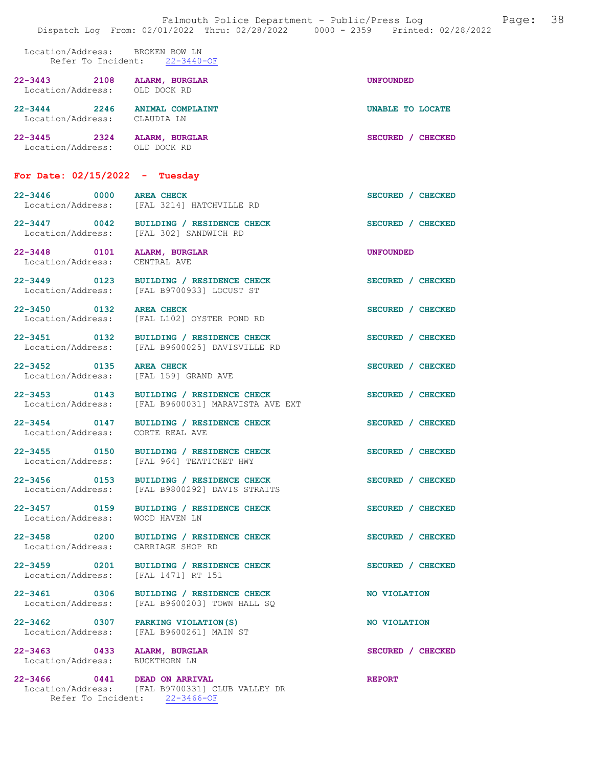Location/Address: BROKEN BOW LN
Refer To Incident: 22-3440-OF

22-3443 2108 ALARM, BURGLAR UNFOUNDED
Location/Address: OLD DOCK RD

22-3444 2246 ANIMAL COMPLAINT UNABLE TO LOCATE
Location/Address: CLAUDIA LN

22-3445 2324 ALARM, BURGLAR SECURED / CHECKED
Location/Address: OLD DOCK RD

## For Date: 02/15/2022 - Tuesday

22-3446 0000 AREA CHECK SECURED / CHECKED
Location/Address: [FAL 3214] HATCHVILLE RD

22-3447 0042 BUILDING / RESIDENCE CHECK SECURED / CHECKED
Location/Address: [FAL 302] SANDWICH RD

22-3448 0101 ALARM, BURGLAR UNFOUNDED
Location/Address: CENTRAL AVE

22-3449 0123 BUILDING / RESIDENCE CHECK SECURED / CHECKED
Location/Address: [FAL B9700933] LOCUST ST

22-3450 0132 AREA CHECK SECURED / CHECKED
Location/Address: [FAL L102] OYSTER POND RD

22-3451 0132 BUILDING / RESIDENCE CHECK SECURED / CHECKED
Location/Address: [FAL B9600025] DAVISVILLE RD

22-3452 0135 AREA CHECK SECURED / CHECKED
Location/Address: [FAL 159] GRAND AVE

22-3453 0143 BUILDING / RESIDENCE CHECK SECURED / CHECKED
Location/Address: [FAL B9600031] MARAVISTA AVE EXT

22-3454 0147 BUILDING / RESIDENCE CHECK SECURED / CHECKED
Location/Address: CORTE REAL AVE

22-3455 0150 BUILDING / RESIDENCE CHECK SECURED / CHECKED
Location/Address: [FAL 964] TEATICKET HWY

22-3456 0153 BUILDING / RESIDENCE CHECK SECURED / CHECKED
Location/Address: [FAL B9800292] DAVIS STRAITS

22-3457 0159 BUILDING / RESIDENCE CHECK SECURED / CHECKED
Location/Address: WOOD HAVEN LN

22-3458 0200 BUILDING / RESIDENCE CHECK SECURED / CHECKED
Location/Address: CARRIAGE SHOP RD

22-3459 0201 BUILDING / RESIDENCE CHECK SECURED / CHECKED
Location/Address: [FAL 1471] RT 151

22-3461 0306 BUILDING / RESIDENCE CHECK NO VIOLATION
Location/Address: [FAL B9600203] TOWN HALL SQ

22-3462 0307 PARKING VIOLATION(S) NO VIOLATION
Location/Address: [FAL B9600261] MAIN ST

22-3463 0433 ALARM, BURGLAR SECURED / CHECKED
Location/Address: BUCKTHORN LN

22-3466 0441 DEAD ON ARRIVAL REPORT
Location/Address: [FAL B9700331] CLUB VALLEY DR
Refer To Incident: 22-3466-OF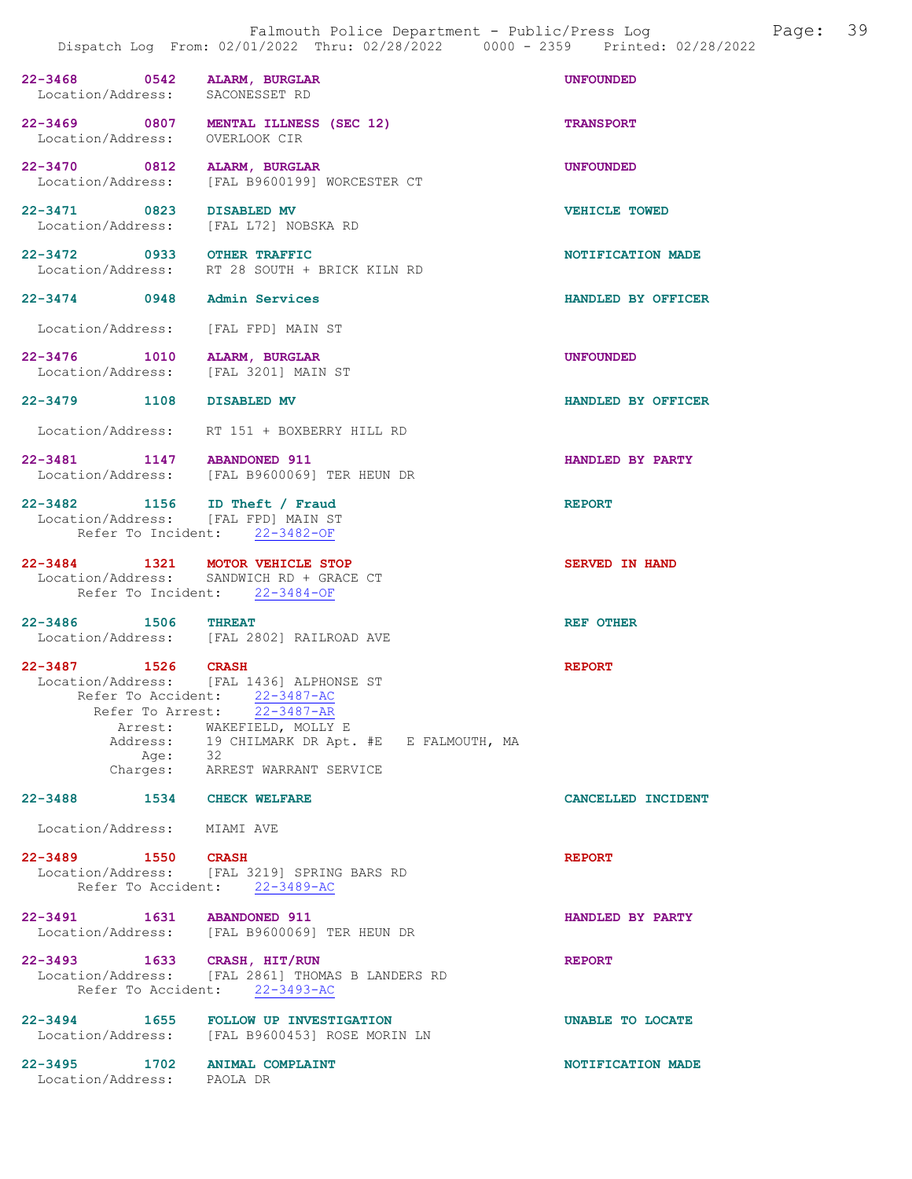**22-3468** 0542 **ALARM, BURGLAR** — UNFOUNDED
Location/Address: SACONESSET RD

**22-3469** 0807 **MENTAL ILLNESS (SEC 12)** — TRANSPORT
Location/Address: OVERLOOK CIR

**22-3470** 0812 **ALARM, BURGLAR** — UNFOUNDED
Location/Address: [FAL B9600199] WORCESTER CT

**22-3471** 0823 **DISABLED MV** — VEHICLE TOWED
Location/Address: [FAL L72] NOBSKA RD

**22-3472** 0933 **OTHER TRAFFIC** — NOTIFICATION MADE
Location/Address: RT 28 SOUTH + BRICK KILN RD

**22-3474** 0948 **Admin Services** — HANDLED BY OFFICER
Location/Address: [FAL FPD] MAIN ST

**22-3476** 1010 **ALARM, BURGLAR** — UNFOUNDED
Location/Address: [FAL 3201] MAIN ST

**22-3479** 1108 **DISABLED MV** — HANDLED BY OFFICER
Location/Address: RT 151 + BOXBERRY HILL RD

**22-3481** 1147 **ABANDONED 911** — HANDLED BY PARTY
Location/Address: [FAL B9600069] TER HEUN DR

**22-3482** 1156 **ID Theft / Fraud** — REPORT
Location/Address: [FAL FPD] MAIN ST
Refer To Incident: 22-3482-OF

**22-3484** 1321 **MOTOR VEHICLE STOP** — SERVED IN HAND
Location/Address: SANDWICH RD + GRACE CT
Refer To Incident: 22-3484-OF

**22-3486** 1506 **THREAT** — REF OTHER
Location/Address: [FAL 2802] RAILROAD AVE

**22-3487** 1526 **CRASH** — REPORT
Location/Address: [FAL 1436] ALPHONSE ST
Refer To Accident: 22-3487-AC
Refer To Arrest: 22-3487-AR
Arrest: WAKEFIELD, MOLLY E
Address: 19 CHILMARK DR Apt. #E E FALMOUTH, MA
Age: 32
Charges: ARREST WARRANT SERVICE

**22-3488** 1534 **CHECK WELFARE** — CANCELLED INCIDENT
Location/Address: MIAMI AVE

**22-3489** 1550 **CRASH** — REPORT
Location/Address: [FAL 3219] SPRING BARS RD
Refer To Accident: 22-3489-AC

**22-3491** 1631 **ABANDONED 911** — HANDLED BY PARTY
Location/Address: [FAL B9600069] TER HEUN DR

**22-3493** 1633 **CRASH, HIT/RUN** — REPORT
Location/Address: [FAL 2861] THOMAS B LANDERS RD
Refer To Accident: 22-3493-AC

**22-3494** 1655 **FOLLOW UP INVESTIGATION** — UNABLE TO LOCATE
Location/Address: [FAL B9600453] ROSE MORIN LN

**22-3495** 1702 **ANIMAL COMPLAINT** — NOTIFICATION MADE
Location/Address: PAOLA DR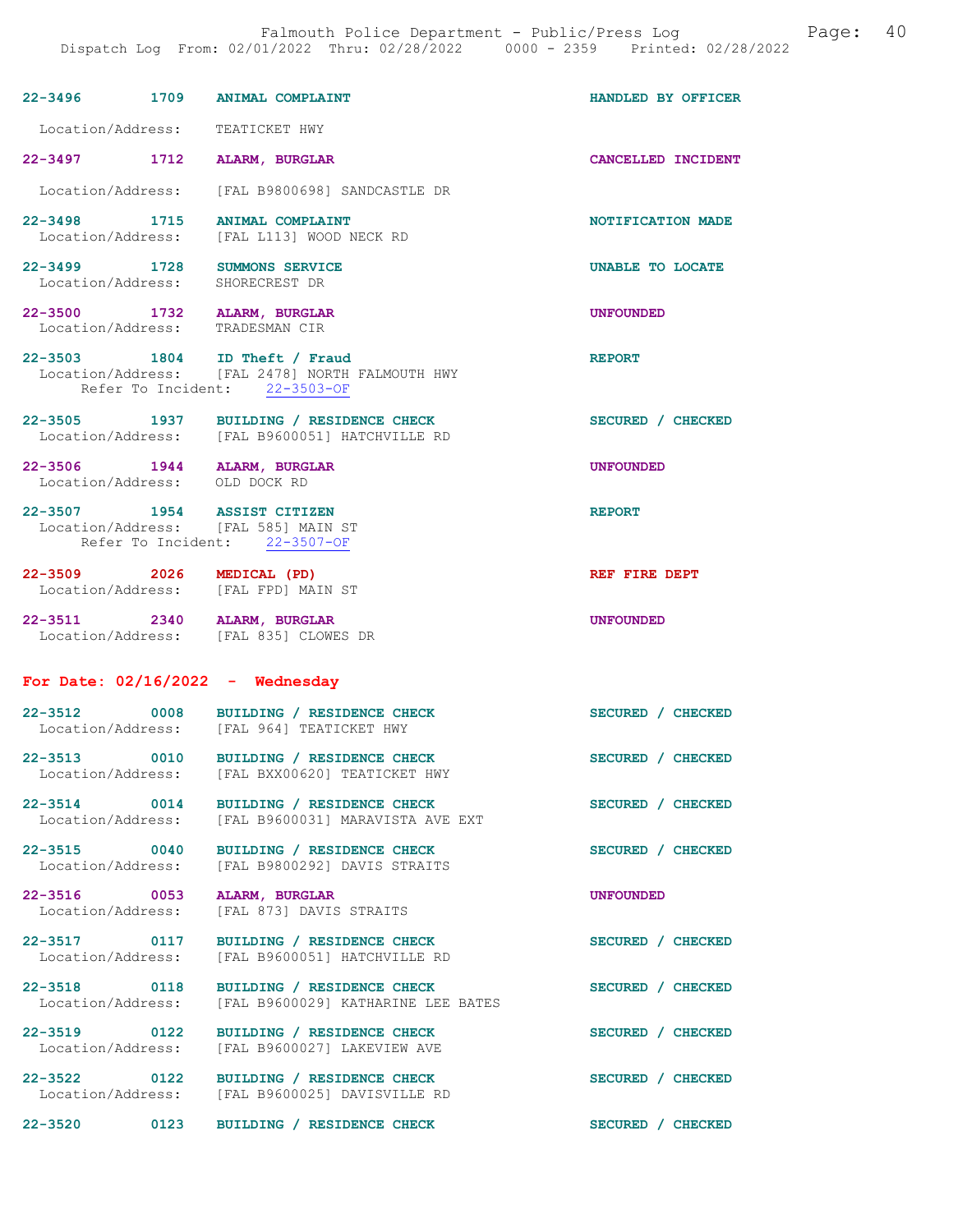22-3496 1709 **ANIMAL COMPLAINT** HANDLED BY OFFICER
Location/Address: TEATICKET HWY

22-3497 1712 **ALARM, BURGLAR** CANCELLED INCIDENT
Location/Address: [FAL B9800698] SANDCASTLE DR

22-3498 1715 **ANIMAL COMPLAINT** NOTIFICATION MADE
Location/Address: [FAL L113] WOOD NECK RD

22-3499 1728 **SUMMONS SERVICE** UNABLE TO LOCATE
Location/Address: SHORECREST DR

22-3500 1732 **ALARM, BURGLAR** UNFOUNDED
Location/Address: TRADESMAN CIR

22-3503 1804 **ID Theft / Fraud** REPORT
Location/Address: [FAL 2478] NORTH FALMOUTH HWY
Refer To Incident: 22-3503-OF

22-3505 1937 **BUILDING / RESIDENCE CHECK** SECURED / CHECKED
Location/Address: [FAL B9600051] HATCHVILLE RD

22-3506 1944 **ALARM, BURGLAR** UNFOUNDED
Location/Address: OLD DOCK RD

22-3507 1954 **ASSIST CITIZEN** REPORT
Location/Address: [FAL 585] MAIN ST
Refer To Incident: 22-3507-OF

22-3509 2026 **MEDICAL (PD)** REF FIRE DEPT
Location/Address: [FAL FPD] MAIN ST

22-3511 2340 **ALARM, BURGLAR** UNFOUNDED
Location/Address: [FAL 835] CLOWES DR

## For Date: 02/16/2022 - Wednesday

22-3512 0008 **BUILDING / RESIDENCE CHECK** SECURED / CHECKED
Location/Address: [FAL 964] TEATICKET HWY

22-3513 0010 **BUILDING / RESIDENCE CHECK** SECURED / CHECKED
Location/Address: [FAL BXX00620] TEATICKET HWY

22-3514 0014 **BUILDING / RESIDENCE CHECK** SECURED / CHECKED
Location/Address: [FAL B9600031] MARAVISTA AVE EXT

22-3515 0040 **BUILDING / RESIDENCE CHECK** SECURED / CHECKED
Location/Address: [FAL B9800292] DAVIS STRAITS

22-3516 0053 **ALARM, BURGLAR** UNFOUNDED
Location/Address: [FAL 873] DAVIS STRAITS

22-3517 0117 **BUILDING / RESIDENCE CHECK** SECURED / CHECKED
Location/Address: [FAL B9600051] HATCHVILLE RD

22-3518 0118 **BUILDING / RESIDENCE CHECK** SECURED / CHECKED
Location/Address: [FAL B9600029] KATHARINE LEE BATES

22-3519 0122 **BUILDING / RESIDENCE CHECK** SECURED / CHECKED
Location/Address: [FAL B9600027] LAKEVIEW AVE

22-3522 0122 **BUILDING / RESIDENCE CHECK** SECURED / CHECKED
Location/Address: [FAL B9600025] DAVISVILLE RD

22-3520 0123 **BUILDING / RESIDENCE CHECK** SECURED / CHECKED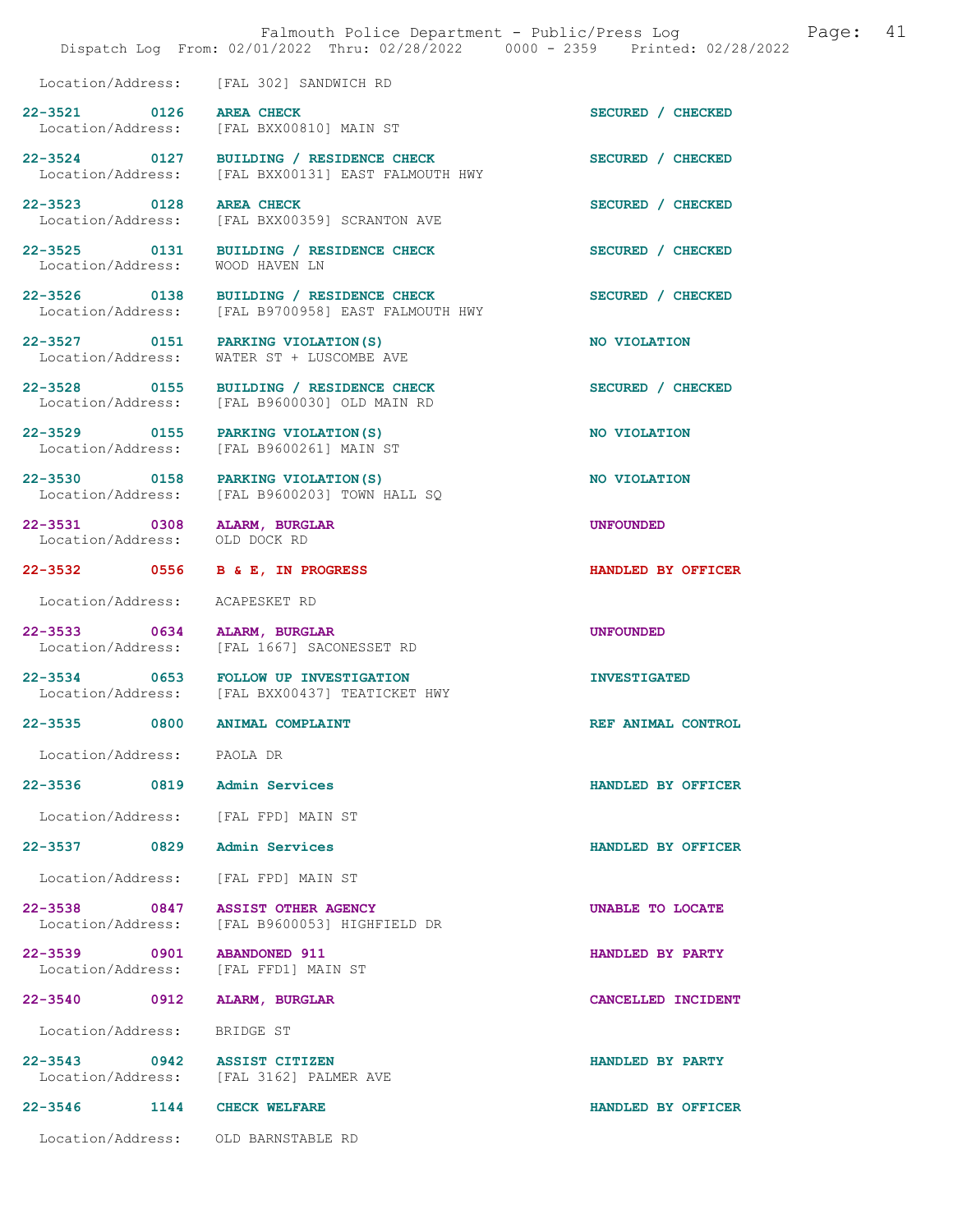Location/Address: [FAL 302] SANDWICH RD

22-3521 0126 AREA CHECK SECURED / CHECKED
Location/Address: [FAL BXX00810] MAIN ST

22-3524 0127 BUILDING / RESIDENCE CHECK SECURED / CHECKED
Location/Address: [FAL BXX00131] EAST FALMOUTH HWY

22-3523 0128 AREA CHECK SECURED / CHECKED
Location/Address: [FAL BXX00359] SCRANTON AVE

22-3525 0131 BUILDING / RESIDENCE CHECK SECURED / CHECKED
Location/Address: WOOD HAVEN LN

22-3526 0138 BUILDING / RESIDENCE CHECK SECURED / CHECKED
Location/Address: [FAL B9700958] EAST FALMOUTH HWY

22-3527 0151 PARKING VIOLATION(S) NO VIOLATION
Location/Address: WATER ST + LUSCOMBE AVE

22-3528 0155 BUILDING / RESIDENCE CHECK SECURED / CHECKED
Location/Address: [FAL B9600030] OLD MAIN RD

22-3529 0155 PARKING VIOLATION(S) NO VIOLATION
Location/Address: [FAL B9600261] MAIN ST

22-3530 0158 PARKING VIOLATION(S) NO VIOLATION
Location/Address: [FAL B9600203] TOWN HALL SQ

22-3531 0308 ALARM, BURGLAR UNFOUNDED
Location/Address: OLD DOCK RD

22-3532 0556 B & E, IN PROGRESS HANDLED BY OFFICER
Location/Address: ACAPESKET RD

22-3533 0634 ALARM, BURGLAR UNFOUNDED
Location/Address: [FAL 1667] SACONESSET RD

22-3534 0653 FOLLOW UP INVESTIGATION INVESTIGATED
Location/Address: [FAL BXX00437] TEATICKET HWY

22-3535 0800 ANIMAL COMPLAINT REF ANIMAL CONTROL
Location/Address: PAOLA DR

22-3536 0819 Admin Services HANDLED BY OFFICER
Location/Address: [FAL FPD] MAIN ST

22-3537 0829 Admin Services HANDLED BY OFFICER
Location/Address: [FAL FPD] MAIN ST

22-3538 0847 ASSIST OTHER AGENCY UNABLE TO LOCATE
Location/Address: [FAL B9600053] HIGHFIELD DR

22-3539 0901 ABANDONED 911 HANDLED BY PARTY
Location/Address: [FAL FFD1] MAIN ST

22-3540 0912 ALARM, BURGLAR CANCELLED INCIDENT
Location/Address: BRIDGE ST

22-3543 0942 ASSIST CITIZEN HANDLED BY PARTY
Location/Address: [FAL 3162] PALMER AVE

22-3546 1144 CHECK WELFARE HANDLED BY OFFICER
Location/Address: OLD BARNSTABLE RD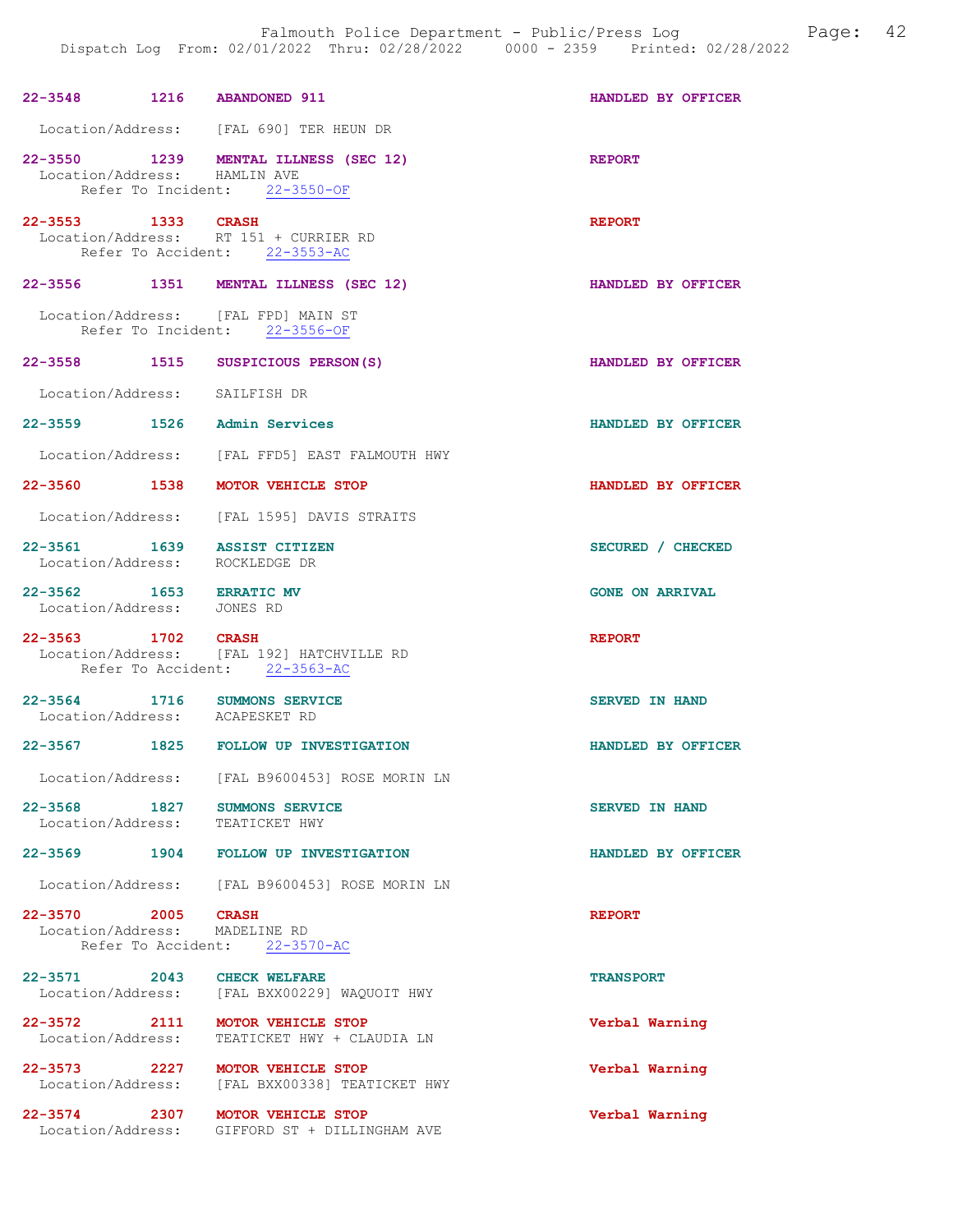| Call Number | Time | Call Reason | Action |
|---|---|---|---|
| 22-3548 | 1216 | ABANDONED 911 | HANDLED BY OFFICER |

Location/Address: [FAL 690] TER HEUN DR

| 22-3550 | 1239 | MENTAL ILLNESS (SEC 12) | REPORT |
|---|---|---|---|

Location/Address: HAMLIN AVE
Refer To Incident: 22-3550-OF

| 22-3553 | 1333 | CRASH | REPORT |
|---|---|---|---|

Location/Address: RT 151 + CURRIER RD
Refer To Accident: 22-3553-AC

| 22-3556 | 1351 | MENTAL ILLNESS (SEC 12) | HANDLED BY OFFICER |
|---|---|---|---|

Location/Address: [FAL FPD] MAIN ST
Refer To Incident: 22-3556-OF

| 22-3558 | 1515 | SUSPICIOUS PERSON(S) | HANDLED BY OFFICER |
|---|---|---|---|

Location/Address: SAILFISH DR

| 22-3559 | 1526 | Admin Services | HANDLED BY OFFICER |
|---|---|---|---|

Location/Address: [FAL FFD5] EAST FALMOUTH HWY

| 22-3560 | 1538 | MOTOR VEHICLE STOP | HANDLED BY OFFICER |
|---|---|---|---|

Location/Address: [FAL 1595] DAVIS STRAITS

| 22-3561 | 1639 | ASSIST CITIZEN | SECURED / CHECKED |
|---|---|---|---|

Location/Address: ROCKLEDGE DR

| 22-3562 | 1653 | ERRATIC MV | GONE ON ARRIVAL |
|---|---|---|---|

Location/Address: JONES RD

| 22-3563 | 1702 | CRASH | REPORT |
|---|---|---|---|

Location/Address: [FAL 192] HATCHVILLE RD
Refer To Accident: 22-3563-AC

| 22-3564 | 1716 | SUMMONS SERVICE | SERVED IN HAND |
|---|---|---|---|

Location/Address: ACAPESKET RD

| 22-3567 | 1825 | FOLLOW UP INVESTIGATION | HANDLED BY OFFICER |
|---|---|---|---|

Location/Address: [FAL B9600453] ROSE MORIN LN

| 22-3568 | 1827 | SUMMONS SERVICE | SERVED IN HAND |
|---|---|---|---|

Location/Address: TEATICKET HWY

| 22-3569 | 1904 | FOLLOW UP INVESTIGATION | HANDLED BY OFFICER |
|---|---|---|---|

Location/Address: [FAL B9600453] ROSE MORIN LN

| 22-3570 | 2005 | CRASH | REPORT |
|---|---|---|---|

Location/Address: MADELINE RD
Refer To Accident: 22-3570-AC

| 22-3571 | 2043 | CHECK WELFARE | TRANSPORT |
|---|---|---|---|

Location/Address: [FAL BXX00229] WAQUOIT HWY

| 22-3572 | 2111 | MOTOR VEHICLE STOP | Verbal Warning |
|---|---|---|---|

Location/Address: TEATICKET HWY + CLAUDIA LN

| 22-3573 | 2227 | MOTOR VEHICLE STOP | Verbal Warning |
|---|---|---|---|

Location/Address: [FAL BXX00338] TEATICKET HWY

| 22-3574 | 2307 | MOTOR VEHICLE STOP | Verbal Warning |
|---|---|---|---|

Location/Address: GIFFORD ST + DILLINGHAM AVE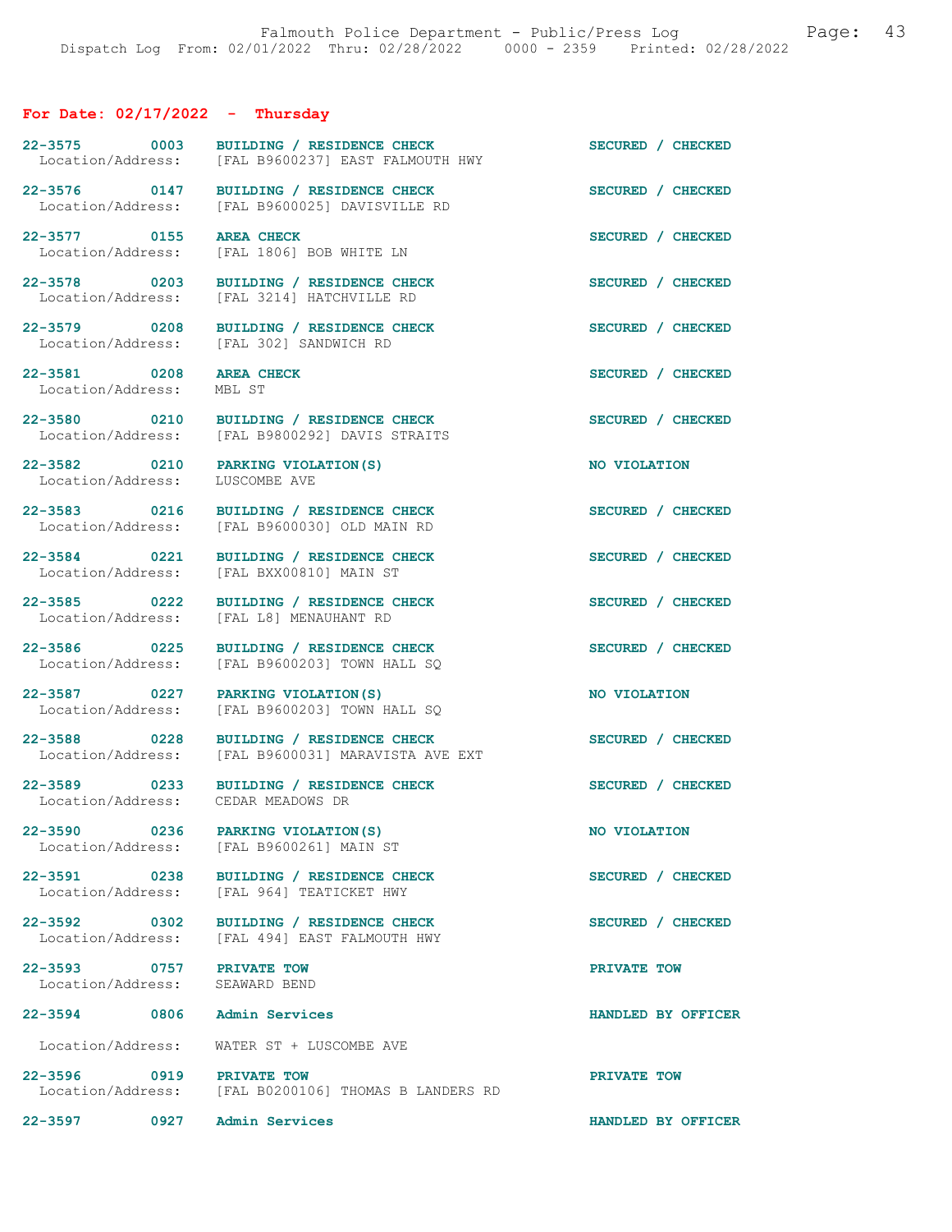## For Date: 02/17/2022 - Thursday

22-3575 0003 **BUILDING / RESIDENCE CHECK** SECURED / CHECKED
Location/Address: [FAL B9600237] EAST FALMOUTH HWY

22-3576 0147 **BUILDING / RESIDENCE CHECK** SECURED / CHECKED
Location/Address: [FAL B9600025] DAVISVILLE RD

22-3577 0155 **AREA CHECK** SECURED / CHECKED
Location/Address: [FAL 1806] BOB WHITE LN

22-3578 0203 **BUILDING / RESIDENCE CHECK** SECURED / CHECKED
Location/Address: [FAL 3214] HATCHVILLE RD

22-3579 0208 **BUILDING / RESIDENCE CHECK** SECURED / CHECKED
Location/Address: [FAL 302] SANDWICH RD

22-3581 0208 **AREA CHECK** SECURED / CHECKED
Location/Address: MBL ST

22-3580 0210 **BUILDING / RESIDENCE CHECK** SECURED / CHECKED
Location/Address: [FAL B9800292] DAVIS STRAITS

22-3582 0210 **PARKING VIOLATION(S)** NO VIOLATION
Location/Address: LUSCOMBE AVE

22-3583 0216 **BUILDING / RESIDENCE CHECK** SECURED / CHECKED
Location/Address: [FAL B9600030] OLD MAIN RD

22-3584 0221 **BUILDING / RESIDENCE CHECK** SECURED / CHECKED
Location/Address: [FAL BXX00810] MAIN ST

22-3585 0222 **BUILDING / RESIDENCE CHECK** SECURED / CHECKED
Location/Address: [FAL L8] MENAUHANT RD

22-3586 0225 **BUILDING / RESIDENCE CHECK** SECURED / CHECKED
Location/Address: [FAL B9600203] TOWN HALL SQ

22-3587 0227 **PARKING VIOLATION(S)** NO VIOLATION
Location/Address: [FAL B9600203] TOWN HALL SQ

22-3588 0228 **BUILDING / RESIDENCE CHECK** SECURED / CHECKED
Location/Address: [FAL B9600031] MARAVISTA AVE EXT

22-3589 0233 **BUILDING / RESIDENCE CHECK** SECURED / CHECKED
Location/Address: CEDAR MEADOWS DR

22-3590 0236 **PARKING VIOLATION(S)** NO VIOLATION
Location/Address: [FAL B9600261] MAIN ST

22-3591 0238 **BUILDING / RESIDENCE CHECK** SECURED / CHECKED
Location/Address: [FAL 964] TEATICKET HWY

22-3592 0302 **BUILDING / RESIDENCE CHECK** SECURED / CHECKED
Location/Address: [FAL 494] EAST FALMOUTH HWY

22-3593 0757 **PRIVATE TOW** PRIVATE TOW
Location/Address: SEAWARD BEND

22-3594 0806 **Admin Services** HANDLED BY OFFICER
Location/Address: WATER ST + LUSCOMBE AVE

22-3596 0919 **PRIVATE TOW** PRIVATE TOW
Location/Address: [FAL B0200106] THOMAS B LANDERS RD

22-3597 0927 **Admin Services** HANDLED BY OFFICER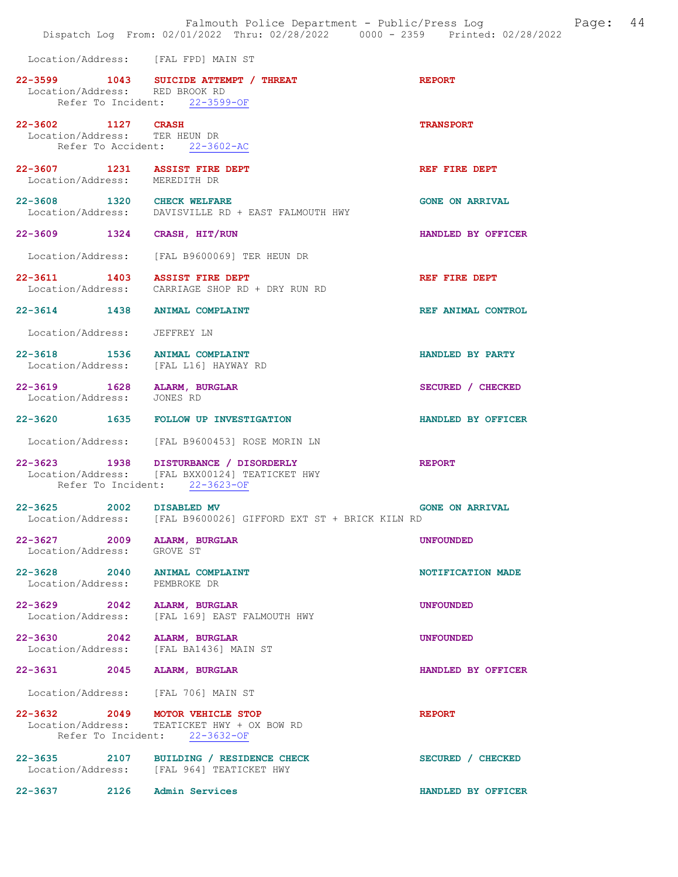Location/Address: [FAL FPD] MAIN ST

**22-3599 1043 SUICIDE ATTEMPT / THREAT** REPORT
Location/Address: RED BROOK RD
Refer To Incident: 22-3599-OF

**22-3602 1127 CRASH** TRANSPORT
Location/Address: TER HEUN DR
Refer To Accident: 22-3602-AC

**22-3607 1231 ASSIST FIRE DEPT** REF FIRE DEPT
Location/Address: MEREDITH DR

**22-3608 1320 CHECK WELFARE** GONE ON ARRIVAL
Location/Address: DAVISVILLE RD + EAST FALMOUTH HWY

**22-3609 1324 CRASH, HIT/RUN** HANDLED BY OFFICER
Location/Address: [FAL B9600069] TER HEUN DR

**22-3611 1403 ASSIST FIRE DEPT** REF FIRE DEPT
Location/Address: CARRIAGE SHOP RD + DRY RUN RD

**22-3614 1438 ANIMAL COMPLAINT** REF ANIMAL CONTROL
Location/Address: JEFFREY LN

**22-3618 1536 ANIMAL COMPLAINT** HANDLED BY PARTY
Location/Address: [FAL L16] HAYWAY RD

**22-3619 1628 ALARM, BURGLAR** SECURED / CHECKED
Location/Address: JONES RD

**22-3620 1635 FOLLOW UP INVESTIGATION** HANDLED BY OFFICER
Location/Address: [FAL B9600453] ROSE MORIN LN

**22-3623 1938 DISTURBANCE / DISORDERLY** REPORT
Location/Address: [FAL BXX00124] TEATICKET HWY
Refer To Incident: 22-3623-OF

**22-3625 2002 DISABLED MV** GONE ON ARRIVAL
Location/Address: [FAL B9600026] GIFFORD EXT ST + BRICK KILN RD

**22-3627 2009 ALARM, BURGLAR** UNFOUNDED
Location/Address: GROVE ST

**22-3628 2040 ANIMAL COMPLAINT** NOTIFICATION MADE
Location/Address: PEMBROKE DR

**22-3629 2042 ALARM, BURGLAR** UNFOUNDED
Location/Address: [FAL 169] EAST FALMOUTH HWY

**22-3630 2042 ALARM, BURGLAR** UNFOUNDED
Location/Address: [FAL BA1436] MAIN ST

**22-3631 2045 ALARM, BURGLAR** HANDLED BY OFFICER
Location/Address: [FAL 706] MAIN ST

**22-3632 2049 MOTOR VEHICLE STOP** REPORT
Location/Address: TEATICKET HWY + OX BOW RD
Refer To Incident: 22-3632-OF

**22-3635 2107 BUILDING / RESIDENCE CHECK** SECURED / CHECKED
Location/Address: [FAL 964] TEATICKET HWY

**22-3637 2126 Admin Services** HANDLED BY OFFICER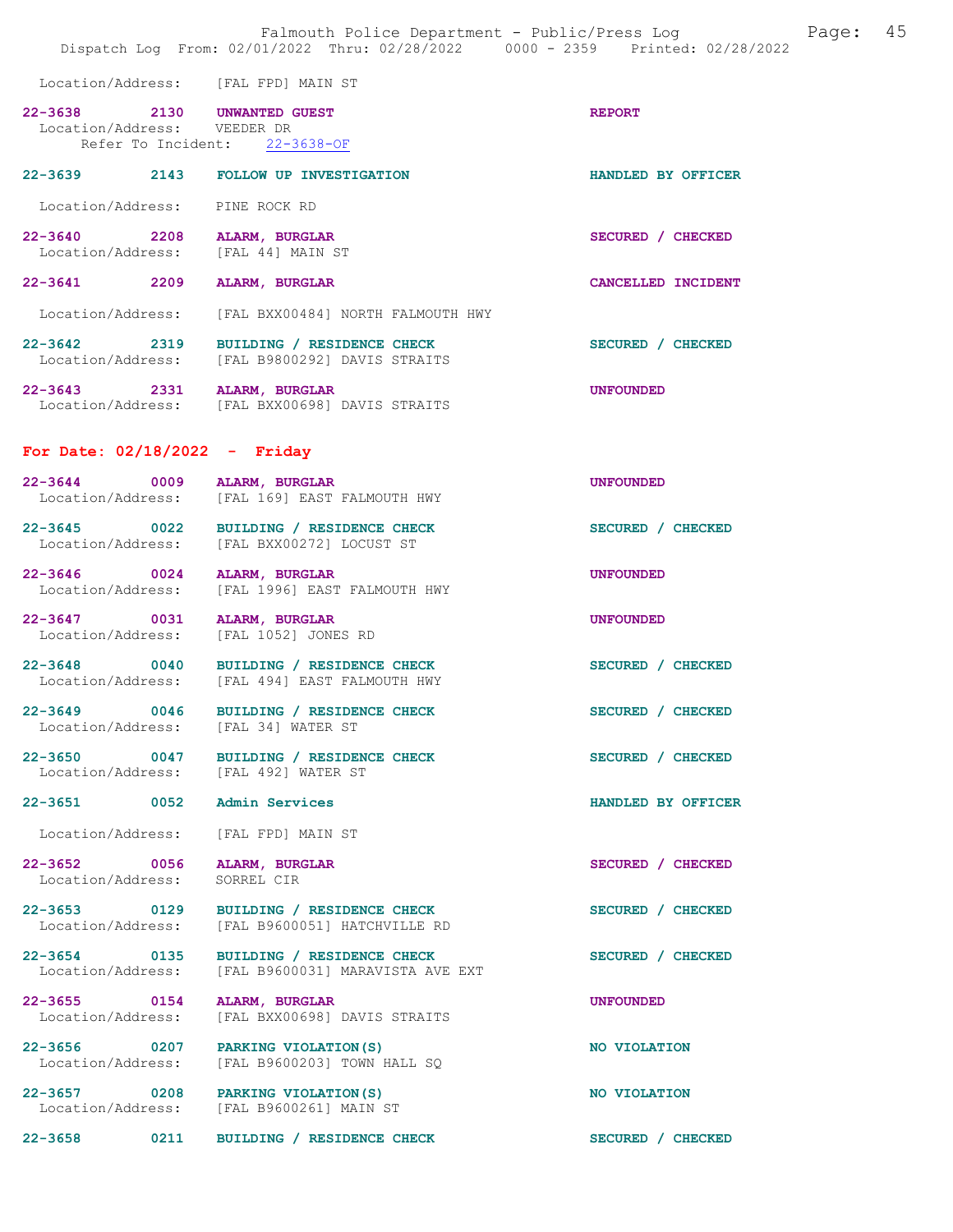Location/Address: [FAL FPD] MAIN ST

| 22-3638 | 2130 | UNWANTED GUEST | REPORT |
|---|---|---|---|
| Location/Address: | | VEEDER DR | |
| Refer To Incident: | | 22-3638-OF | |
| 22-3639 | 2143 | FOLLOW UP INVESTIGATION | HANDLED BY OFFICER |
| Location/Address: | | PINE ROCK RD | |
| 22-3640 | 2208 | ALARM, BURGLAR | SECURED / CHECKED |
| Location/Address: | | [FAL 44] MAIN ST | |
| 22-3641 | 2209 | ALARM, BURGLAR | CANCELLED INCIDENT |
| Location/Address: | | [FAL BXX00484] NORTH FALMOUTH HWY | |
| 22-3642 | 2319 | BUILDING / RESIDENCE CHECK | SECURED / CHECKED |
| Location/Address: | | [FAL B9800292] DAVIS STRAITS | |
| 22-3643 | 2331 | ALARM, BURGLAR | UNFOUNDED |
| Location/Address: | | [FAL BXX00698] DAVIS STRAITS | |

## For Date: 02/18/2022 - Friday

| 22-3644 | 0009 | ALARM, BURGLAR | UNFOUNDED |
|---|---|---|---|
| Location/Address: | | [FAL 169] EAST FALMOUTH HWY | |
| 22-3645 | 0022 | BUILDING / RESIDENCE CHECK | SECURED / CHECKED |
| Location/Address: | | [FAL BXX00272] LOCUST ST | |
| 22-3646 | 0024 | ALARM, BURGLAR | UNFOUNDED |
| Location/Address: | | [FAL 1996] EAST FALMOUTH HWY | |
| 22-3647 | 0031 | ALARM, BURGLAR | UNFOUNDED |
| Location/Address: | | [FAL 1052] JONES RD | |
| 22-3648 | 0040 | BUILDING / RESIDENCE CHECK | SECURED / CHECKED |
| Location/Address: | | [FAL 494] EAST FALMOUTH HWY | |
| 22-3649 | 0046 | BUILDING / RESIDENCE CHECK | SECURED / CHECKED |
| Location/Address: | | [FAL 34] WATER ST | |
| 22-3650 | 0047 | BUILDING / RESIDENCE CHECK | SECURED / CHECKED |
| Location/Address: | | [FAL 492] WATER ST | |
| 22-3651 | 0052 | Admin Services | HANDLED BY OFFICER |
| Location/Address: | | [FAL FPD] MAIN ST | |
| 22-3652 | 0056 | ALARM, BURGLAR | SECURED / CHECKED |
| Location/Address: | | SORREL CIR | |
| 22-3653 | 0129 | BUILDING / RESIDENCE CHECK | SECURED / CHECKED |
| Location/Address: | | [FAL B9600051] HATCHVILLE RD | |
| 22-3654 | 0135 | BUILDING / RESIDENCE CHECK | SECURED / CHECKED |
| Location/Address: | | [FAL B9600031] MARAVISTA AVE EXT | |
| 22-3655 | 0154 | ALARM, BURGLAR | UNFOUNDED |
| Location/Address: | | [FAL BXX00698] DAVIS STRAITS | |
| 22-3656 | 0207 | PARKING VIOLATION(S) | NO VIOLATION |
| Location/Address: | | [FAL B9600203] TOWN HALL SQ | |
| 22-3657 | 0208 | PARKING VIOLATION(S) | NO VIOLATION |
| Location/Address: | | [FAL B9600261] MAIN ST | |
| 22-3658 | 0211 | BUILDING / RESIDENCE CHECK | SECURED / CHECKED |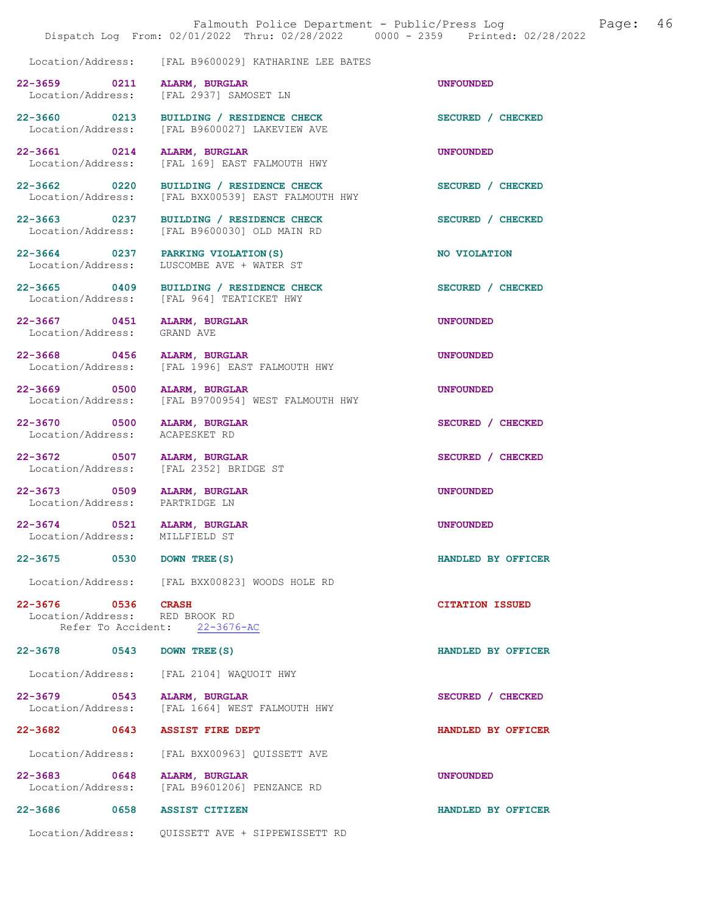Location/Address: [FAL B9600029] KATHARINE LEE BATES

22-3659 0211 ALARM, BURGLAR UNFOUNDED
Location/Address: [FAL 2937] SAMOSET LN

22-3660 0213 BUILDING / RESIDENCE CHECK SECURED / CHECKED
Location/Address: [FAL B9600027] LAKEVIEW AVE

22-3661 0214 ALARM, BURGLAR UNFOUNDED
Location/Address: [FAL 169] EAST FALMOUTH HWY

22-3662 0220 BUILDING / RESIDENCE CHECK SECURED / CHECKED
Location/Address: [FAL BXX00539] EAST FALMOUTH HWY

22-3663 0237 BUILDING / RESIDENCE CHECK SECURED / CHECKED
Location/Address: [FAL B9600030] OLD MAIN RD

22-3664 0237 PARKING VIOLATION(S) NO VIOLATION
Location/Address: LUSCOMBE AVE + WATER ST

22-3665 0409 BUILDING / RESIDENCE CHECK SECURED / CHECKED
Location/Address: [FAL 964] TEATICKET HWY

22-3667 0451 ALARM, BURGLAR UNFOUNDED
Location/Address: GRAND AVE

22-3668 0456 ALARM, BURGLAR UNFOUNDED
Location/Address: [FAL 1996] EAST FALMOUTH HWY

22-3669 0500 ALARM, BURGLAR UNFOUNDED
Location/Address: [FAL B9700954] WEST FALMOUTH HWY

22-3670 0500 ALARM, BURGLAR SECURED / CHECKED
Location/Address: ACAPESKET RD

22-3672 0507 ALARM, BURGLAR SECURED / CHECKED
Location/Address: [FAL 2352] BRIDGE ST

22-3673 0509 ALARM, BURGLAR UNFOUNDED
Location/Address: PARTRIDGE LN

22-3674 0521 ALARM, BURGLAR UNFOUNDED
Location/Address: MILLFIELD ST

22-3675 0530 DOWN TREE(S) HANDLED BY OFFICER

Location/Address: [FAL BXX00823] WOODS HOLE RD

22-3676 0536 CRASH CITATION ISSUED
Location/Address: RED BROOK RD
Refer To Accident: 22-3676-AC

22-3678 0543 DOWN TREE(S) HANDLED BY OFFICER

Location/Address: [FAL 2104] WAQUOIT HWY

22-3679 0543 ALARM, BURGLAR SECURED / CHECKED
Location/Address: [FAL 1664] WEST FALMOUTH HWY

22-3682 0643 ASSIST FIRE DEPT HANDLED BY OFFICER

Location/Address: [FAL BXX00963] QUISSETT AVE

22-3683 0648 ALARM, BURGLAR UNFOUNDED
Location/Address: [FAL B9601206] PENZANCE RD

22-3686 0658 ASSIST CITIZEN HANDLED BY OFFICER

Location/Address: QUISSETT AVE + SIPPEWISSETT RD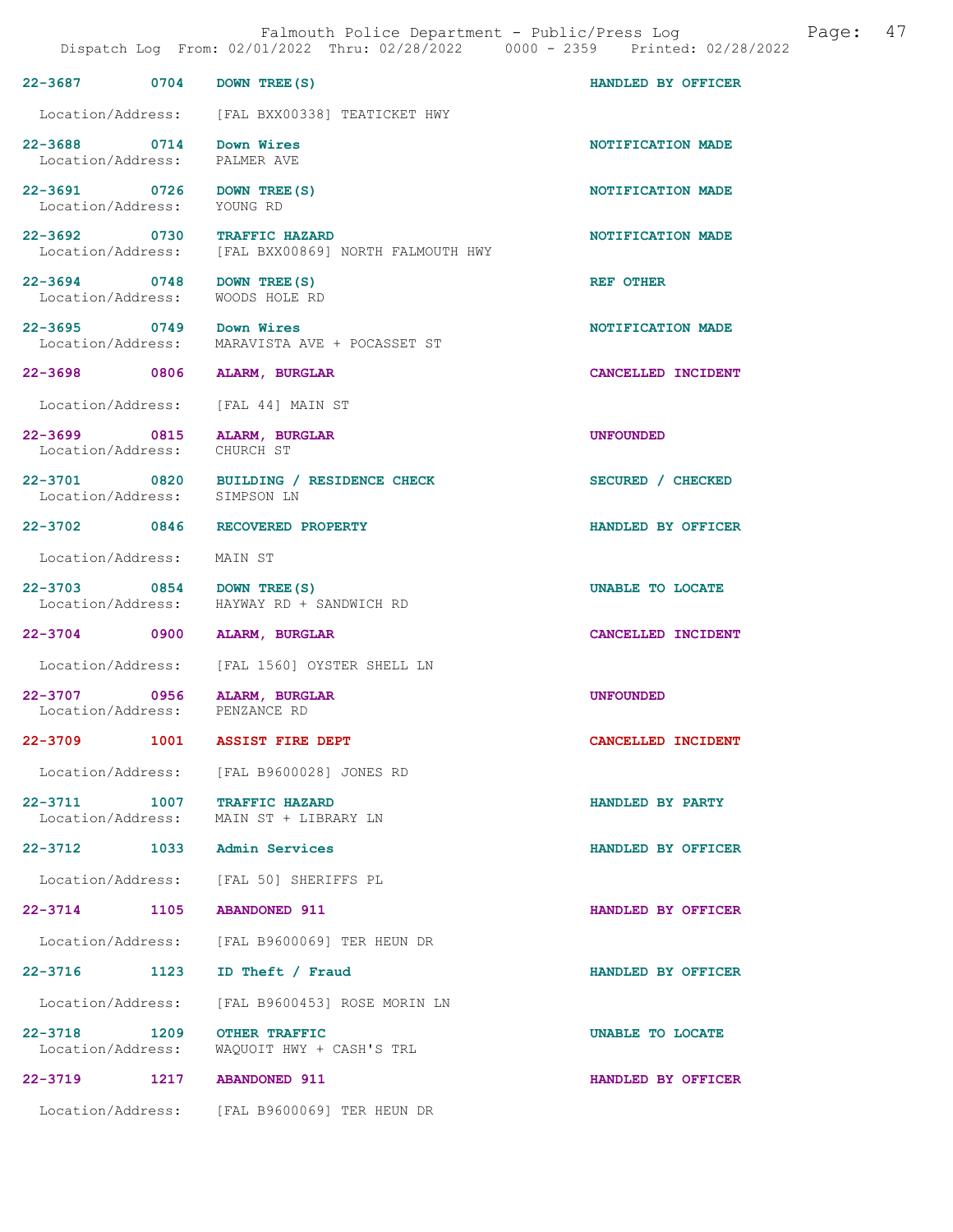| Call # | Time | Call Type | Disposition |
|---|---|---|---|
| 22-3687 | 0704 | DOWN TREE(S) | HANDLED BY OFFICER |
| Location/Address: | | [FAL BXX00338] TEATICKET HWY | |
| 22-3688 | 0714 | Down Wires | NOTIFICATION MADE |
| Location/Address: | | PALMER AVE | |
| 22-3691 | 0726 | DOWN TREE(S) | NOTIFICATION MADE |
| Location/Address: | | YOUNG RD | |
| 22-3692 | 0730 | TRAFFIC HAZARD | NOTIFICATION MADE |
| Location/Address: | | [FAL BXX00869] NORTH FALMOUTH HWY | |
| 22-3694 | 0748 | DOWN TREE(S) | REF OTHER |
| Location/Address: | | WOODS HOLE RD | |
| 22-3695 | 0749 | Down Wires | NOTIFICATION MADE |
| Location/Address: | | MARAVISTA AVE + POCASSET ST | |
| 22-3698 | 0806 | ALARM, BURGLAR | CANCELLED INCIDENT |
| Location/Address: | | [FAL 44] MAIN ST | |
| 22-3699 | 0815 | ALARM, BURGLAR | UNFOUNDED |
| Location/Address: | | CHURCH ST | |
| 22-3701 | 0820 | BUILDING / RESIDENCE CHECK | SECURED / CHECKED |
| Location/Address: | | SIMPSON LN | |
| 22-3702 | 0846 | RECOVERED PROPERTY | HANDLED BY OFFICER |
| Location/Address: | | MAIN ST | |
| 22-3703 | 0854 | DOWN TREE(S) | UNABLE TO LOCATE |
| Location/Address: | | HAYWAY RD + SANDWICH RD | |
| 22-3704 | 0900 | ALARM, BURGLAR | CANCELLED INCIDENT |
| Location/Address: | | [FAL 1560] OYSTER SHELL LN | |
| 22-3707 | 0956 | ALARM, BURGLAR | UNFOUNDED |
| Location/Address: | | PENZANCE RD | |
| 22-3709 | 1001 | ASSIST FIRE DEPT | CANCELLED INCIDENT |
| Location/Address: | | [FAL B9600028] JONES RD | |
| 22-3711 | 1007 | TRAFFIC HAZARD | HANDLED BY PARTY |
| Location/Address: | | MAIN ST + LIBRARY LN | |
| 22-3712 | 1033 | Admin Services | HANDLED BY OFFICER |
| Location/Address: | | [FAL 50] SHERIFFS PL | |
| 22-3714 | 1105 | ABANDONED 911 | HANDLED BY OFFICER |
| Location/Address: | | [FAL B9600069] TER HEUN DR | |
| 22-3716 | 1123 | ID Theft / Fraud | HANDLED BY OFFICER |
| Location/Address: | | [FAL B9600453] ROSE MORIN LN | |
| 22-3718 | 1209 | OTHER TRAFFIC | UNABLE TO LOCATE |
| Location/Address: | | WAQUOIT HWY + CASH'S TRL | |
| 22-3719 | 1217 | ABANDONED 911 | HANDLED BY OFFICER |
| Location/Address: | | [FAL B9600069] TER HEUN DR | |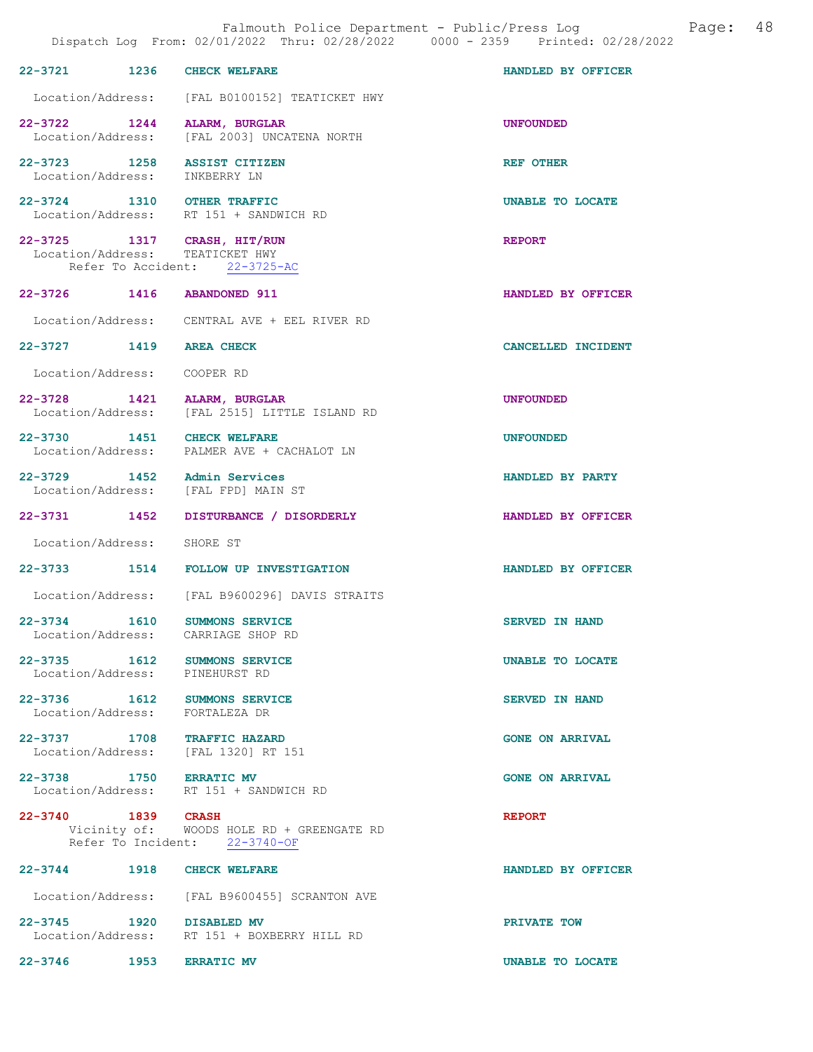| Incident | Time | Type | Disposition |
|---|---|---|---|
| 22-3721 | 1236 | CHECK WELFARE | HANDLED BY OFFICER |

Location/Address: [FAL B0100152] TEATICKET HWY

| Incident | Time | Type | Disposition |
|---|---|---|---|
| 22-3722 | 1244 | ALARM, BURGLAR | UNFOUNDED |

Location/Address: [FAL 2003] UNCATENA NORTH

| Incident | Time | Type | Disposition |
|---|---|---|---|
| 22-3723 | 1258 | ASSIST CITIZEN | REF OTHER |

Location/Address: INKBERRY LN

| Incident | Time | Type | Disposition |
|---|---|---|---|
| 22-3724 | 1310 | OTHER TRAFFIC | UNABLE TO LOCATE |

Location/Address: RT 151 + SANDWICH RD

| Incident | Time | Type | Disposition |
|---|---|---|---|
| 22-3725 | 1317 | CRASH, HIT/RUN | REPORT |

Location/Address: TEATICKET HWY
Refer To Accident: 22-3725-AC

| Incident | Time | Type | Disposition |
|---|---|---|---|
| 22-3726 | 1416 | ABANDONED 911 | HANDLED BY OFFICER |

Location/Address: CENTRAL AVE + EEL RIVER RD

| Incident | Time | Type | Disposition |
|---|---|---|---|
| 22-3727 | 1419 | AREA CHECK | CANCELLED INCIDENT |

Location/Address: COOPER RD

| Incident | Time | Type | Disposition |
|---|---|---|---|
| 22-3728 | 1421 | ALARM, BURGLAR | UNFOUNDED |

Location/Address: [FAL 2515] LITTLE ISLAND RD

| Incident | Time | Type | Disposition |
|---|---|---|---|
| 22-3730 | 1451 | CHECK WELFARE | UNFOUNDED |

Location/Address: PALMER AVE + CACHALOT LN

| Incident | Time | Type | Disposition |
|---|---|---|---|
| 22-3729 | 1452 | Admin Services | HANDLED BY PARTY |

Location/Address: [FAL FPD] MAIN ST

| Incident | Time | Type | Disposition |
|---|---|---|---|
| 22-3731 | 1452 | DISTURBANCE / DISORDERLY | HANDLED BY OFFICER |

Location/Address: SHORE ST

| Incident | Time | Type | Disposition |
|---|---|---|---|
| 22-3733 | 1514 | FOLLOW UP INVESTIGATION | HANDLED BY OFFICER |

Location/Address: [FAL B9600296] DAVIS STRAITS

| Incident | Time | Type | Disposition |
|---|---|---|---|
| 22-3734 | 1610 | SUMMONS SERVICE | SERVED IN HAND |

Location/Address: CARRIAGE SHOP RD

| Incident | Time | Type | Disposition |
|---|---|---|---|
| 22-3735 | 1612 | SUMMONS SERVICE | UNABLE TO LOCATE |

Location/Address: PINEHURST RD

| Incident | Time | Type | Disposition |
|---|---|---|---|
| 22-3736 | 1612 | SUMMONS SERVICE | SERVED IN HAND |

Location/Address: FORTALEZA DR

| Incident | Time | Type | Disposition |
|---|---|---|---|
| 22-3737 | 1708 | TRAFFIC HAZARD | GONE ON ARRIVAL |

Location/Address: [FAL 1320] RT 151

| Incident | Time | Type | Disposition |
|---|---|---|---|
| 22-3738 | 1750 | ERRATIC MV | GONE ON ARRIVAL |

Location/Address: RT 151 + SANDWICH RD

| Incident | Time | Type | Disposition |
|---|---|---|---|
| 22-3740 | 1839 | CRASH | REPORT |

Vicinity of: WOODS HOLE RD + GREENGATE RD
Refer To Incident: 22-3740-OF

| Incident | Time | Type | Disposition |
|---|---|---|---|
| 22-3744 | 1918 | CHECK WELFARE | HANDLED BY OFFICER |

Location/Address: [FAL B9600455] SCRANTON AVE

| Incident | Time | Type | Disposition |
|---|---|---|---|
| 22-3745 | 1920 | DISABLED MV | PRIVATE TOW |

Location/Address: RT 151 + BOXBERRY HILL RD

| Incident | Time | Type | Disposition |
|---|---|---|---|
| 22-3746 | 1953 | ERRATIC MV | UNABLE TO LOCATE |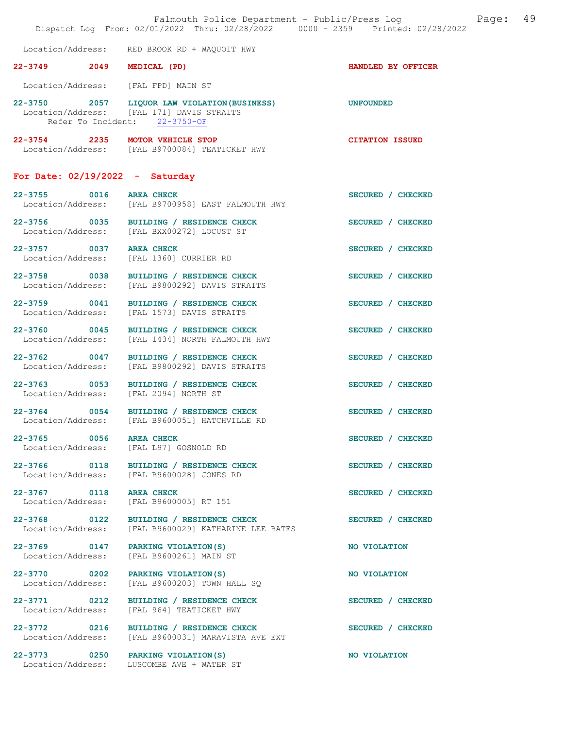Location/Address: RED BROOK RD + WAQUOIT HWY

**22-3749 2049 MEDICAL (PD)** HANDLED BY OFFICER
Location/Address: [FAL FPD] MAIN ST

**22-3750 2057 LIQUOR LAW VIOLATION(BUSINESS)** UNFOUNDED
Location/Address: [FAL 171] DAVIS STRAITS
Refer To Incident: 22-3750-OF

**22-3754 2235 MOTOR VEHICLE STOP** CITATION ISSUED
Location/Address: [FAL B9700084] TEATICKET HWY

## For Date: 02/19/2022 - Saturday

**22-3755 0016 AREA CHECK** SECURED / CHECKED
Location/Address: [FAL B9700958] EAST FALMOUTH HWY

**22-3756 0035 BUILDING / RESIDENCE CHECK** SECURED / CHECKED
Location/Address: [FAL BXX00272] LOCUST ST

**22-3757 0037 AREA CHECK** SECURED / CHECKED
Location/Address: [FAL 1360] CURRIER RD

**22-3758 0038 BUILDING / RESIDENCE CHECK** SECURED / CHECKED
Location/Address: [FAL B9800292] DAVIS STRAITS

**22-3759 0041 BUILDING / RESIDENCE CHECK** SECURED / CHECKED
Location/Address: [FAL 1573] DAVIS STRAITS

**22-3760 0045 BUILDING / RESIDENCE CHECK** SECURED / CHECKED
Location/Address: [FAL 1434] NORTH FALMOUTH HWY

**22-3762 0047 BUILDING / RESIDENCE CHECK** SECURED / CHECKED
Location/Address: [FAL B9800292] DAVIS STRAITS

**22-3763 0053 BUILDING / RESIDENCE CHECK** SECURED / CHECKED
Location/Address: [FAL 2094] NORTH ST

**22-3764 0054 BUILDING / RESIDENCE CHECK** SECURED / CHECKED
Location/Address: [FAL B9600051] HATCHVILLE RD

**22-3765 0056 AREA CHECK** SECURED / CHECKED
Location/Address: [FAL L97] GOSNOLD RD

**22-3766 0118 BUILDING / RESIDENCE CHECK** SECURED / CHECKED
Location/Address: [FAL B9600028] JONES RD

**22-3767 0118 AREA CHECK** SECURED / CHECKED
Location/Address: [FAL B9600005] RT 151

**22-3768 0122 BUILDING / RESIDENCE CHECK** SECURED / CHECKED
Location/Address: [FAL B9600029] KATHARINE LEE BATES

**22-3769 0147 PARKING VIOLATION(S)** NO VIOLATION
Location/Address: [FAL B9600261] MAIN ST

**22-3770 0202 PARKING VIOLATION(S)** NO VIOLATION
Location/Address: [FAL B9600203] TOWN HALL SQ

**22-3771 0212 BUILDING / RESIDENCE CHECK** SECURED / CHECKED
Location/Address: [FAL 964] TEATICKET HWY

**22-3772 0216 BUILDING / RESIDENCE CHECK** SECURED / CHECKED
Location/Address: [FAL B9600031] MARAVISTA AVE EXT

**22-3773 0250 PARKING VIOLATION(S)** NO VIOLATION
Location/Address: LUSCOMBE AVE + WATER ST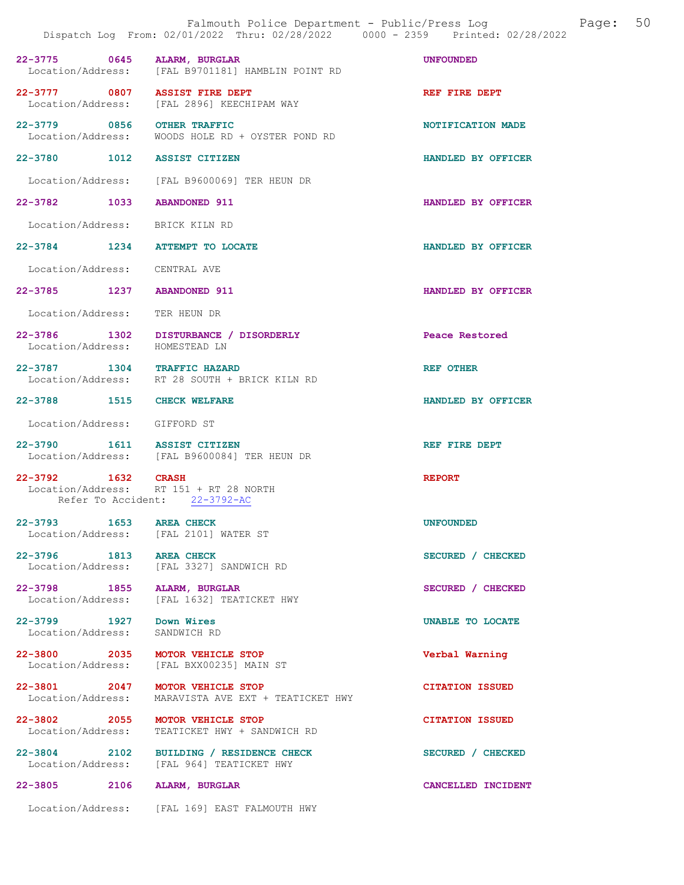Falmouth Police Department - Public/Press Log

Dispatch Log From: 02/01/2022 Thru: 02/28/2022 0000 - 2359 Printed: 02/28/2022

**22-3775 0645 ALARM, BURGLAR** — UNFOUNDED
Location/Address: [FAL B9701181] HAMBLIN POINT RD

**22-3777 0807 ASSIST FIRE DEPT** — REF FIRE DEPT
Location/Address: [FAL 2896] KEECHIPAM WAY

**22-3779 0856 OTHER TRAFFIC** — NOTIFICATION MADE
Location/Address: WOODS HOLE RD + OYSTER POND RD

**22-3780 1012 ASSIST CITIZEN** — HANDLED BY OFFICER
Location/Address: [FAL B9600069] TER HEUN DR

**22-3782 1033 ABANDONED 911** — HANDLED BY OFFICER
Location/Address: BRICK KILN RD

**22-3784 1234 ATTEMPT TO LOCATE** — HANDLED BY OFFICER
Location/Address: CENTRAL AVE

**22-3785 1237 ABANDONED 911** — HANDLED BY OFFICER
Location/Address: TER HEUN DR

**22-3786 1302 DISTURBANCE / DISORDERLY** — Peace Restored
Location/Address: HOMESTEAD LN

**22-3787 1304 TRAFFIC HAZARD** — REF OTHER
Location/Address: RT 28 SOUTH + BRICK KILN RD

**22-3788 1515 CHECK WELFARE** — HANDLED BY OFFICER
Location/Address: GIFFORD ST

**22-3790 1611 ASSIST CITIZEN** — REF FIRE DEPT
Location/Address: [FAL B9600084] TER HEUN DR

**22-3792 1632 CRASH** — REPORT
Location/Address: RT 151 + RT 28 NORTH
Refer To Accident: 22-3792-AC

**22-3793 1653 AREA CHECK** — UNFOUNDED
Location/Address: [FAL 2101] WATER ST

**22-3796 1813 AREA CHECK** — SECURED / CHECKED
Location/Address: [FAL 3327] SANDWICH RD

**22-3798 1855 ALARM, BURGLAR** — SECURED / CHECKED
Location/Address: [FAL 1632] TEATICKET HWY

**22-3799 1927 Down Wires** — UNABLE TO LOCATE
Location/Address: SANDWICH RD

**22-3800 2035 MOTOR VEHICLE STOP** — Verbal Warning
Location/Address: [FAL BXX00235] MAIN ST

**22-3801 2047 MOTOR VEHICLE STOP** — CITATION ISSUED
Location/Address: MARAVISTA AVE EXT + TEATICKET HWY

**22-3802 2055 MOTOR VEHICLE STOP** — CITATION ISSUED
Location/Address: TEATICKET HWY + SANDWICH RD

**22-3804 2102 BUILDING / RESIDENCE CHECK** — SECURED / CHECKED
Location/Address: [FAL 964] TEATICKET HWY

**22-3805 2106 ALARM, BURGLAR** — CANCELLED INCIDENT
Location/Address: [FAL 169] EAST FALMOUTH HWY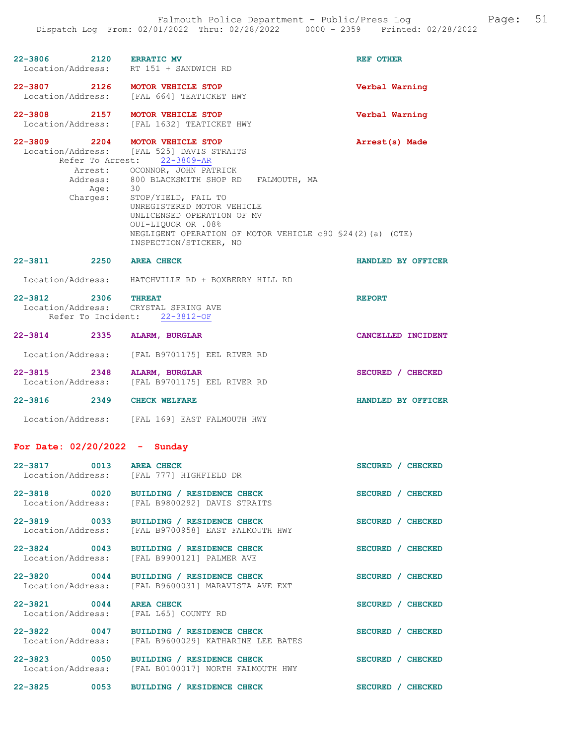22-3806 2120 **ERRATIC MV** REF OTHER
Location/Address: RT 151 + SANDWICH RD

22-3807 2126 **MOTOR VEHICLE STOP** Verbal Warning
Location/Address: [FAL 664] TEATICKET HWY

22-3808 2157 **MOTOR VEHICLE STOP** Verbal Warning
Location/Address: [FAL 1632] TEATICKET HWY

22-3809 2204 **MOTOR VEHICLE STOP** Arrest(s) Made
Location/Address: [FAL 525] DAVIS STRAITS
Refer To Arrest: 22-3809-AR
Arrest: OCONNOR, JOHN PATRICK
Address: 800 BLACKSMITH SHOP RD FALMOUTH, MA
Age: 30
Charges: STOP/YIELD, FAIL TO
UNREGISTERED MOTOR VEHICLE
UNLICENSED OPERATION OF MV
OUI-LIQUOR OR .08%
NEGLIGENT OPERATION OF MOTOR VEHICLE c90 §24(2)(a) (OTE)
INSPECTION/STICKER, NO

22-3811 2250 **AREA CHECK** HANDLED BY OFFICER
Location/Address: HATCHVILLE RD + BOXBERRY HILL RD

22-3812 2306 **THREAT** REPORT
Location/Address: CRYSTAL SPRING AVE
Refer To Incident: 22-3812-OF

22-3814 2335 **ALARM, BURGLAR** CANCELLED INCIDENT
Location/Address: [FAL B9701175] EEL RIVER RD

22-3815 2348 **ALARM, BURGLAR** SECURED / CHECKED
Location/Address: [FAL B9701175] EEL RIVER RD

22-3816 2349 **CHECK WELFARE** HANDLED BY OFFICER
Location/Address: [FAL 169] EAST FALMOUTH HWY

## For Date: 02/20/2022 - Sunday

22-3817 0013 **AREA CHECK** SECURED / CHECKED
Location/Address: [FAL 777] HIGHFIELD DR

22-3818 0020 **BUILDING / RESIDENCE CHECK** SECURED / CHECKED
Location/Address: [FAL B9800292] DAVIS STRAITS

22-3819 0033 **BUILDING / RESIDENCE CHECK** SECURED / CHECKED
Location/Address: [FAL B9700958] EAST FALMOUTH HWY

22-3824 0043 **BUILDING / RESIDENCE CHECK** SECURED / CHECKED
Location/Address: [FAL B9900121] PALMER AVE

22-3820 0044 **BUILDING / RESIDENCE CHECK** SECURED / CHECKED
Location/Address: [FAL B9600031] MARAVISTA AVE EXT

22-3821 0044 **AREA CHECK** SECURED / CHECKED
Location/Address: [FAL L65] COUNTY RD

22-3822 0047 **BUILDING / RESIDENCE CHECK** SECURED / CHECKED
Location/Address: [FAL B9600029] KATHARINE LEE BATES

22-3823 0050 **BUILDING / RESIDENCE CHECK** SECURED / CHECKED
Location/Address: [FAL B0100017] NORTH FALMOUTH HWY

22-3825 0053 **BUILDING / RESIDENCE CHECK** SECURED / CHECKED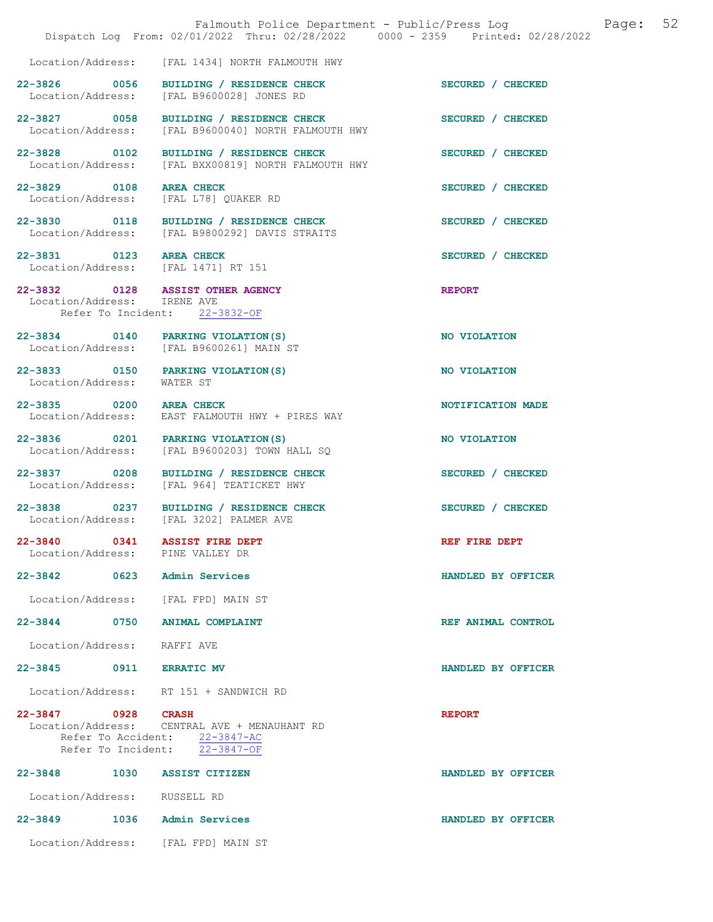Location/Address: [FAL 1434] NORTH FALMOUTH HWY

| Call # | Time | Call Reason | Action |
|---|---|---|---|
| 22-3826 | 0056 | BUILDING / RESIDENCE CHECK | SECURED / CHECKED |
| Location/Address: [FAL B9600028] JONES RD | | | |
| 22-3827 | 0058 | BUILDING / RESIDENCE CHECK | SECURED / CHECKED |
| Location/Address: [FAL B9600040] NORTH FALMOUTH HWY | | | |
| 22-3828 | 0102 | BUILDING / RESIDENCE CHECK | SECURED / CHECKED |
| Location/Address: [FAL BXX00819] NORTH FALMOUTH HWY | | | |
| 22-3829 | 0108 | AREA CHECK | SECURED / CHECKED |
| Location/Address: [FAL L78] QUAKER RD | | | |
| 22-3830 | 0118 | BUILDING / RESIDENCE CHECK | SECURED / CHECKED |
| Location/Address: [FAL B9800292] DAVIS STRAITS | | | |
| 22-3831 | 0123 | AREA CHECK | SECURED / CHECKED |
| Location/Address: [FAL 1471] RT 151 | | | |
| 22-3832 | 0128 | ASSIST OTHER AGENCY | REPORT |
| Location/Address: IRENE AVE; Refer To Incident: 22-3832-OF | | | |
| 22-3834 | 0140 | PARKING VIOLATION(S) | NO VIOLATION |
| Location/Address: [FAL B9600261] MAIN ST | | | |
| 22-3833 | 0150 | PARKING VIOLATION(S) | NO VIOLATION |
| Location/Address: WATER ST | | | |
| 22-3835 | 0200 | AREA CHECK | NOTIFICATION MADE |
| Location/Address: EAST FALMOUTH HWY + PIRES WAY | | | |
| 22-3836 | 0201 | PARKING VIOLATION(S) | NO VIOLATION |
| Location/Address: [FAL B9600203] TOWN HALL SQ | | | |
| 22-3837 | 0208 | BUILDING / RESIDENCE CHECK | SECURED / CHECKED |
| Location/Address: [FAL 964] TEATICKET HWY | | | |
| 22-3838 | 0237 | BUILDING / RESIDENCE CHECK | SECURED / CHECKED |
| Location/Address: [FAL 3202] PALMER AVE | | | |
| 22-3840 | 0341 | ASSIST FIRE DEPT | REF FIRE DEPT |
| Location/Address: PINE VALLEY DR | | | |
| 22-3842 | 0623 | Admin Services | HANDLED BY OFFICER |
| Location/Address: [FAL FPD] MAIN ST | | | |
| 22-3844 | 0750 | ANIMAL COMPLAINT | REF ANIMAL CONTROL |
| Location/Address: RAFFI AVE | | | |
| 22-3845 | 0911 | ERRATIC MV | HANDLED BY OFFICER |
| Location/Address: RT 151 + SANDWICH RD | | | |
| 22-3847 | 0928 | CRASH | REPORT |
| Location/Address: CENTRAL AVE + MENAUHANT RD; Refer To Accident: 22-3847-AC; Refer To Incident: 22-3847-OF | | | |
| 22-3848 | 1030 | ASSIST CITIZEN | HANDLED BY OFFICER |
| Location/Address: RUSSELL RD | | | |
| 22-3849 | 1036 | Admin Services | HANDLED BY OFFICER |
| Location/Address: [FAL FPD] MAIN ST | | | |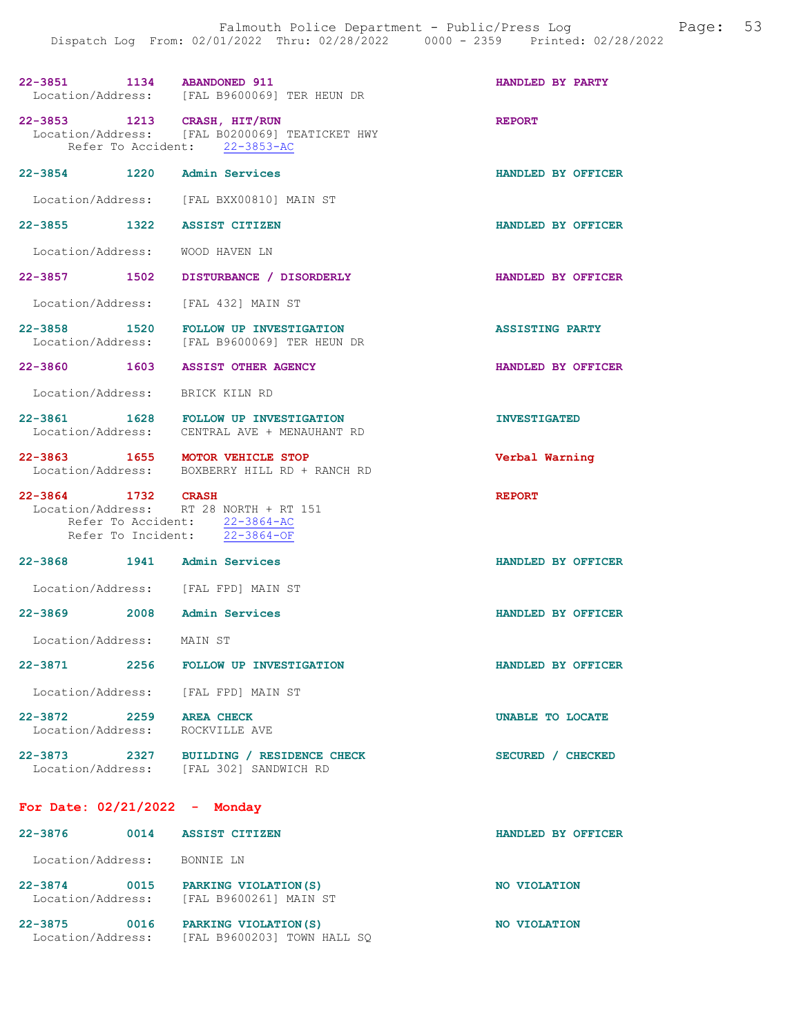22-3851 1134 ABANDONED 911 HANDLED BY PARTY
Location/Address: [FAL B9600069] TER HEUN DR

22-3853 1213 CRASH, HIT/RUN REPORT
Location/Address: [FAL B0200069] TEATICKET HWY
Refer To Accident: 22-3853-AC

22-3854 1220 Admin Services HANDLED BY OFFICER
Location/Address: [FAL BXX00810] MAIN ST

22-3855 1322 ASSIST CITIZEN HANDLED BY OFFICER
Location/Address: WOOD HAVEN LN

22-3857 1502 DISTURBANCE / DISORDERLY HANDLED BY OFFICER
Location/Address: [FAL 432] MAIN ST

22-3858 1520 FOLLOW UP INVESTIGATION ASSISTING PARTY
Location/Address: [FAL B9600069] TER HEUN DR

22-3860 1603 ASSIST OTHER AGENCY HANDLED BY OFFICER
Location/Address: BRICK KILN RD

22-3861 1628 FOLLOW UP INVESTIGATION INVESTIGATED
Location/Address: CENTRAL AVE + MENAUHANT RD

22-3863 1655 MOTOR VEHICLE STOP Verbal Warning
Location/Address: BOXBERRY HILL RD + RANCH RD

22-3864 1732 CRASH REPORT
Location/Address: RT 28 NORTH + RT 151
Refer To Accident: 22-3864-AC
Refer To Incident: 22-3864-OF

22-3868 1941 Admin Services HANDLED BY OFFICER
Location/Address: [FAL FPD] MAIN ST

22-3869 2008 Admin Services HANDLED BY OFFICER
Location/Address: MAIN ST

22-3871 2256 FOLLOW UP INVESTIGATION HANDLED BY OFFICER
Location/Address: [FAL FPD] MAIN ST

22-3872 2259 AREA CHECK UNABLE TO LOCATE
Location/Address: ROCKVILLE AVE

22-3873 2327 BUILDING / RESIDENCE CHECK SECURED / CHECKED
Location/Address: [FAL 302] SANDWICH RD

**For Date: 02/21/2022 - Monday**

22-3876 0014 ASSIST CITIZEN HANDLED BY OFFICER
Location/Address: BONNIE LN

22-3874 0015 PARKING VIOLATION(S) NO VIOLATION
Location/Address: [FAL B9600261] MAIN ST

22-3875 0016 PARKING VIOLATION(S) NO VIOLATION
Location/Address: [FAL B9600203] TOWN HALL SQ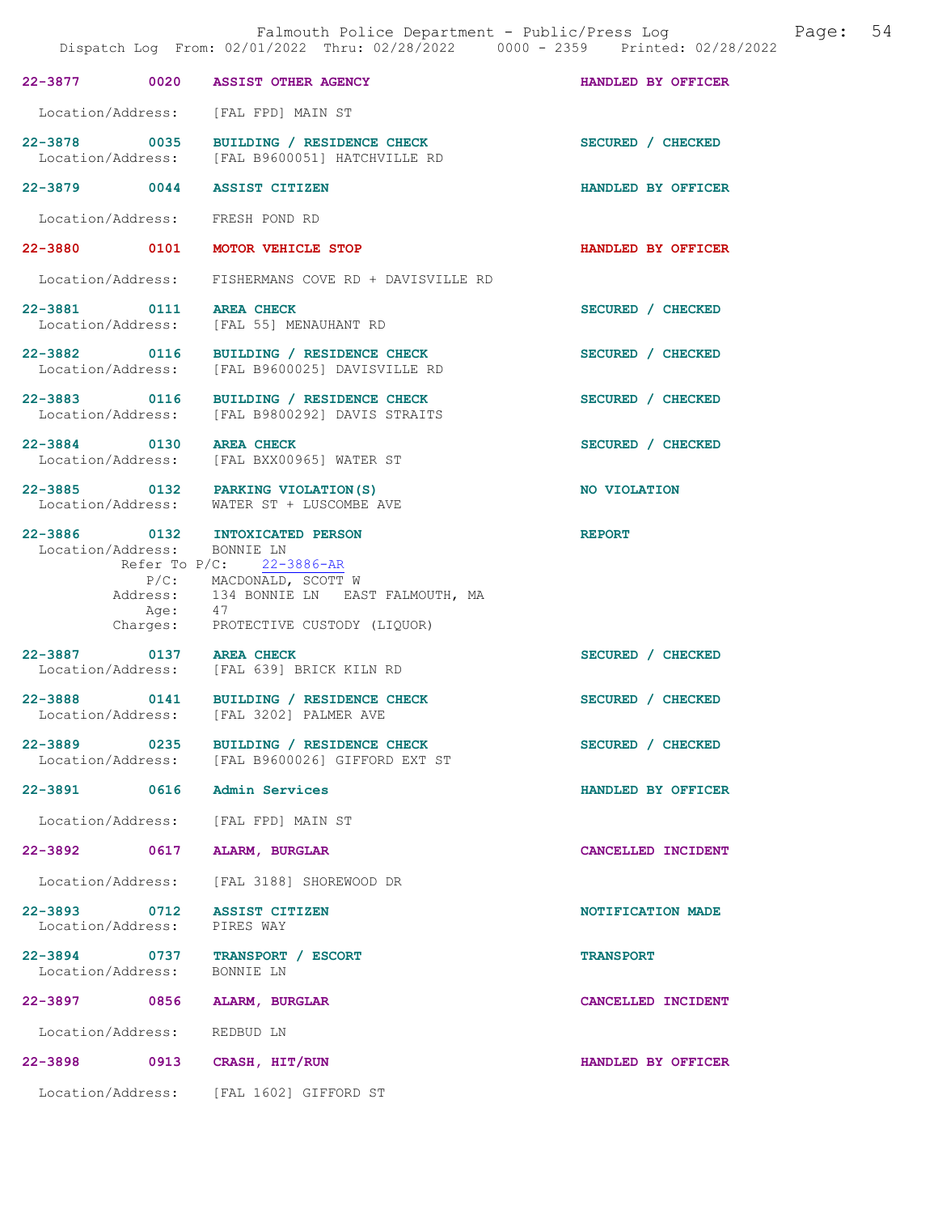| Call # | Time | Call Type | Disposition |
|---|---|---|---|
| 22-3877 | 0020 | ASSIST OTHER AGENCY | HANDLED BY OFFICER |
| | | Location/Address: [FAL FPD] MAIN ST | |
| 22-3878 | 0035 | BUILDING / RESIDENCE CHECK | SECURED / CHECKED |
| | | Location/Address: [FAL B9600051] HATCHVILLE RD | |
| 22-3879 | 0044 | ASSIST CITIZEN | HANDLED BY OFFICER |
| | | Location/Address: FRESH POND RD | |
| 22-3880 | 0101 | MOTOR VEHICLE STOP | HANDLED BY OFFICER |
| | | Location/Address: FISHERMANS COVE RD + DAVISVILLE RD | |
| 22-3881 | 0111 | AREA CHECK | SECURED / CHECKED |
| | | Location/Address: [FAL 55] MENAUHANT RD | |
| 22-3882 | 0116 | BUILDING / RESIDENCE CHECK | SECURED / CHECKED |
| | | Location/Address: [FAL B9600025] DAVISVILLE RD | |
| 22-3883 | 0116 | BUILDING / RESIDENCE CHECK | SECURED / CHECKED |
| | | Location/Address: [FAL B9800292] DAVIS STRAITS | |
| 22-3884 | 0130 | AREA CHECK | SECURED / CHECKED |
| | | Location/Address: [FAL BXX00965] WATER ST | |
| 22-3885 | 0132 | PARKING VIOLATION(S) | NO VIOLATION |
| | | Location/Address: WATER ST + LUSCOMBE AVE | |
| 22-3886 | 0132 | INTOXICATED PERSON | REPORT |
| | | Location/Address: BONNIE LN<br>Refer To P/C: 22-3886-AR<br>P/C: MACDONALD, SCOTT W<br>Address: 134 BONNIE LN EAST FALMOUTH, MA<br>Age: 47<br>Charges: PROTECTIVE CUSTODY (LIQUOR) | |
| 22-3887 | 0137 | AREA CHECK | SECURED / CHECKED |
| | | Location/Address: [FAL 639] BRICK KILN RD | |
| 22-3888 | 0141 | BUILDING / RESIDENCE CHECK | SECURED / CHECKED |
| | | Location/Address: [FAL 3202] PALMER AVE | |
| 22-3889 | 0235 | BUILDING / RESIDENCE CHECK | SECURED / CHECKED |
| | | Location/Address: [FAL B9600026] GIFFORD EXT ST | |
| 22-3891 | 0616 | Admin Services | HANDLED BY OFFICER |
| | | Location/Address: [FAL FPD] MAIN ST | |
| 22-3892 | 0617 | ALARM, BURGLAR | CANCELLED INCIDENT |
| | | Location/Address: [FAL 3188] SHOREWOOD DR | |
| 22-3893 | 0712 | ASSIST CITIZEN | NOTIFICATION MADE |
| | | Location/Address: PIRES WAY | |
| 22-3894 | 0737 | TRANSPORT / ESCORT | TRANSPORT |
| | | Location/Address: BONNIE LN | |
| 22-3897 | 0856 | ALARM, BURGLAR | CANCELLED INCIDENT |
| | | Location/Address: REDBUD LN | |
| 22-3898 | 0913 | CRASH, HIT/RUN | HANDLED BY OFFICER |
| | | Location/Address: [FAL 1602] GIFFORD ST | |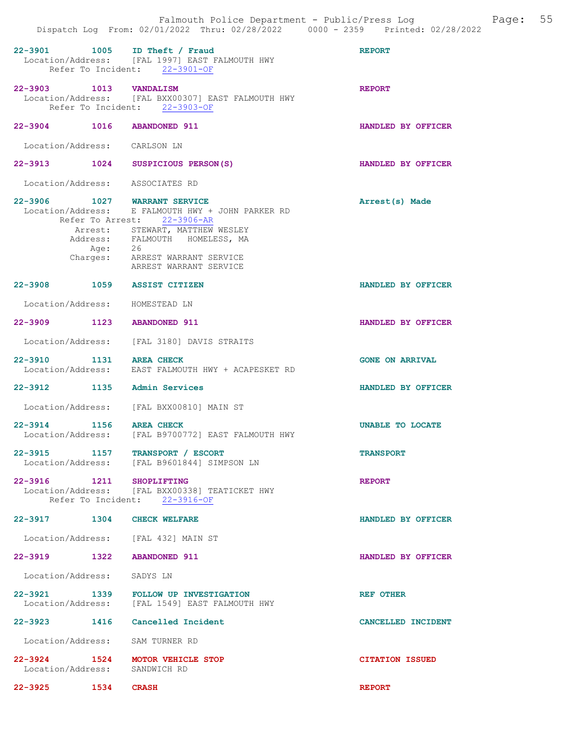22-3901 1005 ID Theft / Fraud REPORT
Location/Address: [FAL 1997] EAST FALMOUTH HWY
Refer To Incident: 22-3901-OF

22-3903 1013 VANDALISM REPORT
Location/Address: [FAL BXX00307] EAST FALMOUTH HWY
Refer To Incident: 22-3903-OF

22-3904 1016 ABANDONED 911 HANDLED BY OFFICER
Location/Address: CARLSON LN

22-3913 1024 SUSPICIOUS PERSON(S) HANDLED BY OFFICER
Location/Address: ASSOCIATES RD

22-3906 1027 WARRANT SERVICE Arrest(s) Made
Location/Address: E FALMOUTH HWY + JOHN PARKER RD
Refer To Arrest: 22-3906-AR
Arrest: STEWART, MATTHEW WESLEY
Address: FALMOUTH HOMELESS, MA
Age: 26
Charges: ARREST WARRANT SERVICE
ARREST WARRANT SERVICE

22-3908 1059 ASSIST CITIZEN HANDLED BY OFFICER
Location/Address: HOMESTEAD LN

22-3909 1123 ABANDONED 911 HANDLED BY OFFICER
Location/Address: [FAL 3180] DAVIS STRAITS

22-3910 1131 AREA CHECK GONE ON ARRIVAL
Location/Address: EAST FALMOUTH HWY + ACAPESKET RD

22-3912 1135 Admin Services HANDLED BY OFFICER
Location/Address: [FAL BXX00810] MAIN ST

22-3914 1156 AREA CHECK UNABLE TO LOCATE
Location/Address: [FAL B9700772] EAST FALMOUTH HWY

22-3915 1157 TRANSPORT / ESCORT TRANSPORT
Location/Address: [FAL B9601844] SIMPSON LN

22-3916 1211 SHOPLIFTING REPORT
Location/Address: [FAL BXX00338] TEATICKET HWY
Refer To Incident: 22-3916-OF

22-3917 1304 CHECK WELFARE HANDLED BY OFFICER
Location/Address: [FAL 432] MAIN ST

22-3919 1322 ABANDONED 911 HANDLED BY OFFICER
Location/Address: SADYS LN

22-3921 1339 FOLLOW UP INVESTIGATION REF OTHER
Location/Address: [FAL 1549] EAST FALMOUTH HWY

22-3923 1416 Cancelled Incident CANCELLED INCIDENT
Location/Address: SAM TURNER RD

22-3924 1524 MOTOR VEHICLE STOP CITATION ISSUED
Location/Address: SANDWICH RD

22-3925 1534 CRASH REPORT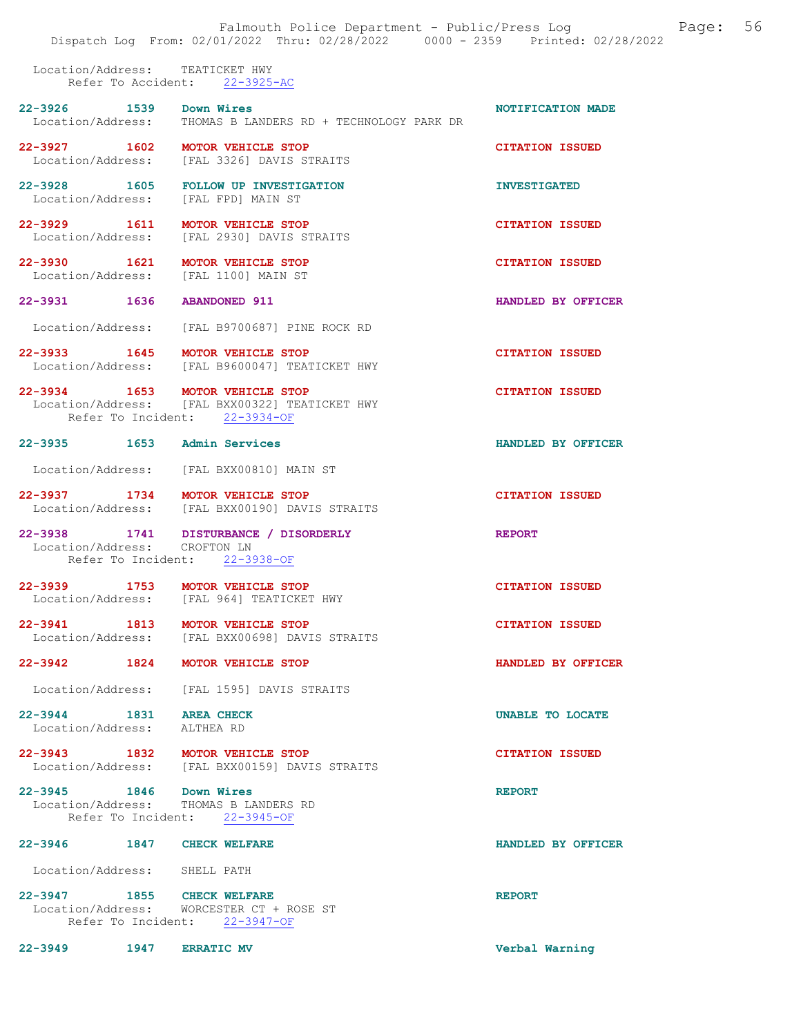Location/Address: TEATICKET HWY
Refer To Accident: 22-3925-AC

22-3926 1539 Down Wires NOTIFICATION MADE
Location/Address: THOMAS B LANDERS RD + TECHNOLOGY PARK DR

22-3927 1602 MOTOR VEHICLE STOP CITATION ISSUED
Location/Address: [FAL 3326] DAVIS STRAITS

22-3928 1605 FOLLOW UP INVESTIGATION INVESTIGATED
Location/Address: [FAL FPD] MAIN ST

22-3929 1611 MOTOR VEHICLE STOP CITATION ISSUED
Location/Address: [FAL 2930] DAVIS STRAITS

22-3930 1621 MOTOR VEHICLE STOP CITATION ISSUED
Location/Address: [FAL 1100] MAIN ST

22-3931 1636 ABANDONED 911 HANDLED BY OFFICER

Location/Address: [FAL B9700687] PINE ROCK RD

22-3933 1645 MOTOR VEHICLE STOP CITATION ISSUED
Location/Address: [FAL B9600047] TEATICKET HWY

22-3934 1653 MOTOR VEHICLE STOP CITATION ISSUED
Location/Address: [FAL BXX00322] TEATICKET HWY
Refer To Incident: 22-3934-OF

22-3935 1653 Admin Services HANDLED BY OFFICER

Location/Address: [FAL BXX00810] MAIN ST

22-3937 1734 MOTOR VEHICLE STOP CITATION ISSUED
Location/Address: [FAL BXX00190] DAVIS STRAITS

22-3938 1741 DISTURBANCE / DISORDERLY REPORT
Location/Address: CROFTON LN
Refer To Incident: 22-3938-OF

22-3939 1753 MOTOR VEHICLE STOP CITATION ISSUED
Location/Address: [FAL 964] TEATICKET HWY

22-3941 1813 MOTOR VEHICLE STOP CITATION ISSUED
Location/Address: [FAL BXX00698] DAVIS STRAITS

22-3942 1824 MOTOR VEHICLE STOP HANDLED BY OFFICER

Location/Address: [FAL 1595] DAVIS STRAITS

22-3944 1831 AREA CHECK UNABLE TO LOCATE
Location/Address: ALTHEA RD

22-3943 1832 MOTOR VEHICLE STOP CITATION ISSUED
Location/Address: [FAL BXX00159] DAVIS STRAITS

22-3945 1846 Down Wires REPORT
Location/Address: THOMAS B LANDERS RD
Refer To Incident: 22-3945-OF

22-3946 1847 CHECK WELFARE HANDLED BY OFFICER

Location/Address: SHELL PATH

22-3947 1855 CHECK WELFARE REPORT
Location/Address: WORCESTER CT + ROSE ST
Refer To Incident: 22-3947-OF

22-3949 1947 ERRATIC MV Verbal Warning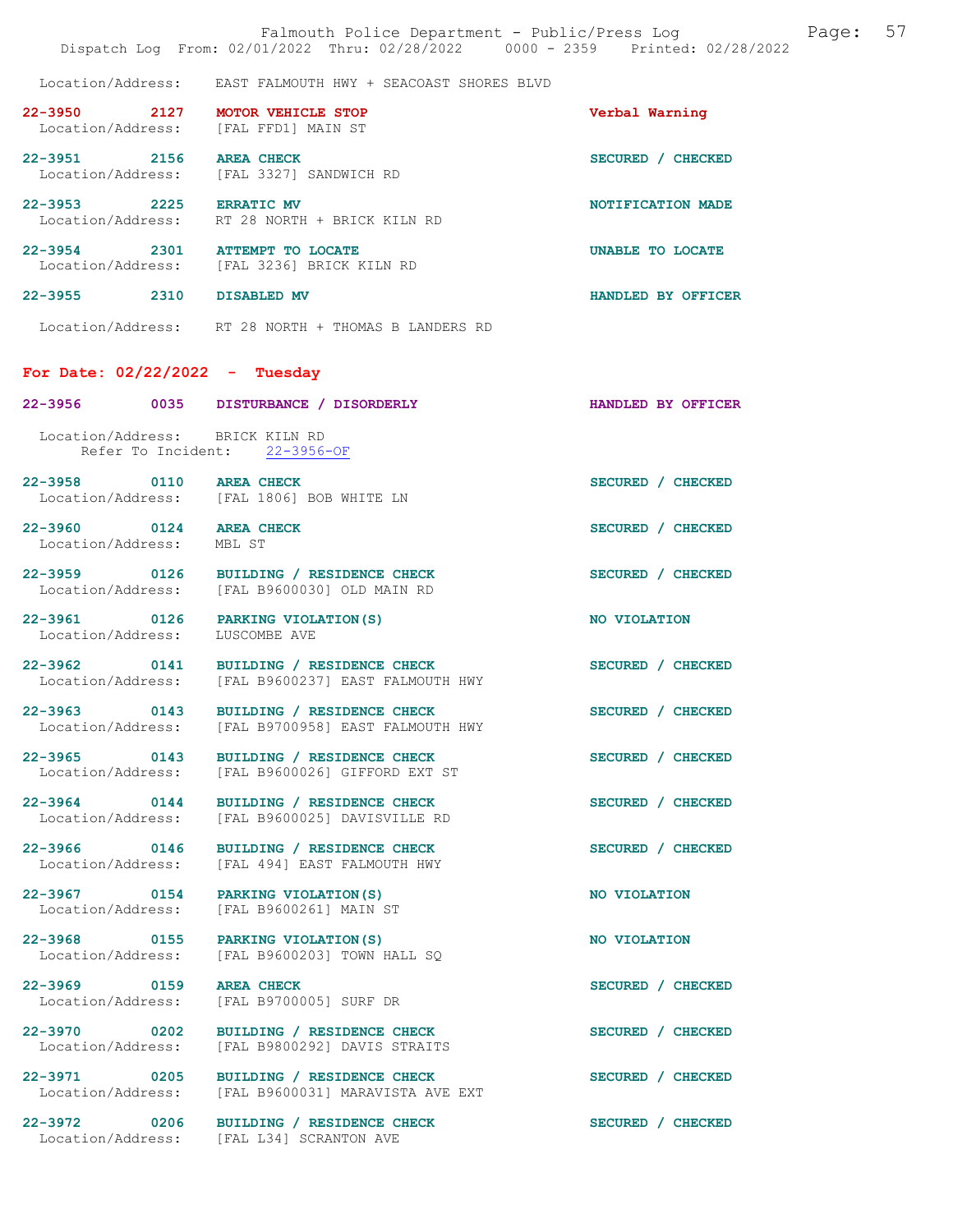Location/Address: EAST FALMOUTH HWY + SEACOAST SHORES BLVD

**22-3950 2127 MOTOR VEHICLE STOP** — Verbal Warning
Location/Address: [FAL FFD1] MAIN ST

**22-3951 2156 AREA CHECK** — SECURED / CHECKED
Location/Address: [FAL 3327] SANDWICH RD

**22-3953 2225 ERRATIC MV** — NOTIFICATION MADE
Location/Address: RT 28 NORTH + BRICK KILN RD

**22-3954 2301 ATTEMPT TO LOCATE** — UNABLE TO LOCATE
Location/Address: [FAL 3236] BRICK KILN RD

**22-3955 2310 DISABLED MV** — HANDLED BY OFFICER
Location/Address: RT 28 NORTH + THOMAS B LANDERS RD

## For Date: 02/22/2022 - Tuesday

**22-3956 0035 DISTURBANCE / DISORDERLY** — HANDLED BY OFFICER
Location/Address: BRICK KILN RD
Refer To Incident: 22-3956-OF

**22-3958 0110 AREA CHECK** — SECURED / CHECKED
Location/Address: [FAL 1806] BOB WHITE LN

**22-3960 0124 AREA CHECK** — SECURED / CHECKED
Location/Address: MBL ST

**22-3959 0126 BUILDING / RESIDENCE CHECK** — SECURED / CHECKED
Location/Address: [FAL B9600030] OLD MAIN RD

**22-3961 0126 PARKING VIOLATION(S)** — NO VIOLATION
Location/Address: LUSCOMBE AVE

**22-3962 0141 BUILDING / RESIDENCE CHECK** — SECURED / CHECKED
Location/Address: [FAL B9600237] EAST FALMOUTH HWY

**22-3963 0143 BUILDING / RESIDENCE CHECK** — SECURED / CHECKED
Location/Address: [FAL B9700958] EAST FALMOUTH HWY

**22-3965 0143 BUILDING / RESIDENCE CHECK** — SECURED / CHECKED
Location/Address: [FAL B9600026] GIFFORD EXT ST

**22-3964 0144 BUILDING / RESIDENCE CHECK** — SECURED / CHECKED
Location/Address: [FAL B9600025] DAVISVILLE RD

**22-3966 0146 BUILDING / RESIDENCE CHECK** — SECURED / CHECKED
Location/Address: [FAL 494] EAST FALMOUTH HWY

**22-3967 0154 PARKING VIOLATION(S)** — NO VIOLATION
Location/Address: [FAL B9600261] MAIN ST

**22-3968 0155 PARKING VIOLATION(S)** — NO VIOLATION
Location/Address: [FAL B9600203] TOWN HALL SQ

**22-3969 0159 AREA CHECK** — SECURED / CHECKED
Location/Address: [FAL B9700005] SURF DR

**22-3970 0202 BUILDING / RESIDENCE CHECK** — SECURED / CHECKED
Location/Address: [FAL B9800292] DAVIS STRAITS

**22-3971 0205 BUILDING / RESIDENCE CHECK** — SECURED / CHECKED
Location/Address: [FAL B9600031] MARAVISTA AVE EXT

**22-3972 0206 BUILDING / RESIDENCE CHECK** — SECURED / CHECKED
Location/Address: [FAL L34] SCRANTON AVE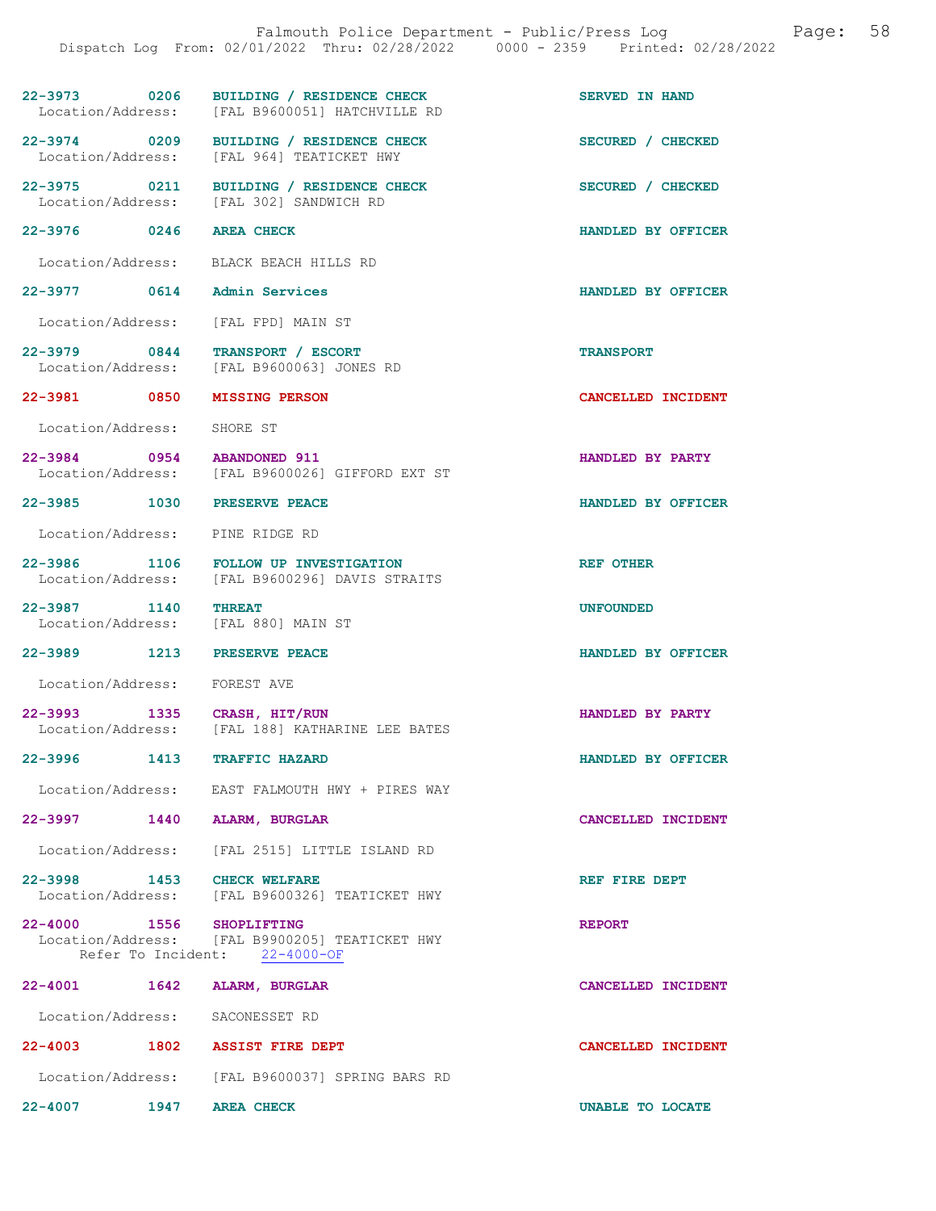| Incident | Time | Type | Disposition |
|---|---|---|---|
| 22-3973 | 0206 | BUILDING / RESIDENCE CHECK | SERVED IN HAND |
| | | Location/Address: [FAL B9600051] HATCHVILLE RD | |
| 22-3974 | 0209 | BUILDING / RESIDENCE CHECK | SECURED / CHECKED |
| | | Location/Address: [FAL 964] TEATICKET HWY | |
| 22-3975 | 0211 | BUILDING / RESIDENCE CHECK | SECURED / CHECKED |
| | | Location/Address: [FAL 302] SANDWICH RD | |
| 22-3976 | 0246 | AREA CHECK | HANDLED BY OFFICER |
| | | Location/Address: BLACK BEACH HILLS RD | |
| 22-3977 | 0614 | Admin Services | HANDLED BY OFFICER |
| | | Location/Address: [FAL FPD] MAIN ST | |
| 22-3979 | 0844 | TRANSPORT / ESCORT | TRANSPORT |
| | | Location/Address: [FAL B9600063] JONES RD | |
| 22-3981 | 0850 | MISSING PERSON | CANCELLED INCIDENT |
| | | Location/Address: SHORE ST | |
| 22-3984 | 0954 | ABANDONED 911 | HANDLED BY PARTY |
| | | Location/Address: [FAL B9600026] GIFFORD EXT ST | |
| 22-3985 | 1030 | PRESERVE PEACE | HANDLED BY OFFICER |
| | | Location/Address: PINE RIDGE RD | |
| 22-3986 | 1106 | FOLLOW UP INVESTIGATION | REF OTHER |
| | | Location/Address: [FAL B9600296] DAVIS STRAITS | |
| 22-3987 | 1140 | THREAT | UNFOUNDED |
| | | Location/Address: [FAL 880] MAIN ST | |
| 22-3989 | 1213 | PRESERVE PEACE | HANDLED BY OFFICER |
| | | Location/Address: FOREST AVE | |
| 22-3993 | 1335 | CRASH, HIT/RUN | HANDLED BY PARTY |
| | | Location/Address: [FAL 188] KATHARINE LEE BATES | |
| 22-3996 | 1413 | TRAFFIC HAZARD | HANDLED BY OFFICER |
| | | Location/Address: EAST FALMOUTH HWY + PIRES WAY | |
| 22-3997 | 1440 | ALARM, BURGLAR | CANCELLED INCIDENT |
| | | Location/Address: [FAL 2515] LITTLE ISLAND RD | |
| 22-3998 | 1453 | CHECK WELFARE | REF FIRE DEPT |
| | | Location/Address: [FAL B9600326] TEATICKET HWY | |
| 22-4000 | 1556 | SHOPLIFTING | REPORT |
| | | Location/Address: [FAL B9900205] TEATICKET HWY; Refer To Incident: 22-4000-OF | |
| 22-4001 | 1642 | ALARM, BURGLAR | CANCELLED INCIDENT |
| | | Location/Address: SACONESSET RD | |
| 22-4003 | 1802 | ASSIST FIRE DEPT | CANCELLED INCIDENT |
| | | Location/Address: [FAL B9600037] SPRING BARS RD | |
| 22-4007 | 1947 | AREA CHECK | UNABLE TO LOCATE |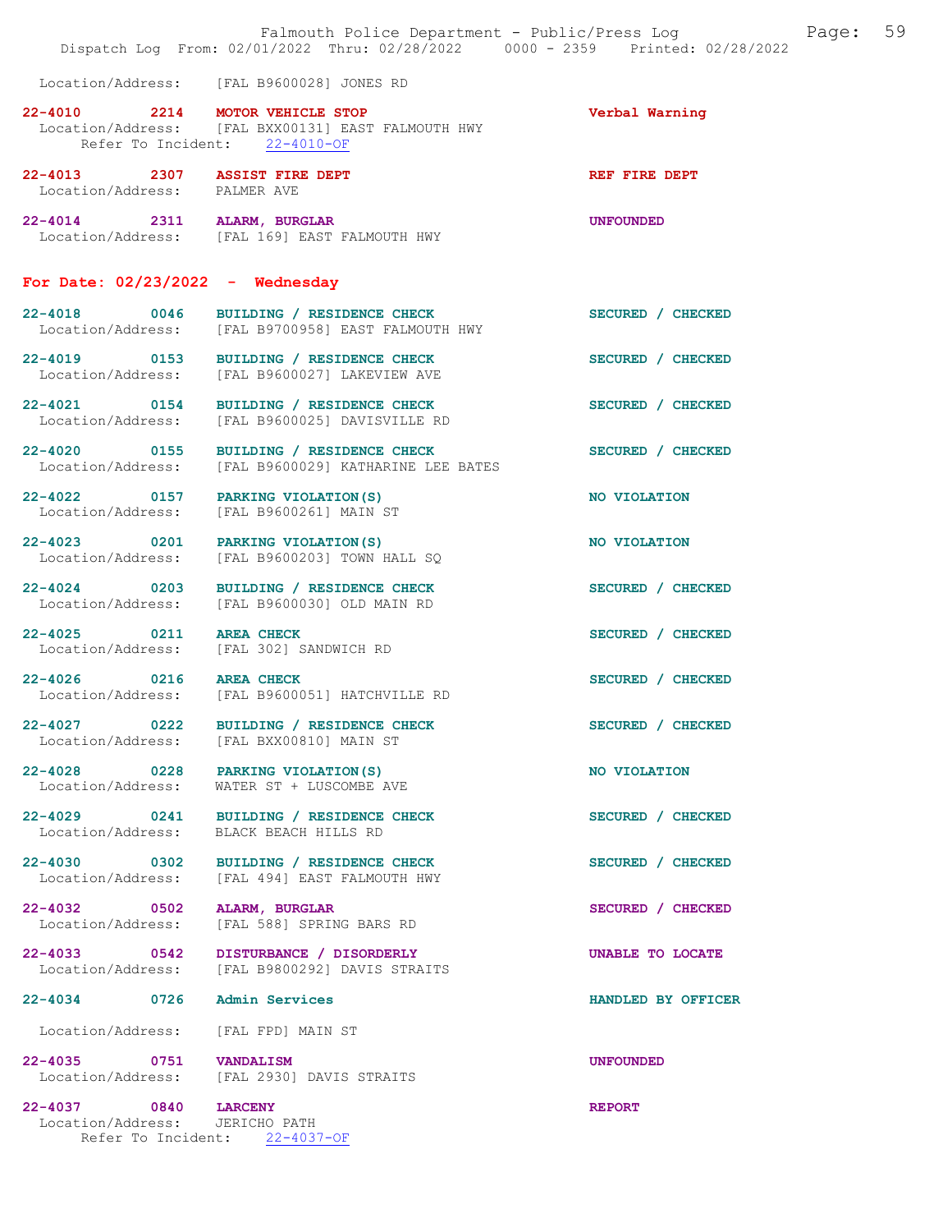Location/Address: [FAL B9600028] JONES RD

**22-4010 2214 MOTOR VEHICLE STOP** — Verbal Warning
Location/Address: [FAL BXX00131] EAST FALMOUTH HWY
Refer To Incident: 22-4010-OF

**22-4013 2307 ASSIST FIRE DEPT** — REF FIRE DEPT
Location/Address: PALMER AVE

**22-4014 2311 ALARM, BURGLAR** — UNFOUNDED
Location/Address: [FAL 169] EAST FALMOUTH HWY

## For Date: 02/23/2022 - Wednesday

**22-4018 0046 BUILDING / RESIDENCE CHECK** — SECURED / CHECKED
Location/Address: [FAL B9700958] EAST FALMOUTH HWY

**22-4019 0153 BUILDING / RESIDENCE CHECK** — SECURED / CHECKED
Location/Address: [FAL B9600027] LAKEVIEW AVE

**22-4021 0154 BUILDING / RESIDENCE CHECK** — SECURED / CHECKED
Location/Address: [FAL B9600025] DAVISVILLE RD

**22-4020 0155 BUILDING / RESIDENCE CHECK** — SECURED / CHECKED
Location/Address: [FAL B9600029] KATHARINE LEE BATES

**22-4022 0157 PARKING VIOLATION(S)** — NO VIOLATION
Location/Address: [FAL B9600261] MAIN ST

**22-4023 0201 PARKING VIOLATION(S)** — NO VIOLATION
Location/Address: [FAL B9600203] TOWN HALL SQ

**22-4024 0203 BUILDING / RESIDENCE CHECK** — SECURED / CHECKED
Location/Address: [FAL B9600030] OLD MAIN RD

**22-4025 0211 AREA CHECK** — SECURED / CHECKED
Location/Address: [FAL 302] SANDWICH RD

**22-4026 0216 AREA CHECK** — SECURED / CHECKED
Location/Address: [FAL B9600051] HATCHVILLE RD

**22-4027 0222 BUILDING / RESIDENCE CHECK** — SECURED / CHECKED
Location/Address: [FAL BXX00810] MAIN ST

**22-4028 0228 PARKING VIOLATION(S)** — NO VIOLATION
Location/Address: WATER ST + LUSCOMBE AVE

**22-4029 0241 BUILDING / RESIDENCE CHECK** — SECURED / CHECKED
Location/Address: BLACK BEACH HILLS RD

**22-4030 0302 BUILDING / RESIDENCE CHECK** — SECURED / CHECKED
Location/Address: [FAL 494] EAST FALMOUTH HWY

**22-4032 0502 ALARM, BURGLAR** — SECURED / CHECKED
Location/Address: [FAL 588] SPRING BARS RD

**22-4033 0542 DISTURBANCE / DISORDERLY** — UNABLE TO LOCATE
Location/Address: [FAL B9800292] DAVIS STRAITS

**22-4034 0726 Admin Services** — HANDLED BY OFFICER
Location/Address: [FAL FPD] MAIN ST

**22-4035 0751 VANDALISM** — UNFOUNDED
Location/Address: [FAL 2930] DAVIS STRAITS

**22-4037 0840 LARCENY** — REPORT
Location/Address: JERICHO PATH
Refer To Incident: 22-4037-OF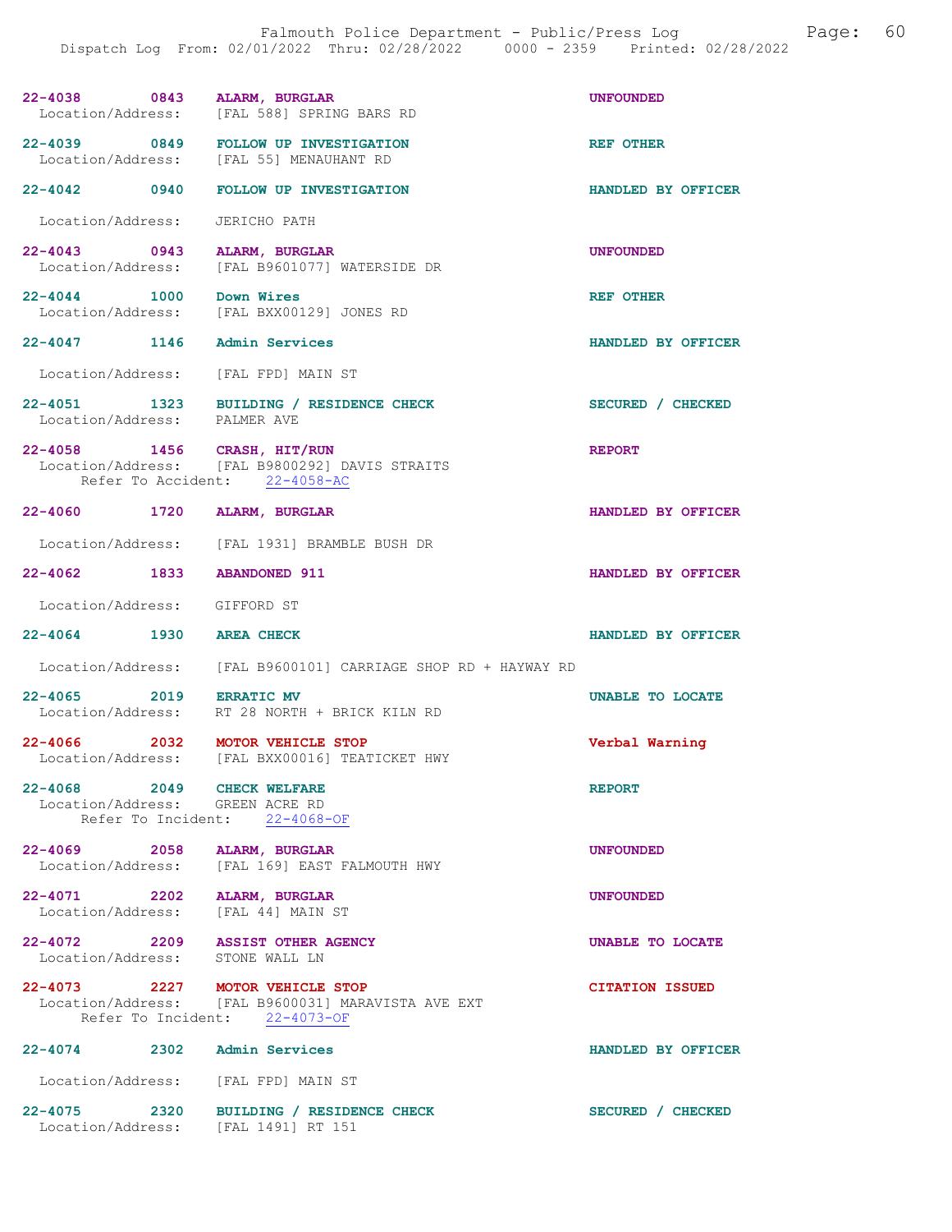Falmouth Police Department - Public/Press Log
Dispatch Log From: 02/01/2022 Thru: 02/28/2022 0000 - 2359 Printed: 02/28/2022

22-4038 0843 ALARM, BURGLAR UNFOUNDED
Location/Address: [FAL 588] SPRING BARS RD

22-4039 0849 FOLLOW UP INVESTIGATION REF OTHER
Location/Address: [FAL 55] MENAUHANT RD

22-4042 0940 FOLLOW UP INVESTIGATION HANDLED BY OFFICER
Location/Address: JERICHO PATH

22-4043 0943 ALARM, BURGLAR UNFOUNDED
Location/Address: [FAL B9601077] WATERSIDE DR

22-4044 1000 Down Wires REF OTHER
Location/Address: [FAL BXX00129] JONES RD

22-4047 1146 Admin Services HANDLED BY OFFICER
Location/Address: [FAL FPD] MAIN ST

22-4051 1323 BUILDING / RESIDENCE CHECK SECURED / CHECKED
Location/Address: PALMER AVE

22-4058 1456 CRASH, HIT/RUN REPORT
Location/Address: [FAL B9800292] DAVIS STRAITS
Refer To Accident: 22-4058-AC

22-4060 1720 ALARM, BURGLAR HANDLED BY OFFICER
Location/Address: [FAL 1931] BRAMBLE BUSH DR

22-4062 1833 ABANDONED 911 HANDLED BY OFFICER
Location/Address: GIFFORD ST

22-4064 1930 AREA CHECK HANDLED BY OFFICER
Location/Address: [FAL B9600101] CARRIAGE SHOP RD + HAYWAY RD

22-4065 2019 ERRATIC MV UNABLE TO LOCATE
Location/Address: RT 28 NORTH + BRICK KILN RD

22-4066 2032 MOTOR VEHICLE STOP Verbal Warning
Location/Address: [FAL BXX00016] TEATICKET HWY

22-4068 2049 CHECK WELFARE REPORT
Location/Address: GREEN ACRE RD
Refer To Incident: 22-4068-OF

22-4069 2058 ALARM, BURGLAR UNFOUNDED
Location/Address: [FAL 169] EAST FALMOUTH HWY

22-4071 2202 ALARM, BURGLAR UNFOUNDED
Location/Address: [FAL 44] MAIN ST

22-4072 2209 ASSIST OTHER AGENCY UNABLE TO LOCATE
Location/Address: STONE WALL LN

22-4073 2227 MOTOR VEHICLE STOP CITATION ISSUED
Location/Address: [FAL B9600031] MARAVISTA AVE EXT
Refer To Incident: 22-4073-OF

22-4074 2302 Admin Services HANDLED BY OFFICER
Location/Address: [FAL FPD] MAIN ST

22-4075 2320 BUILDING / RESIDENCE CHECK SECURED / CHECKED
Location/Address: [FAL 1491] RT 151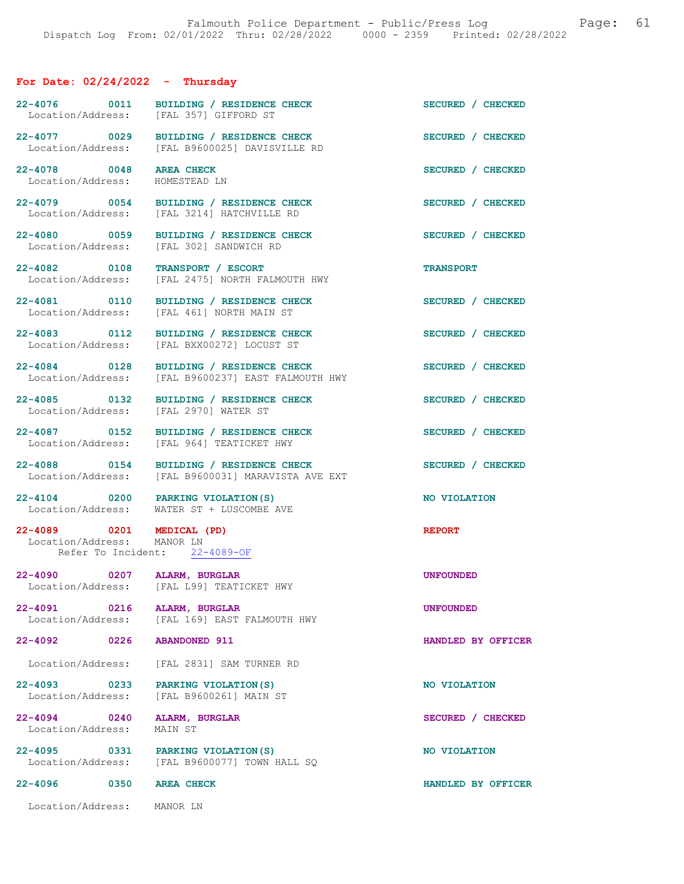## For Date: 02/24/2022 - Thursday

| Call # | Time | Call Type | Disposition |
|---|---|---|---|
| 22-4076 | 0011 | BUILDING / RESIDENCE CHECK | SECURED / CHECKED |
| | | Location/Address: [FAL 357] GIFFORD ST | |
| 22-4077 | 0029 | BUILDING / RESIDENCE CHECK | SECURED / CHECKED |
| | | Location/Address: [FAL B9600025] DAVISVILLE RD | |
| 22-4078 | 0048 | AREA CHECK | SECURED / CHECKED |
| | | Location/Address: HOMESTEAD LN | |
| 22-4079 | 0054 | BUILDING / RESIDENCE CHECK | SECURED / CHECKED |
| | | Location/Address: [FAL 3214] HATCHVILLE RD | |
| 22-4080 | 0059 | BUILDING / RESIDENCE CHECK | SECURED / CHECKED |
| | | Location/Address: [FAL 302] SANDWICH RD | |
| 22-4082 | 0108 | TRANSPORT / ESCORT | TRANSPORT |
| | | Location/Address: [FAL 2475] NORTH FALMOUTH HWY | |
| 22-4081 | 0110 | BUILDING / RESIDENCE CHECK | SECURED / CHECKED |
| | | Location/Address: [FAL 461] NORTH MAIN ST | |
| 22-4083 | 0112 | BUILDING / RESIDENCE CHECK | SECURED / CHECKED |
| | | Location/Address: [FAL BXX00272] LOCUST ST | |
| 22-4084 | 0128 | BUILDING / RESIDENCE CHECK | SECURED / CHECKED |
| | | Location/Address: [FAL B9600237] EAST FALMOUTH HWY | |
| 22-4085 | 0132 | BUILDING / RESIDENCE CHECK | SECURED / CHECKED |
| | | Location/Address: [FAL 2970] WATER ST | |
| 22-4087 | 0152 | BUILDING / RESIDENCE CHECK | SECURED / CHECKED |
| | | Location/Address: [FAL 964] TEATICKET HWY | |
| 22-4088 | 0154 | BUILDING / RESIDENCE CHECK | SECURED / CHECKED |
| | | Location/Address: [FAL B9600031] MARAVISTA AVE EXT | |
| 22-4104 | 0200 | PARKING VIOLATION(S) | NO VIOLATION |
| | | Location/Address: WATER ST + LUSCOMBE AVE | |
| 22-4089 | 0201 | MEDICAL (PD) | REPORT |
| | | Location/Address: MANOR LN<br>Refer To Incident: 22-4089-OF | |
| 22-4090 | 0207 | ALARM, BURGLAR | UNFOUNDED |
| | | Location/Address: [FAL L99] TEATICKET HWY | |
| 22-4091 | 0216 | ALARM, BURGLAR | UNFOUNDED |
| | | Location/Address: [FAL 169] EAST FALMOUTH HWY | |
| 22-4092 | 0226 | ABANDONED 911 | HANDLED BY OFFICER |
| | | Location/Address: [FAL 2831] SAM TURNER RD | |
| 22-4093 | 0233 | PARKING VIOLATION(S) | NO VIOLATION |
| | | Location/Address: [FAL B9600261] MAIN ST | |
| 22-4094 | 0240 | ALARM, BURGLAR | SECURED / CHECKED |
| | | Location/Address: MAIN ST | |
| 22-4095 | 0331 | PARKING VIOLATION(S) | NO VIOLATION |
| | | Location/Address: [FAL B9600077] TOWN HALL SQ | |
| 22-4096 | 0350 | AREA CHECK | HANDLED BY OFFICER |
| | | Location/Address: MANOR LN | |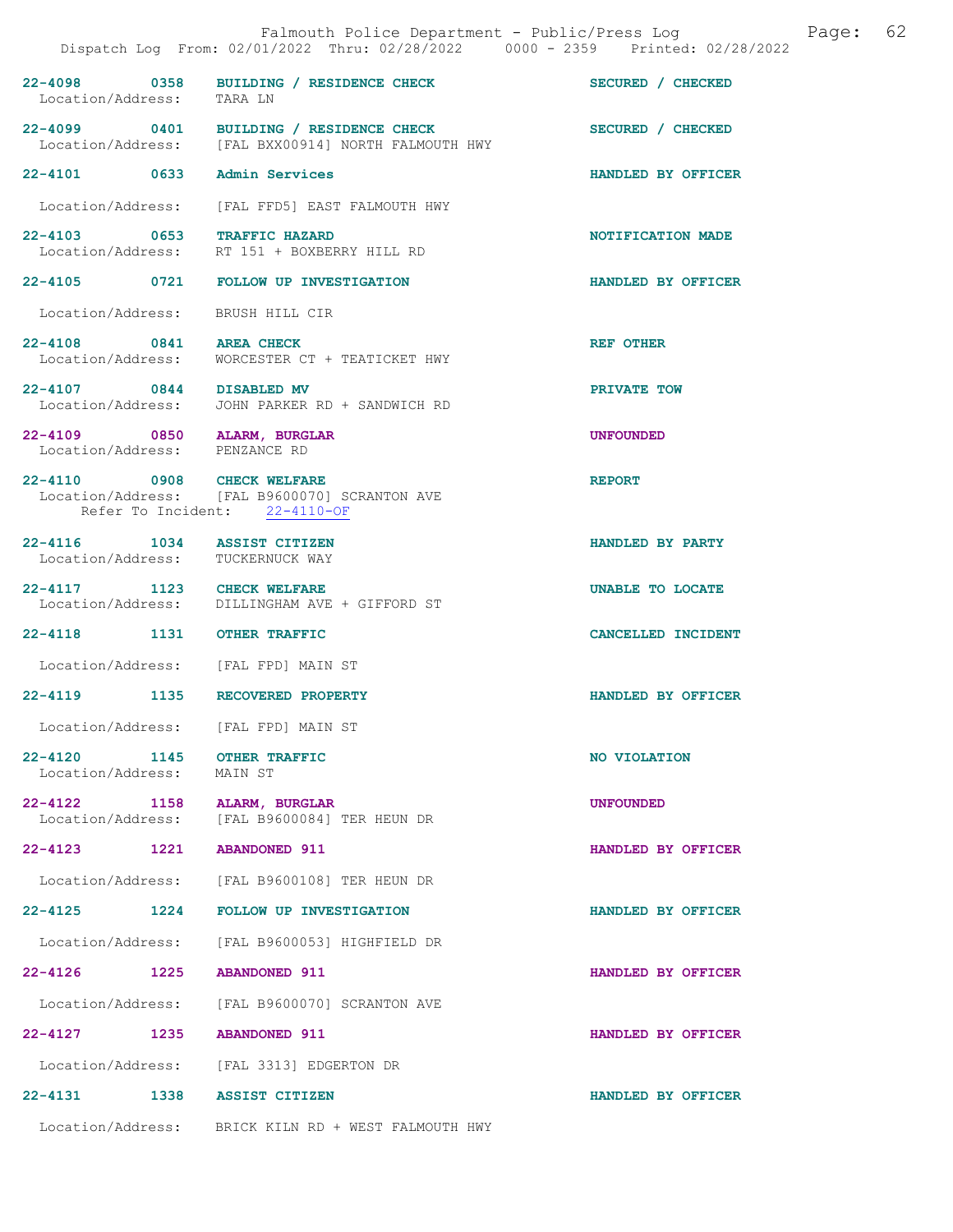22-4098 0358 BUILDING / RESIDENCE CHECK SECURED / CHECKED
Location/Address: TARA LN

22-4099 0401 BUILDING / RESIDENCE CHECK SECURED / CHECKED
Location/Address: [FAL BXX00914] NORTH FALMOUTH HWY

22-4101 0633 Admin Services HANDLED BY OFFICER
Location/Address: [FAL FFD5] EAST FALMOUTH HWY

22-4103 0653 TRAFFIC HAZARD NOTIFICATION MADE
Location/Address: RT 151 + BOXBERRY HILL RD

22-4105 0721 FOLLOW UP INVESTIGATION HANDLED BY OFFICER
Location/Address: BRUSH HILL CIR

22-4108 0841 AREA CHECK REF OTHER
Location/Address: WORCESTER CT + TEATICKET HWY

22-4107 0844 DISABLED MV PRIVATE TOW
Location/Address: JOHN PARKER RD + SANDWICH RD

22-4109 0850 ALARM, BURGLAR UNFOUNDED
Location/Address: PENZANCE RD

22-4110 0908 CHECK WELFARE REPORT
Location/Address: [FAL B9600070] SCRANTON AVE
Refer To Incident: 22-4110-OF

22-4116 1034 ASSIST CITIZEN HANDLED BY PARTY
Location/Address: TUCKERNUCK WAY

22-4117 1123 CHECK WELFARE UNABLE TO LOCATE
Location/Address: DILLINGHAM AVE + GIFFORD ST

22-4118 1131 OTHER TRAFFIC CANCELLED INCIDENT
Location/Address: [FAL FPD] MAIN ST

22-4119 1135 RECOVERED PROPERTY HANDLED BY OFFICER
Location/Address: [FAL FPD] MAIN ST

22-4120 1145 OTHER TRAFFIC NO VIOLATION
Location/Address: MAIN ST

22-4122 1158 ALARM, BURGLAR UNFOUNDED
Location/Address: [FAL B9600084] TER HEUN DR

22-4123 1221 ABANDONED 911 HANDLED BY OFFICER
Location/Address: [FAL B9600108] TER HEUN DR

22-4125 1224 FOLLOW UP INVESTIGATION HANDLED BY OFFICER
Location/Address: [FAL B9600053] HIGHFIELD DR

22-4126 1225 ABANDONED 911 HANDLED BY OFFICER
Location/Address: [FAL B9600070] SCRANTON AVE

22-4127 1235 ABANDONED 911 HANDLED BY OFFICER
Location/Address: [FAL 3313] EDGERTON DR

22-4131 1338 ASSIST CITIZEN HANDLED BY OFFICER
Location/Address: BRICK KILN RD + WEST FALMOUTH HWY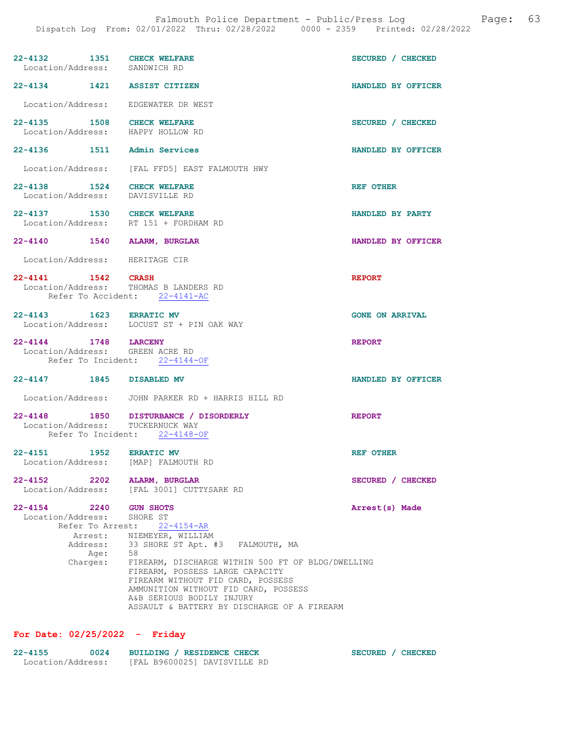22-4132 1351 CHECK WELFARE SECURED / CHECKED
Location/Address: SANDWICH RD

22-4134 1421 ASSIST CITIZEN HANDLED BY OFFICER
Location/Address: EDGEWATER DR WEST

22-4135 1508 CHECK WELFARE SECURED / CHECKED
Location/Address: HAPPY HOLLOW RD

22-4136 1511 Admin Services HANDLED BY OFFICER
Location/Address: [FAL FFD5] EAST FALMOUTH HWY

22-4138 1524 CHECK WELFARE REF OTHER
Location/Address: DAVISVILLE RD

22-4137 1530 CHECK WELFARE HANDLED BY PARTY
Location/Address: RT 151 + FORDHAM RD

22-4140 1540 ALARM, BURGLAR HANDLED BY OFFICER
Location/Address: HERITAGE CIR

22-4141 1542 CRASH REPORT
Location/Address: THOMAS B LANDERS RD
Refer To Accident: 22-4141-AC

22-4143 1623 ERRATIC MV GONE ON ARRIVAL
Location/Address: LOCUST ST + PIN OAK WAY

22-4144 1748 LARCENY REPORT
Location/Address: GREEN ACRE RD
Refer To Incident: 22-4144-OF

22-4147 1845 DISABLED MV HANDLED BY OFFICER
Location/Address: JOHN PARKER RD + HARRIS HILL RD

22-4148 1850 DISTURBANCE / DISORDERLY REPORT
Location/Address: TUCKERNUCK WAY
Refer To Incident: 22-4148-OF

22-4151 1952 ERRATIC MV REF OTHER
Location/Address: [MAP] FALMOUTH RD

22-4152 2202 ALARM, BURGLAR SECURED / CHECKED
Location/Address: [FAL 3001] CUTTYSARK RD

22-4154 2240 GUN SHOTS Arrest(s) Made
Location/Address: SHORE ST
Refer To Arrest: 22-4154-AR
Arrest: NIEMEYER, WILLIAM
Address: 33 SHORE ST Apt. #3 FALMOUTH, MA
Age: 58
Charges: FIREARM, DISCHARGE WITHIN 500 FT OF BLDG/DWELLING
FIREARM, POSSESS LARGE CAPACITY
FIREARM WITHOUT FID CARD, POSSESS
AMMUNITION WITHOUT FID CARD, POSSESS
A&B SERIOUS BODILY INJURY
ASSAULT & BATTERY BY DISCHARGE OF A FIREARM

**For Date: 02/25/2022 - Friday**

22-4155 0024 BUILDING / RESIDENCE CHECK SECURED / CHECKED
Location/Address: [FAL B9600025] DAVISVILLE RD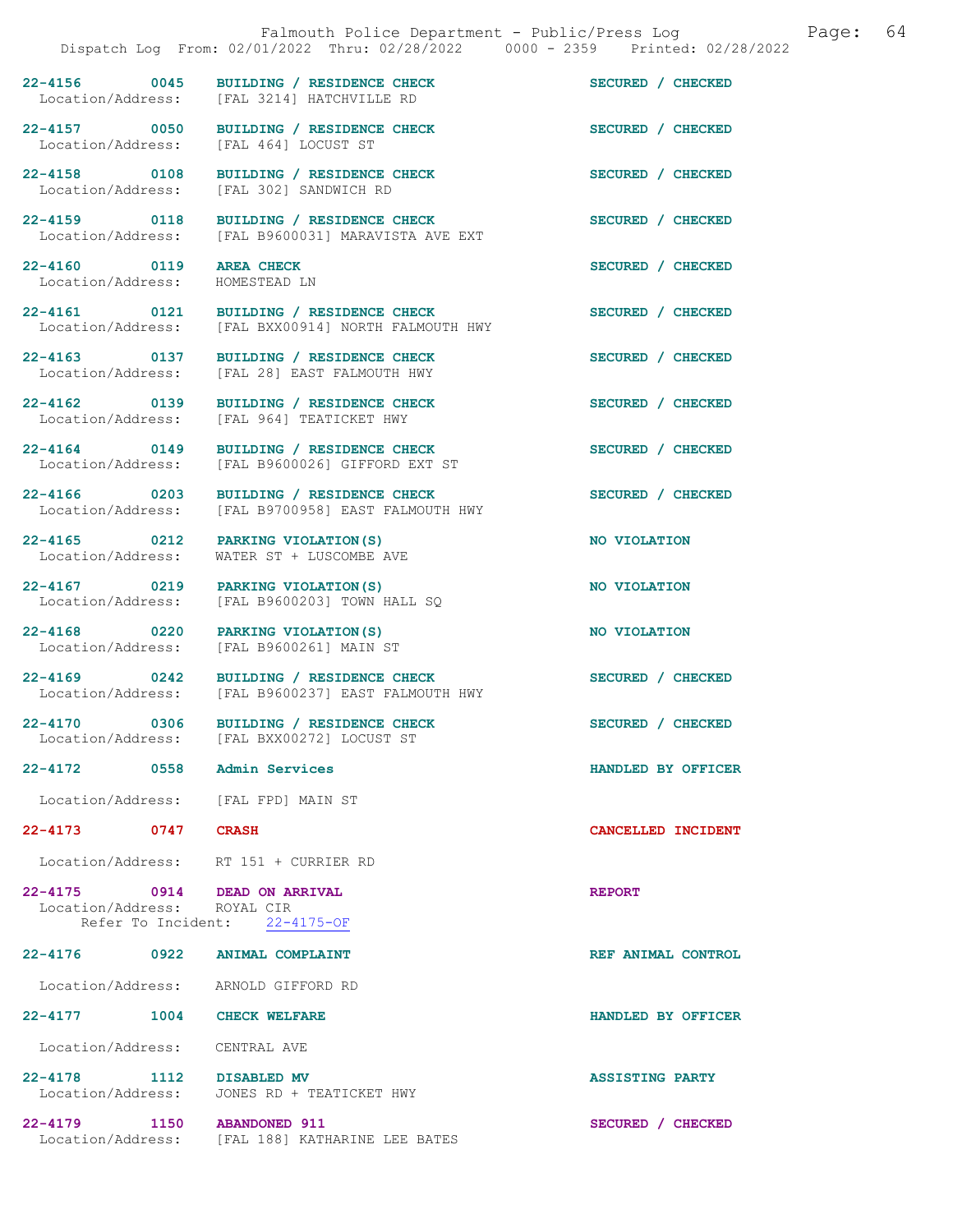| Incident | Time | Call Type | Disposition |
|---|---|---|---|
| 22-4156 | 0045 | BUILDING / RESIDENCE CHECK | SECURED / CHECKED |
| Location/Address: | | [FAL 3214] HATCHVILLE RD | |
| 22-4157 | 0050 | BUILDING / RESIDENCE CHECK | SECURED / CHECKED |
| Location/Address: | | [FAL 464] LOCUST ST | |
| 22-4158 | 0108 | BUILDING / RESIDENCE CHECK | SECURED / CHECKED |
| Location/Address: | | [FAL 302] SANDWICH RD | |
| 22-4159 | 0118 | BUILDING / RESIDENCE CHECK | SECURED / CHECKED |
| Location/Address: | | [FAL B9600031] MARAVISTA AVE EXT | |
| 22-4160 | 0119 | AREA CHECK | SECURED / CHECKED |
| Location/Address: | | HOMESTEAD LN | |
| 22-4161 | 0121 | BUILDING / RESIDENCE CHECK | SECURED / CHECKED |
| Location/Address: | | [FAL BXX00914] NORTH FALMOUTH HWY | |
| 22-4163 | 0137 | BUILDING / RESIDENCE CHECK | SECURED / CHECKED |
| Location/Address: | | [FAL 28] EAST FALMOUTH HWY | |
| 22-4162 | 0139 | BUILDING / RESIDENCE CHECK | SECURED / CHECKED |
| Location/Address: | | [FAL 964] TEATICKET HWY | |
| 22-4164 | 0149 | BUILDING / RESIDENCE CHECK | SECURED / CHECKED |
| Location/Address: | | [FAL B9600026] GIFFORD EXT ST | |
| 22-4166 | 0203 | BUILDING / RESIDENCE CHECK | SECURED / CHECKED |
| Location/Address: | | [FAL B9700958] EAST FALMOUTH HWY | |
| 22-4165 | 0212 | PARKING VIOLATION(S) | NO VIOLATION |
| Location/Address: | | WATER ST + LUSCOMBE AVE | |
| 22-4167 | 0219 | PARKING VIOLATION(S) | NO VIOLATION |
| Location/Address: | | [FAL B9600203] TOWN HALL SQ | |
| 22-4168 | 0220 | PARKING VIOLATION(S) | NO VIOLATION |
| Location/Address: | | [FAL B9600261] MAIN ST | |
| 22-4169 | 0242 | BUILDING / RESIDENCE CHECK | SECURED / CHECKED |
| Location/Address: | | [FAL B9600237] EAST FALMOUTH HWY | |
| 22-4170 | 0306 | BUILDING / RESIDENCE CHECK | SECURED / CHECKED |
| Location/Address: | | [FAL BXX00272] LOCUST ST | |
| 22-4172 | 0558 | Admin Services | HANDLED BY OFFICER |
| Location/Address: | | [FAL FPD] MAIN ST | |
| 22-4173 | 0747 | CRASH | CANCELLED INCIDENT |
| Location/Address: | | RT 151 + CURRIER RD | |
| 22-4175 | 0914 | DEAD ON ARRIVAL | REPORT |
| Location/Address: | | ROYAL CIR | |
| Refer To Incident: | | 22-4175-OF | |
| 22-4176 | 0922 | ANIMAL COMPLAINT | REF ANIMAL CONTROL |
| Location/Address: | | ARNOLD GIFFORD RD | |
| 22-4177 | 1004 | CHECK WELFARE | HANDLED BY OFFICER |
| Location/Address: | | CENTRAL AVE | |
| 22-4178 | 1112 | DISABLED MV | ASSISTING PARTY |
| Location/Address: | | JONES RD + TEATICKET HWY | |
| 22-4179 | 1150 | ABANDONED 911 | SECURED / CHECKED |
| Location/Address: | | [FAL 188] KATHARINE LEE BATES | |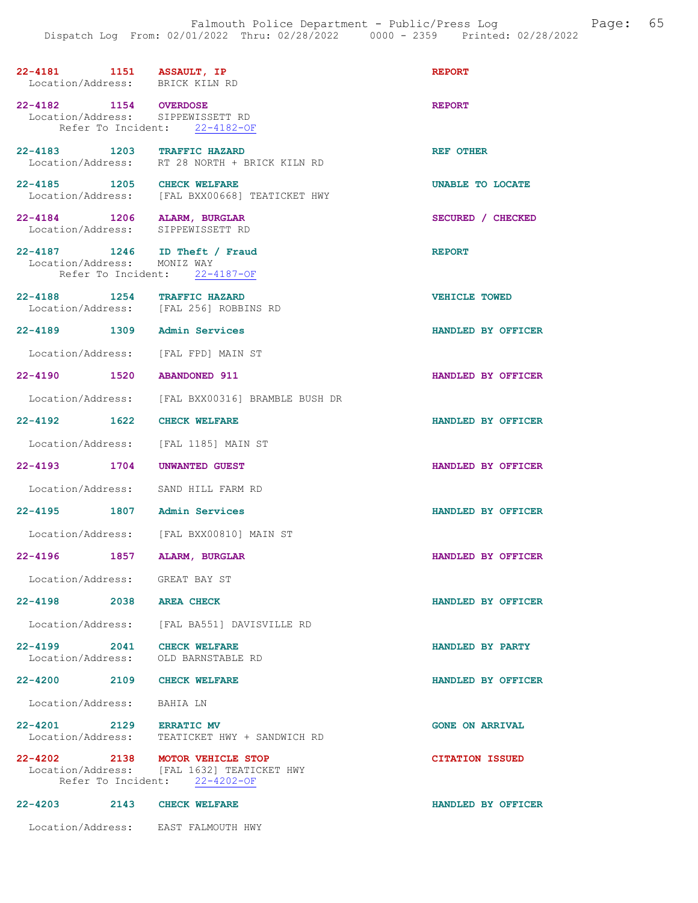22-4181 1151 **ASSAULT, IP** **REPORT**
Location/Address: BRICK KILN RD

22-4182 1154 **OVERDOSE** **REPORT**
Location/Address: SIPPEWISSETT RD
Refer To Incident: 22-4182-OF

22-4183 1203 **TRAFFIC HAZARD** **REF OTHER**
Location/Address: RT 28 NORTH + BRICK KILN RD

22-4185 1205 **CHECK WELFARE** **UNABLE TO LOCATE**
Location/Address: [FAL BXX00668] TEATICKET HWY

22-4184 1206 **ALARM, BURGLAR** **SECURED / CHECKED**
Location/Address: SIPPEWISSETT RD

22-4187 1246 **ID Theft / Fraud** **REPORT**
Location/Address: MONIZ WAY
Refer To Incident: 22-4187-OF

22-4188 1254 **TRAFFIC HAZARD** **VEHICLE TOWED**
Location/Address: [FAL 256] ROBBINS RD

22-4189 1309 **Admin Services** **HANDLED BY OFFICER**
Location/Address: [FAL FPD] MAIN ST

22-4190 1520 **ABANDONED 911** **HANDLED BY OFFICER**
Location/Address: [FAL BXX00316] BRAMBLE BUSH DR

22-4192 1622 **CHECK WELFARE** **HANDLED BY OFFICER**
Location/Address: [FAL 1185] MAIN ST

22-4193 1704 **UNWANTED GUEST** **HANDLED BY OFFICER**
Location/Address: SAND HILL FARM RD

22-4195 1807 **Admin Services** **HANDLED BY OFFICER**
Location/Address: [FAL BXX00810] MAIN ST

22-4196 1857 **ALARM, BURGLAR** **HANDLED BY OFFICER**
Location/Address: GREAT BAY ST

22-4198 2038 **AREA CHECK** **HANDLED BY OFFICER**
Location/Address: [FAL BA551] DAVISVILLE RD

22-4199 2041 **CHECK WELFARE** **HANDLED BY PARTY**
Location/Address: OLD BARNSTABLE RD

22-4200 2109 **CHECK WELFARE** **HANDLED BY OFFICER**
Location/Address: BAHIA LN

22-4201 2129 **ERRATIC MV** **GONE ON ARRIVAL**
Location/Address: TEATICKET HWY + SANDWICH RD

22-4202 2138 **MOTOR VEHICLE STOP** **CITATION ISSUED**
Location/Address: [FAL 1632] TEATICKET HWY
Refer To Incident: 22-4202-OF

22-4203 2143 **CHECK WELFARE** **HANDLED BY OFFICER**
Location/Address: EAST FALMOUTH HWY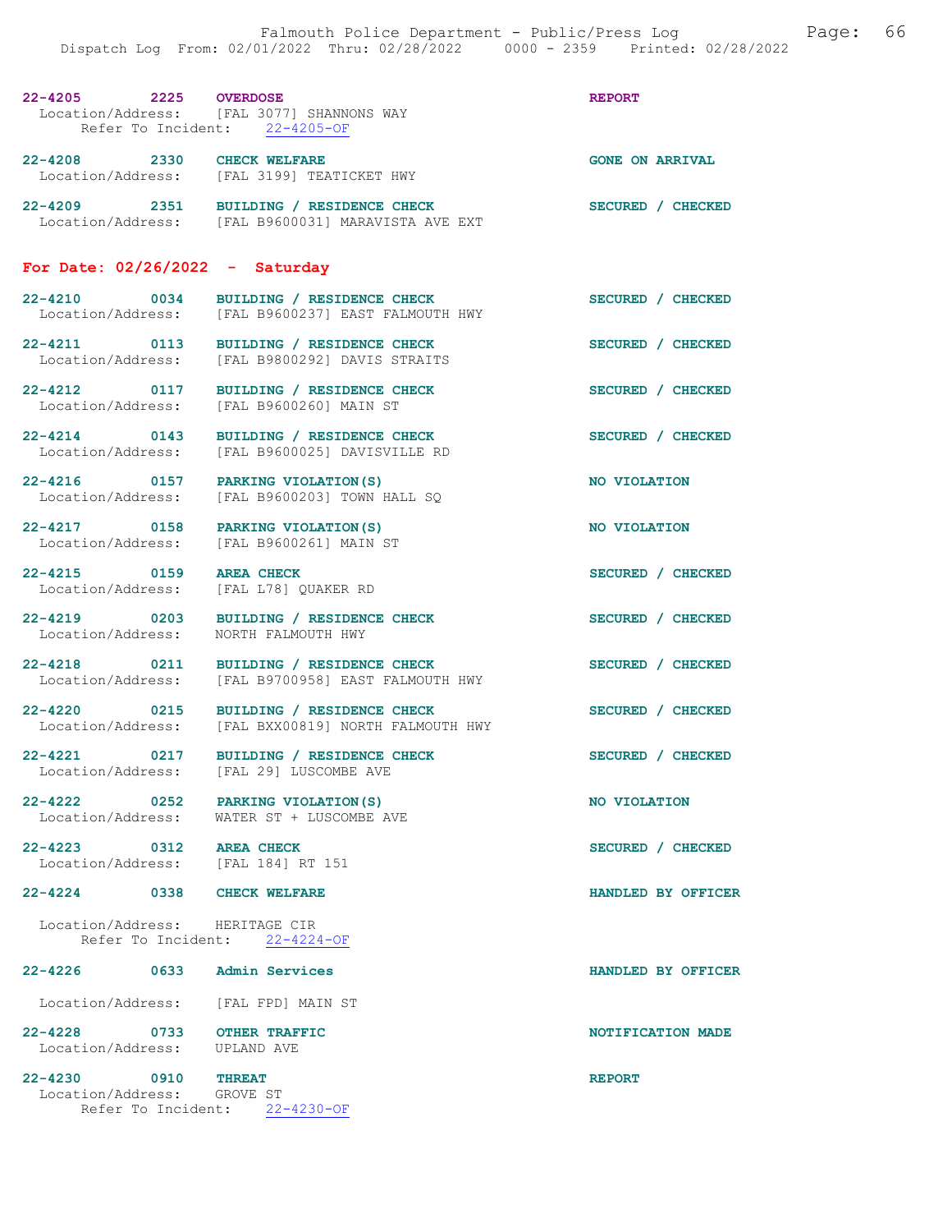22-4205 2225 OVERDOSE REPORT
Location/Address: [FAL 3077] SHANNONS WAY
Refer To Incident: 22-4205-OF

22-4208 2330 CHECK WELFARE GONE ON ARRIVAL
Location/Address: [FAL 3199] TEATICKET HWY

22-4209 2351 BUILDING / RESIDENCE CHECK SECURED / CHECKED
Location/Address: [FAL B9600031] MARAVISTA AVE EXT

## For Date: 02/26/2022 - Saturday

22-4210 0034 BUILDING / RESIDENCE CHECK SECURED / CHECKED
Location/Address: [FAL B9600237] EAST FALMOUTH HWY

22-4211 0113 BUILDING / RESIDENCE CHECK SECURED / CHECKED
Location/Address: [FAL B9800292] DAVIS STRAITS

22-4212 0117 BUILDING / RESIDENCE CHECK SECURED / CHECKED
Location/Address: [FAL B9600260] MAIN ST

22-4214 0143 BUILDING / RESIDENCE CHECK SECURED / CHECKED
Location/Address: [FAL B9600025] DAVISVILLE RD

22-4216 0157 PARKING VIOLATION(S) NO VIOLATION
Location/Address: [FAL B9600203] TOWN HALL SQ

22-4217 0158 PARKING VIOLATION(S) NO VIOLATION
Location/Address: [FAL B9600261] MAIN ST

22-4215 0159 AREA CHECK SECURED / CHECKED
Location/Address: [FAL L78] QUAKER RD

22-4219 0203 BUILDING / RESIDENCE CHECK SECURED / CHECKED
Location/Address: NORTH FALMOUTH HWY

22-4218 0211 BUILDING / RESIDENCE CHECK SECURED / CHECKED
Location/Address: [FAL B9700958] EAST FALMOUTH HWY

22-4220 0215 BUILDING / RESIDENCE CHECK SECURED / CHECKED
Location/Address: [FAL BXX00819] NORTH FALMOUTH HWY

22-4221 0217 BUILDING / RESIDENCE CHECK SECURED / CHECKED
Location/Address: [FAL 29] LUSCOMBE AVE

22-4222 0252 PARKING VIOLATION(S) NO VIOLATION
Location/Address: WATER ST + LUSCOMBE AVE

22-4223 0312 AREA CHECK SECURED / CHECKED
Location/Address: [FAL 184] RT 151

22-4224 0338 CHECK WELFARE HANDLED BY OFFICER
Location/Address: HERITAGE CIR
Refer To Incident: 22-4224-OF

22-4226 0633 Admin Services HANDLED BY OFFICER
Location/Address: [FAL FPD] MAIN ST

22-4228 0733 OTHER TRAFFIC NOTIFICATION MADE
Location/Address: UPLAND AVE

22-4230 0910 THREAT REPORT
Location/Address: GROVE ST
Refer To Incident: 22-4230-OF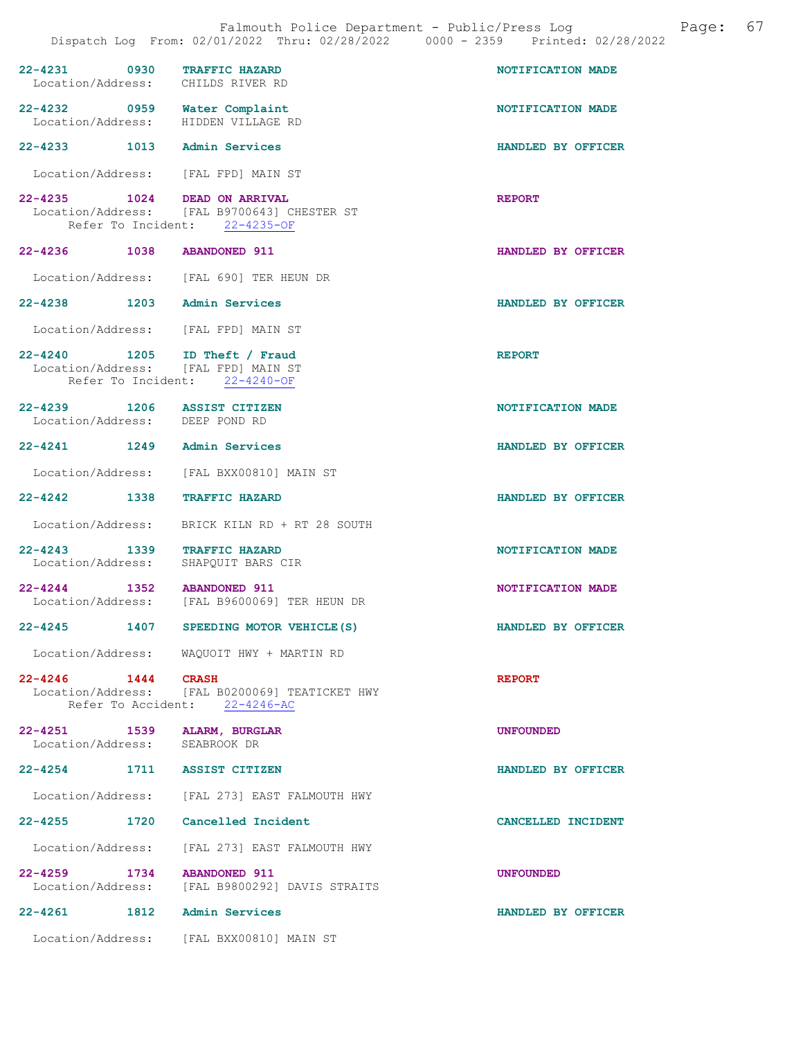| Call # | Time | Call Reason | Action |
|---|---|---|---|
| 22-4231 | 0930 | TRAFFIC HAZARD | NOTIFICATION MADE |
| Location/Address: CHILDS RIVER RD | | | |
| 22-4232 | 0959 | Water Complaint | NOTIFICATION MADE |
| Location/Address: HIDDEN VILLAGE RD | | | |
| 22-4233 | 1013 | Admin Services | HANDLED BY OFFICER |
| Location/Address: [FAL FPD] MAIN ST | | | |
| 22-4235 | 1024 | DEAD ON ARRIVAL | REPORT |
| Location/Address: [FAL B9700643] CHESTER ST; Refer To Incident: 22-4235-OF | | | |
| 22-4236 | 1038 | ABANDONED 911 | HANDLED BY OFFICER |
| Location/Address: [FAL 690] TER HEUN DR | | | |
| 22-4238 | 1203 | Admin Services | HANDLED BY OFFICER |
| Location/Address: [FAL FPD] MAIN ST | | | |
| 22-4240 | 1205 | ID Theft / Fraud | REPORT |
| Location/Address: [FAL FPD] MAIN ST; Refer To Incident: 22-4240-OF | | | |
| 22-4239 | 1206 | ASSIST CITIZEN | NOTIFICATION MADE |
| Location/Address: DEEP POND RD | | | |
| 22-4241 | 1249 | Admin Services | HANDLED BY OFFICER |
| Location/Address: [FAL BXX00810] MAIN ST | | | |
| 22-4242 | 1338 | TRAFFIC HAZARD | HANDLED BY OFFICER |
| Location/Address: BRICK KILN RD + RT 28 SOUTH | | | |
| 22-4243 | 1339 | TRAFFIC HAZARD | NOTIFICATION MADE |
| Location/Address: SHAPQUIT BARS CIR | | | |
| 22-4244 | 1352 | ABANDONED 911 | NOTIFICATION MADE |
| Location/Address: [FAL B9600069] TER HEUN DR | | | |
| 22-4245 | 1407 | SPEEDING MOTOR VEHICLE(S) | HANDLED BY OFFICER |
| Location/Address: WAQUOIT HWY + MARTIN RD | | | |
| 22-4246 | 1444 | CRASH | REPORT |
| Location/Address: [FAL B0200069] TEATICKET HWY; Refer To Accident: 22-4246-AC | | | |
| 22-4251 | 1539 | ALARM, BURGLAR | UNFOUNDED |
| Location/Address: SEABROOK DR | | | |
| 22-4254 | 1711 | ASSIST CITIZEN | HANDLED BY OFFICER |
| Location/Address: [FAL 273] EAST FALMOUTH HWY | | | |
| 22-4255 | 1720 | Cancelled Incident | CANCELLED INCIDENT |
| Location/Address: [FAL 273] EAST FALMOUTH HWY | | | |
| 22-4259 | 1734 | ABANDONED 911 | UNFOUNDED |
| Location/Address: [FAL B9800292] DAVIS STRAITS | | | |
| 22-4261 | 1812 | Admin Services | HANDLED BY OFFICER |
| Location/Address: [FAL BXX00810] MAIN ST | | | |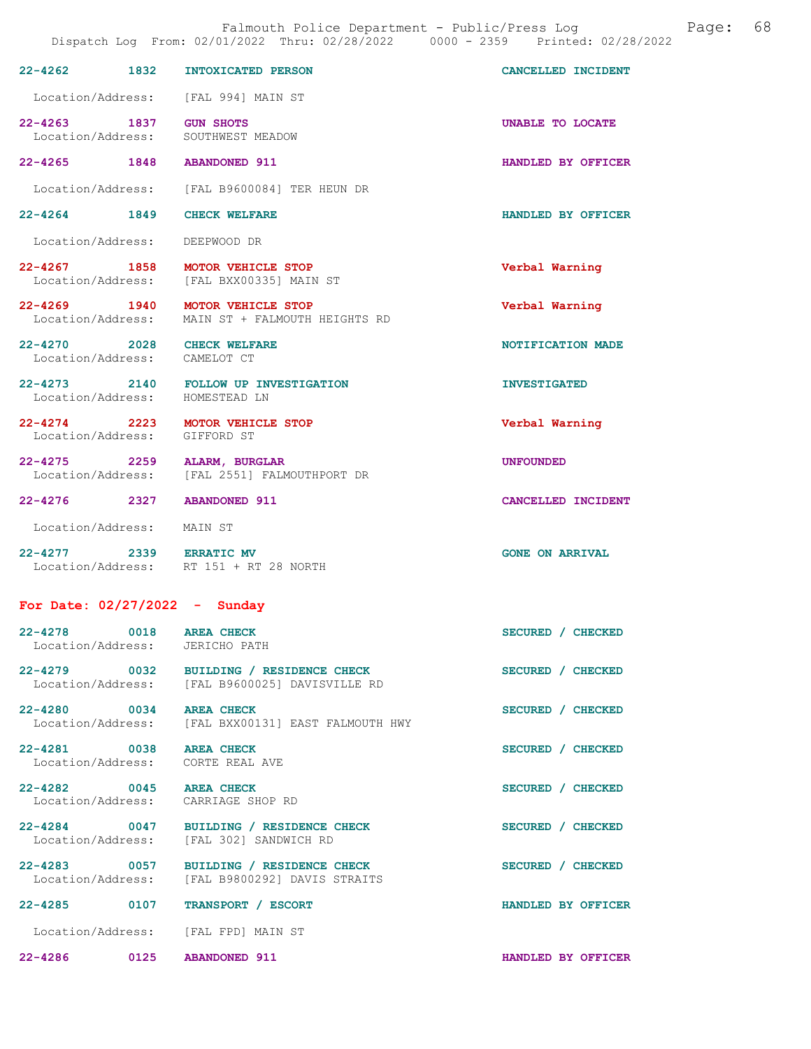| Call # | Time | Call Reason | Action |
|---|---|---|---|
| 22-4262 | 1832 | INTOXICATED PERSON | CANCELLED INCIDENT |

Location/Address: [FAL 994] MAIN ST

| Call # | Time | Call Reason | Action |
|---|---|---|---|
| 22-4263 | 1837 | GUN SHOTS | UNABLE TO LOCATE |

Location/Address: SOUTHWEST MEADOW

| Call # | Time | Call Reason | Action |
|---|---|---|---|
| 22-4265 | 1848 | ABANDONED 911 | HANDLED BY OFFICER |

Location/Address: [FAL B9600084] TER HEUN DR

| Call # | Time | Call Reason | Action |
|---|---|---|---|
| 22-4264 | 1849 | CHECK WELFARE | HANDLED BY OFFICER |

Location/Address: DEEPWOOD DR

| Call # | Time | Call Reason | Action |
|---|---|---|---|
| 22-4267 | 1858 | MOTOR VEHICLE STOP | Verbal Warning |

Location/Address: [FAL BXX00335] MAIN ST

| Call # | Time | Call Reason | Action |
|---|---|---|---|
| 22-4269 | 1940 | MOTOR VEHICLE STOP | Verbal Warning |

Location/Address: MAIN ST + FALMOUTH HEIGHTS RD

| Call # | Time | Call Reason | Action |
|---|---|---|---|
| 22-4270 | 2028 | CHECK WELFARE | NOTIFICATION MADE |

Location/Address: CAMELOT CT

| Call # | Time | Call Reason | Action |
|---|---|---|---|
| 22-4273 | 2140 | FOLLOW UP INVESTIGATION | INVESTIGATED |

Location/Address: HOMESTEAD LN

| Call # | Time | Call Reason | Action |
|---|---|---|---|
| 22-4274 | 2223 | MOTOR VEHICLE STOP | Verbal Warning |

Location/Address: GIFFORD ST

| Call # | Time | Call Reason | Action |
|---|---|---|---|
| 22-4275 | 2259 | ALARM, BURGLAR | UNFOUNDED |

Location/Address: [FAL 2551] FALMOUTHPORT DR

| Call # | Time | Call Reason | Action |
|---|---|---|---|
| 22-4276 | 2327 | ABANDONED 911 | CANCELLED INCIDENT |

Location/Address: MAIN ST

| Call # | Time | Call Reason | Action |
|---|---|---|---|
| 22-4277 | 2339 | ERRATIC MV | GONE ON ARRIVAL |

Location/Address: RT 151 + RT 28 NORTH

## For Date: 02/27/2022 - Sunday

| Call # | Time | Call Reason | Action |
|---|---|---|---|
| 22-4278 | 0018 | AREA CHECK | SECURED / CHECKED |

Location/Address: JERICHO PATH

| Call # | Time | Call Reason | Action |
|---|---|---|---|
| 22-4279 | 0032 | BUILDING / RESIDENCE CHECK | SECURED / CHECKED |

Location/Address: [FAL B9600025] DAVISVILLE RD

| Call # | Time | Call Reason | Action |
|---|---|---|---|
| 22-4280 | 0034 | AREA CHECK | SECURED / CHECKED |

Location/Address: [FAL BXX00131] EAST FALMOUTH HWY

| Call # | Time | Call Reason | Action |
|---|---|---|---|
| 22-4281 | 0038 | AREA CHECK | SECURED / CHECKED |

Location/Address: CORTE REAL AVE

| Call # | Time | Call Reason | Action |
|---|---|---|---|
| 22-4282 | 0045 | AREA CHECK | SECURED / CHECKED |

Location/Address: CARRIAGE SHOP RD

| Call # | Time | Call Reason | Action |
|---|---|---|---|
| 22-4284 | 0047 | BUILDING / RESIDENCE CHECK | SECURED / CHECKED |

Location/Address: [FAL 302] SANDWICH RD

| Call # | Time | Call Reason | Action |
|---|---|---|---|
| 22-4283 | 0057 | BUILDING / RESIDENCE CHECK | SECURED / CHECKED |

Location/Address: [FAL B9800292] DAVIS STRAITS

| Call # | Time | Call Reason | Action |
|---|---|---|---|
| 22-4285 | 0107 | TRANSPORT / ESCORT | HANDLED BY OFFICER |

Location/Address: [FAL FPD] MAIN ST

| Call # | Time | Call Reason | Action |
|---|---|---|---|
| 22-4286 | 0125 | ABANDONED 911 | HANDLED BY OFFICER |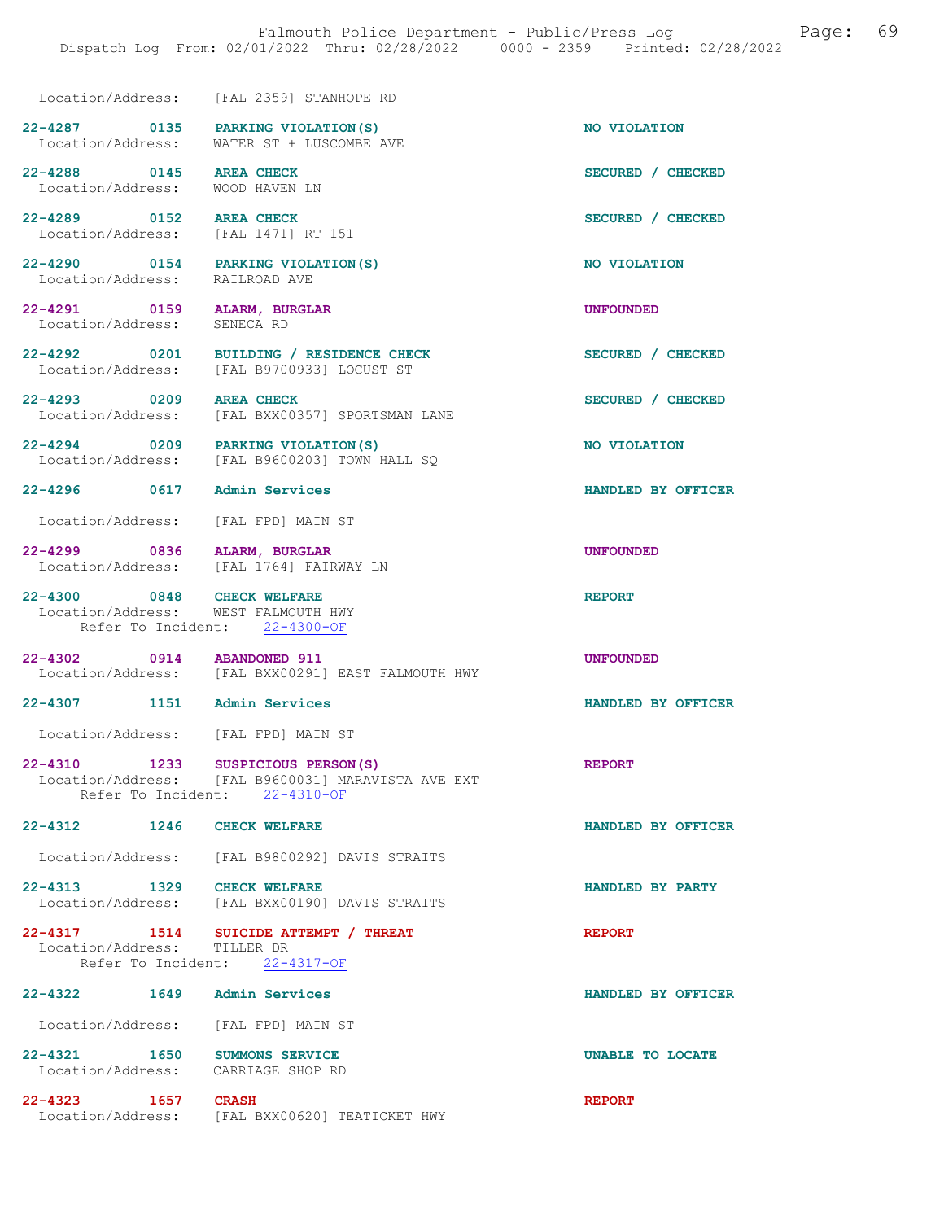Location/Address: [FAL 2359] STANHOPE RD

22-4287 0135 PARKING VIOLATION(S) NO VIOLATION
Location/Address: WATER ST + LUSCOMBE AVE

22-4288 0145 AREA CHECK SECURED / CHECKED
Location/Address: WOOD HAVEN LN

22-4289 0152 AREA CHECK SECURED / CHECKED
Location/Address: [FAL 1471] RT 151

22-4290 0154 PARKING VIOLATION(S) NO VIOLATION
Location/Address: RAILROAD AVE

22-4291 0159 ALARM, BURGLAR UNFOUNDED
Location/Address: SENECA RD

22-4292 0201 BUILDING / RESIDENCE CHECK SECURED / CHECKED
Location/Address: [FAL B9700933] LOCUST ST

22-4293 0209 AREA CHECK SECURED / CHECKED
Location/Address: [FAL BXX00357] SPORTSMAN LANE

22-4294 0209 PARKING VIOLATION(S) NO VIOLATION
Location/Address: [FAL B9600203] TOWN HALL SQ

22-4296 0617 Admin Services HANDLED BY OFFICER

Location/Address: [FAL FPD] MAIN ST

22-4299 0836 ALARM, BURGLAR UNFOUNDED
Location/Address: [FAL 1764] FAIRWAY LN

22-4300 0848 CHECK WELFARE REPORT
Location/Address: WEST FALMOUTH HWY
Refer To Incident: 22-4300-OF

22-4302 0914 ABANDONED 911 UNFOUNDED
Location/Address: [FAL BXX00291] EAST FALMOUTH HWY

22-4307 1151 Admin Services HANDLED BY OFFICER

Location/Address: [FAL FPD] MAIN ST

22-4310 1233 SUSPICIOUS PERSON(S) REPORT
Location/Address: [FAL B9600031] MARAVISTA AVE EXT
Refer To Incident: 22-4310-OF

22-4312 1246 CHECK WELFARE HANDLED BY OFFICER

Location/Address: [FAL B9800292] DAVIS STRAITS

22-4313 1329 CHECK WELFARE HANDLED BY PARTY
Location/Address: [FAL BXX00190] DAVIS STRAITS

22-4317 1514 SUICIDE ATTEMPT / THREAT REPORT
Location/Address: TILLER DR
Refer To Incident: 22-4317-OF

22-4322 1649 Admin Services HANDLED BY OFFICER

Location/Address: [FAL FPD] MAIN ST

22-4321 1650 SUMMONS SERVICE UNABLE TO LOCATE
Location/Address: CARRIAGE SHOP RD

22-4323 1657 CRASH REPORT
Location/Address: [FAL BXX00620] TEATICKET HWY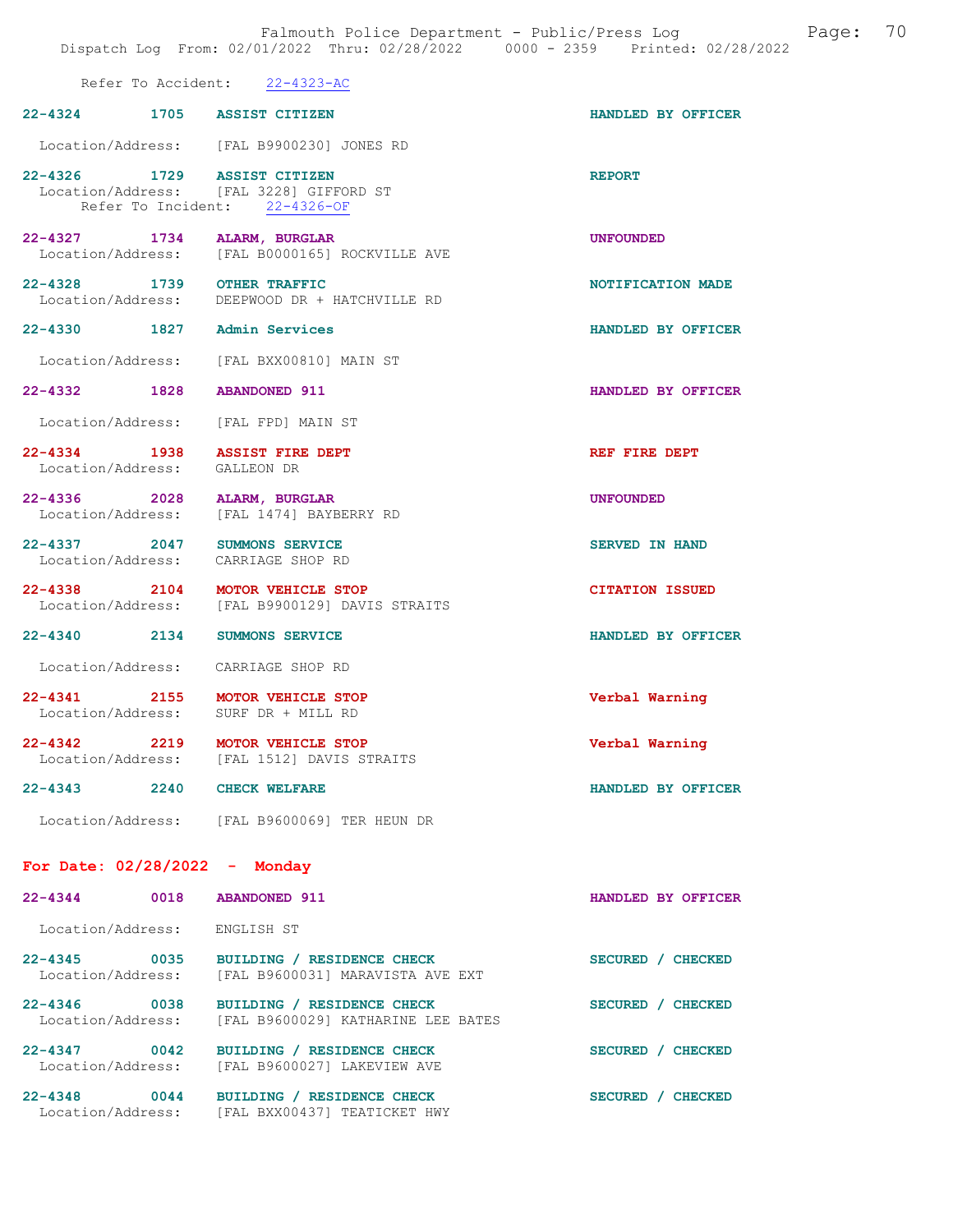Refer To Accident: 22-4323-AC

**22-4324** 1705 ASSIST CITIZEN — HANDLED BY OFFICER
Location/Address: [FAL B9900230] JONES RD

**22-4326** 1729 ASSIST CITIZEN — REPORT
Location/Address: [FAL 3228] GIFFORD ST
Refer To Incident: 22-4326-OF

**22-4327** 1734 ALARM, BURGLAR — UNFOUNDED
Location/Address: [FAL B0000165] ROCKVILLE AVE

**22-4328** 1739 OTHER TRAFFIC — NOTIFICATION MADE
Location/Address: DEEPWOOD DR + HATCHVILLE RD

**22-4330** 1827 Admin Services — HANDLED BY OFFICER
Location/Address: [FAL BXX00810] MAIN ST

**22-4332** 1828 ABANDONED 911 — HANDLED BY OFFICER
Location/Address: [FAL FPD] MAIN ST

**22-4334** 1938 ASSIST FIRE DEPT — REF FIRE DEPT
Location/Address: GALLEON DR

**22-4336** 2028 ALARM, BURGLAR — UNFOUNDED
Location/Address: [FAL 1474] BAYBERRY RD

**22-4337** 2047 SUMMONS SERVICE — SERVED IN HAND
Location/Address: CARRIAGE SHOP RD

**22-4338** 2104 MOTOR VEHICLE STOP — CITATION ISSUED
Location/Address: [FAL B9900129] DAVIS STRAITS

**22-4340** 2134 SUMMONS SERVICE — HANDLED BY OFFICER
Location/Address: CARRIAGE SHOP RD

**22-4341** 2155 MOTOR VEHICLE STOP — Verbal Warning
Location/Address: SURF DR + MILL RD

**22-4342** 2219 MOTOR VEHICLE STOP — Verbal Warning
Location/Address: [FAL 1512] DAVIS STRAITS

**22-4343** 2240 CHECK WELFARE — HANDLED BY OFFICER
Location/Address: [FAL B9600069] TER HEUN DR

## For Date: 02/28/2022 - Monday

**22-4344** 0018 ABANDONED 911 — HANDLED BY OFFICER
Location/Address: ENGLISH ST

**22-4345** 0035 BUILDING / RESIDENCE CHECK — SECURED / CHECKED
Location/Address: [FAL B9600031] MARAVISTA AVE EXT

**22-4346** 0038 BUILDING / RESIDENCE CHECK — SECURED / CHECKED
Location/Address: [FAL B9600029] KATHARINE LEE BATES

**22-4347** 0042 BUILDING / RESIDENCE CHECK — SECURED / CHECKED
Location/Address: [FAL B9600027] LAKEVIEW AVE

**22-4348** 0044 BUILDING / RESIDENCE CHECK — SECURED / CHECKED
Location/Address: [FAL BXX00437] TEATICKET HWY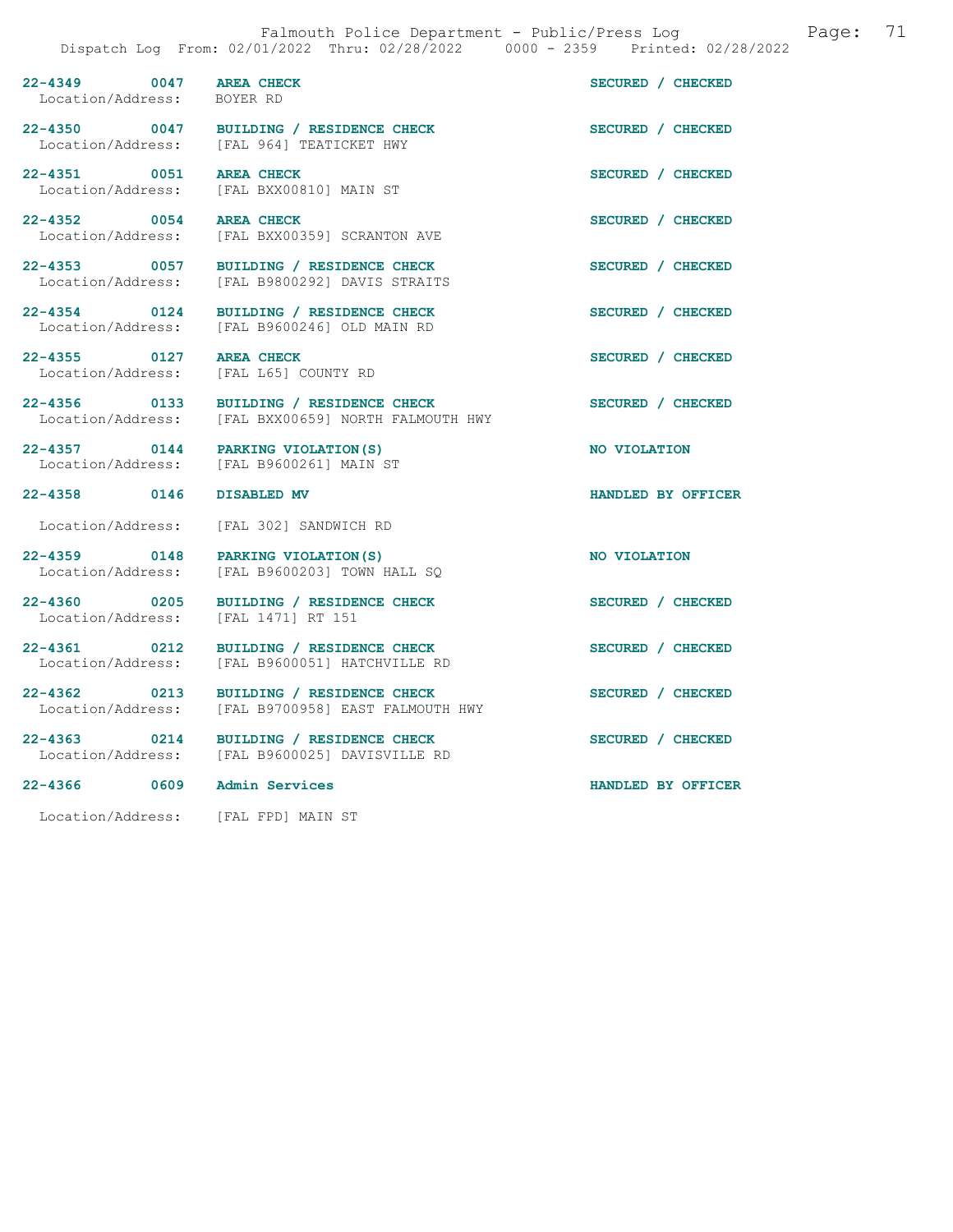22-4349 0047 AREA CHECK SECURED / CHECKED
Location/Address: BOYER RD

22-4350 0047 BUILDING / RESIDENCE CHECK SECURED / CHECKED
Location/Address: [FAL 964] TEATICKET HWY

22-4351 0051 AREA CHECK SECURED / CHECKED
Location/Address: [FAL BXX00810] MAIN ST

22-4352 0054 AREA CHECK SECURED / CHECKED
Location/Address: [FAL BXX00359] SCRANTON AVE

22-4353 0057 BUILDING / RESIDENCE CHECK SECURED / CHECKED
Location/Address: [FAL B9800292] DAVIS STRAITS

22-4354 0124 BUILDING / RESIDENCE CHECK SECURED / CHECKED
Location/Address: [FAL B9600246] OLD MAIN RD

22-4355 0127 AREA CHECK SECURED / CHECKED
Location/Address: [FAL L65] COUNTY RD

22-4356 0133 BUILDING / RESIDENCE CHECK SECURED / CHECKED
Location/Address: [FAL BXX00659] NORTH FALMOUTH HWY

22-4357 0144 PARKING VIOLATION(S) NO VIOLATION
Location/Address: [FAL B9600261] MAIN ST

22-4358 0146 DISABLED MV HANDLED BY OFFICER

Location/Address: [FAL 302] SANDWICH RD

22-4359 0148 PARKING VIOLATION(S) NO VIOLATION
Location/Address: [FAL B9600203] TOWN HALL SQ

22-4360 0205 BUILDING / RESIDENCE CHECK SECURED / CHECKED
Location/Address: [FAL 1471] RT 151

22-4361 0212 BUILDING / RESIDENCE CHECK SECURED / CHECKED
Location/Address: [FAL B9600051] HATCHVILLE RD

22-4362 0213 BUILDING / RESIDENCE CHECK SECURED / CHECKED
Location/Address: [FAL B9700958] EAST FALMOUTH HWY

22-4363 0214 BUILDING / RESIDENCE CHECK SECURED / CHECKED
Location/Address: [FAL B9600025] DAVISVILLE RD

22-4366 0609 Admin Services HANDLED BY OFFICER

Location/Address: [FAL FPD] MAIN ST